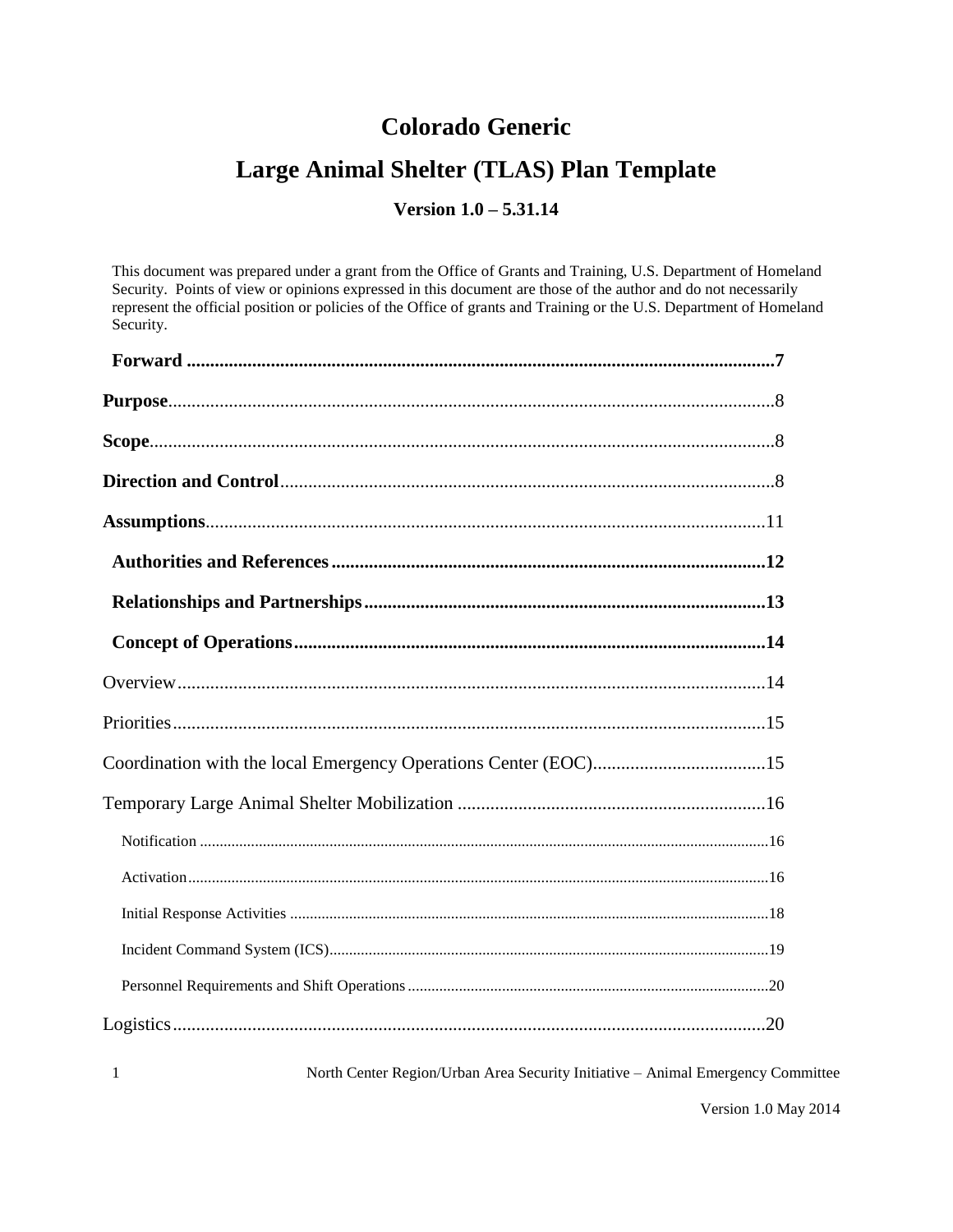# Colorado Generic

# Large Animal Shelter (TLAS) Plan Template

### Version 1.0 – 5.31.14

This document was prepared under a grant from the Office of Grants and Training, U.S. Department of Homeland Security. Points of view or opinions expressed in this document are those of the author and do not necessarily represent the official position or policies of the Office of grants and Training or the U.S. Department of Homeland Security.

**Forward** .......................................................................................................................7

**Purpose**.......................................................................................................................8

**Scope**.........................................................................................................................8

**Direction and Control**...............................................................................................8

**Assumptions**.............................................................................................................11

**Authorities and References** ....................................................................................12

**Relationships and Partnerships**..............................................................................13

**Concept of Operations**............................................................................................14

Overview.......................................................................................................................14

Priorities........................................................................................................................15

Coordination with the local Emergency Operations Center (EOC)................................15

Temporary Large Animal Shelter Mobilization ..............................................................16

Notification ........................................................................................................................16

Activation...........................................................................................................................16

Initial Response Activities ..................................................................................................18

Incident Command System (ICS).........................................................................................19

Personnel Requirements and Shift Operations.....................................................................20

Logistics........................................................................................................................20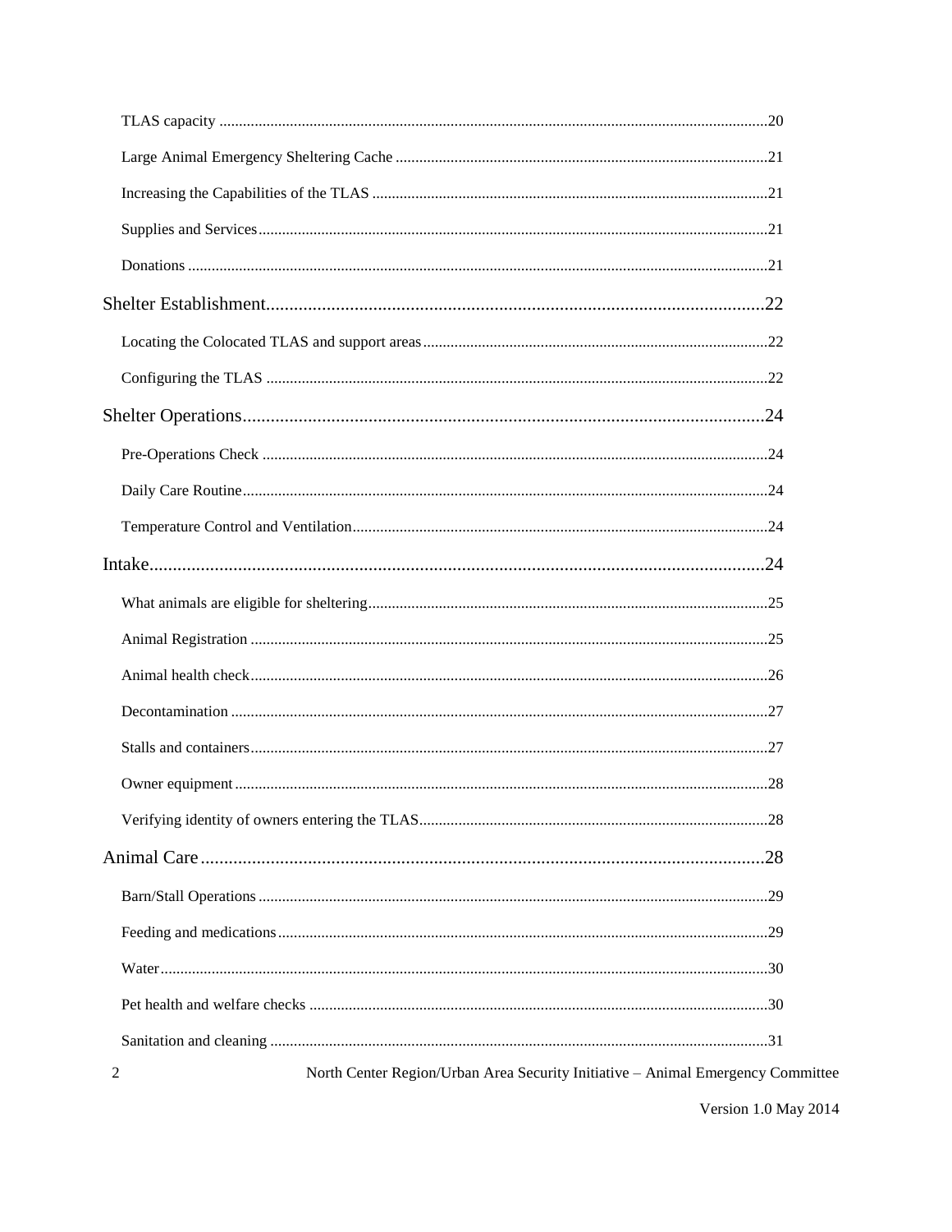TLAS capacity .......................................................................................................................................20

Large Animal Emergency Sheltering Cache ..............................................................................................21

Increasing the Capabilities of the TLAS ....................................................................................................21

Supplies and Services................................................................................................................................21

Donations ..................................................................................................................................................21

Shelter Establishment..........................................................................................................22

Locating the Colocated TLAS and support areas.......................................................................................22

Configuring the TLAS ..............................................................................................................................22

Shelter Operations...............................................................................................................24

Pre-Operations Check ...............................................................................................................................24

Daily Care Routine....................................................................................................................................24

Temperature Control and Ventilation........................................................................................................24

Intake...................................................................................................................................24

What animals are eligible for sheltering.....................................................................................................25

Animal Registration ..................................................................................................................................25

Animal health check..................................................................................................................................26

Decontamination .......................................................................................................................................27

Stalls and containers..................................................................................................................................27

Owner equipment......................................................................................................................................28

Verifying identity of owners entering the TLAS........................................................................................28

Animal Care ........................................................................................................................28

Barn/Stall Operations................................................................................................................................29

Feeding and medications...........................................................................................................................29

Water........................................................................................................................................................30

Pet health and welfare checks ...................................................................................................................30

Sanitation and cleaning .............................................................................................................................31

North Center Region/Urban Area Security Initiative – Animal Emergency Committee

Version 1.0 May 2014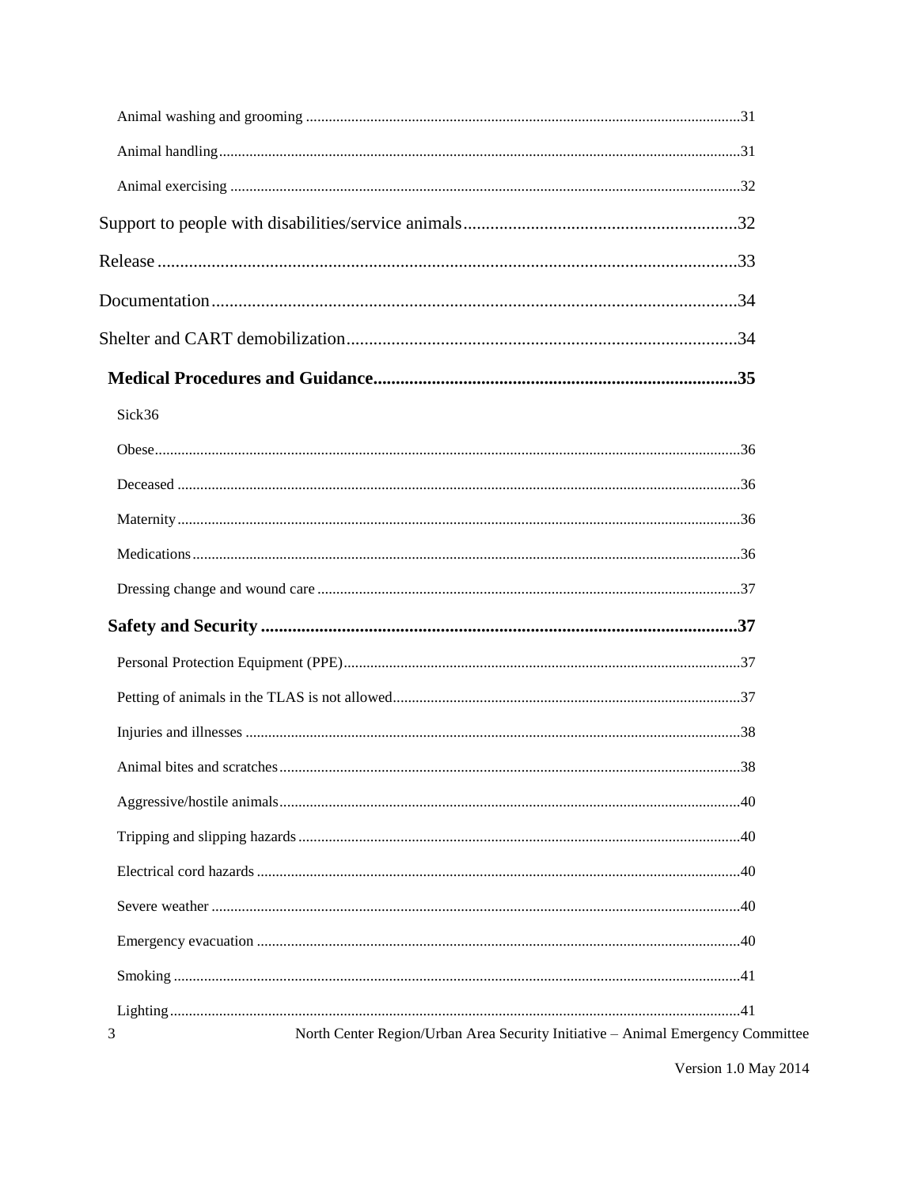Animal washing and grooming ....................................................................................................31

Animal handling..........................................................................................................................31

Animal exercising .......................................................................................................................32

Support to people with disabilities/service animals.............................................................32

Release ..................................................................................................................................33

Documentation.....................................................................................................................34

Shelter and CART demobilization........................................................................................34

**Medical Procedures and Guidance.................................................................................35**

Sick36

Obese.........................................................................................................................................36

Deceased ...................................................................................................................................36

Maternity....................................................................................................................................36

Medications................................................................................................................................36

Dressing change and wound care ..............................................................................................37

**Safety and Security ...........................................................................................................37**

Personal Protection Equipment (PPE)........................................................................................37

Petting of animals in the TLAS is not allowed...........................................................................37

Injuries and illnesses .................................................................................................................38

Animal bites and scratches.........................................................................................................38

Aggressive/hostile animals.........................................................................................................40

Tripping and slipping hazards ....................................................................................................40

Electrical cord hazards ...............................................................................................................40

Severe weather ...........................................................................................................................40

Emergency evacuation ...............................................................................................................40

Smoking .....................................................................................................................................41

Lighting......................................................................................................................................41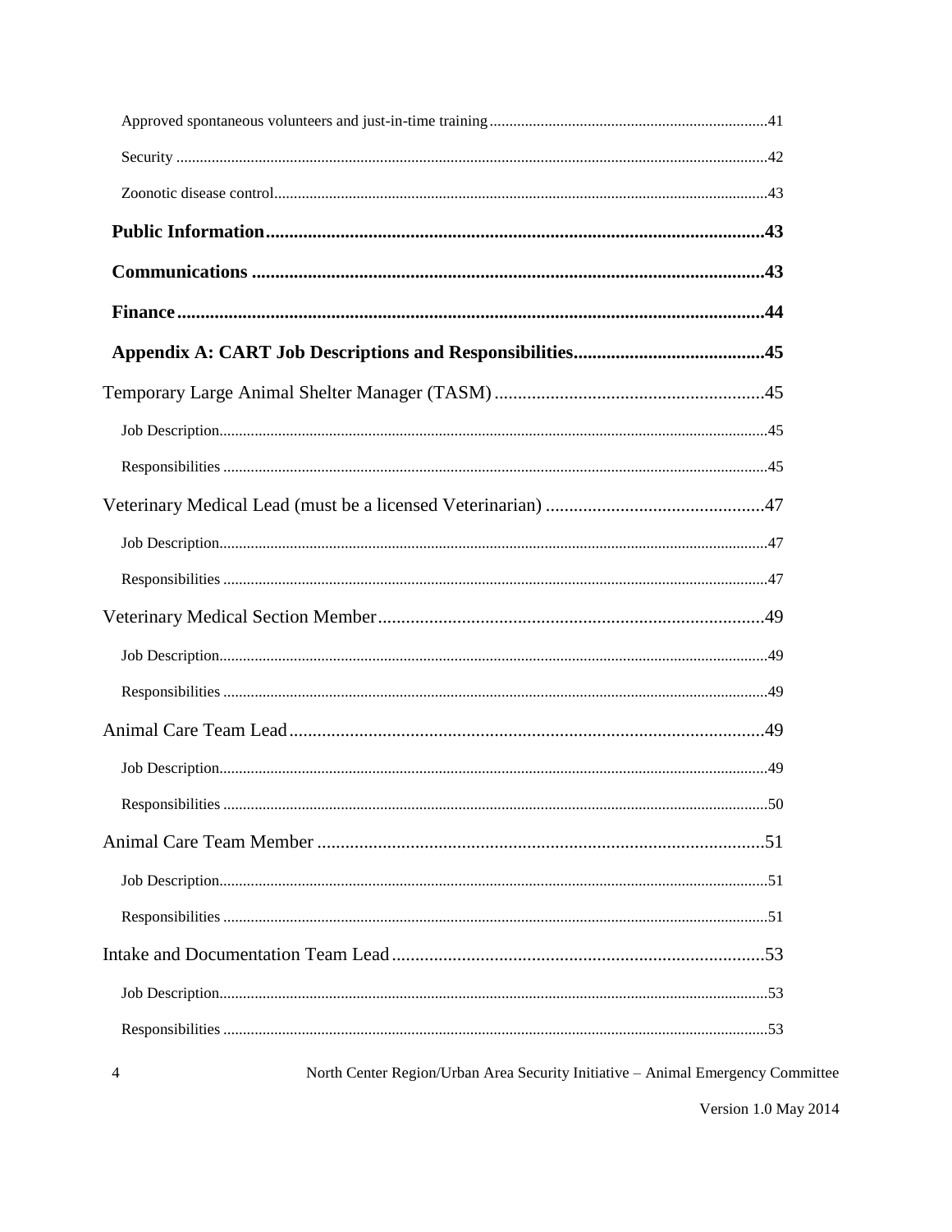Approved spontaneous volunteers and just-in-time training ........................................ 41

Security ........................................ 42

Zoonotic disease control ........................................ 43

**Public Information ........................................ 43**

**Communications ........................................ 43**

**Finance ........................................ 44**

**Appendix A: CART Job Descriptions and Responsibilities ........................................ 45**

Temporary Large Animal Shelter Manager (TASM) ........................................ 45

Job Description ........................................ 45

Responsibilities ........................................ 45

Veterinary Medical Lead (must be a licensed Veterinarian) ........................................ 47

Job Description ........................................ 47

Responsibilities ........................................ 47

Veterinary Medical Section Member ........................................ 49

Job Description ........................................ 49

Responsibilities ........................................ 49

Animal Care Team Lead ........................................ 49

Job Description ........................................ 49

Responsibilities ........................................ 50

Animal Care Team Member ........................................ 51

Job Description ........................................ 51

Responsibilities ........................................ 51

Intake and Documentation Team Lead ........................................ 53

Job Description ........................................ 53

Responsibilities ........................................ 53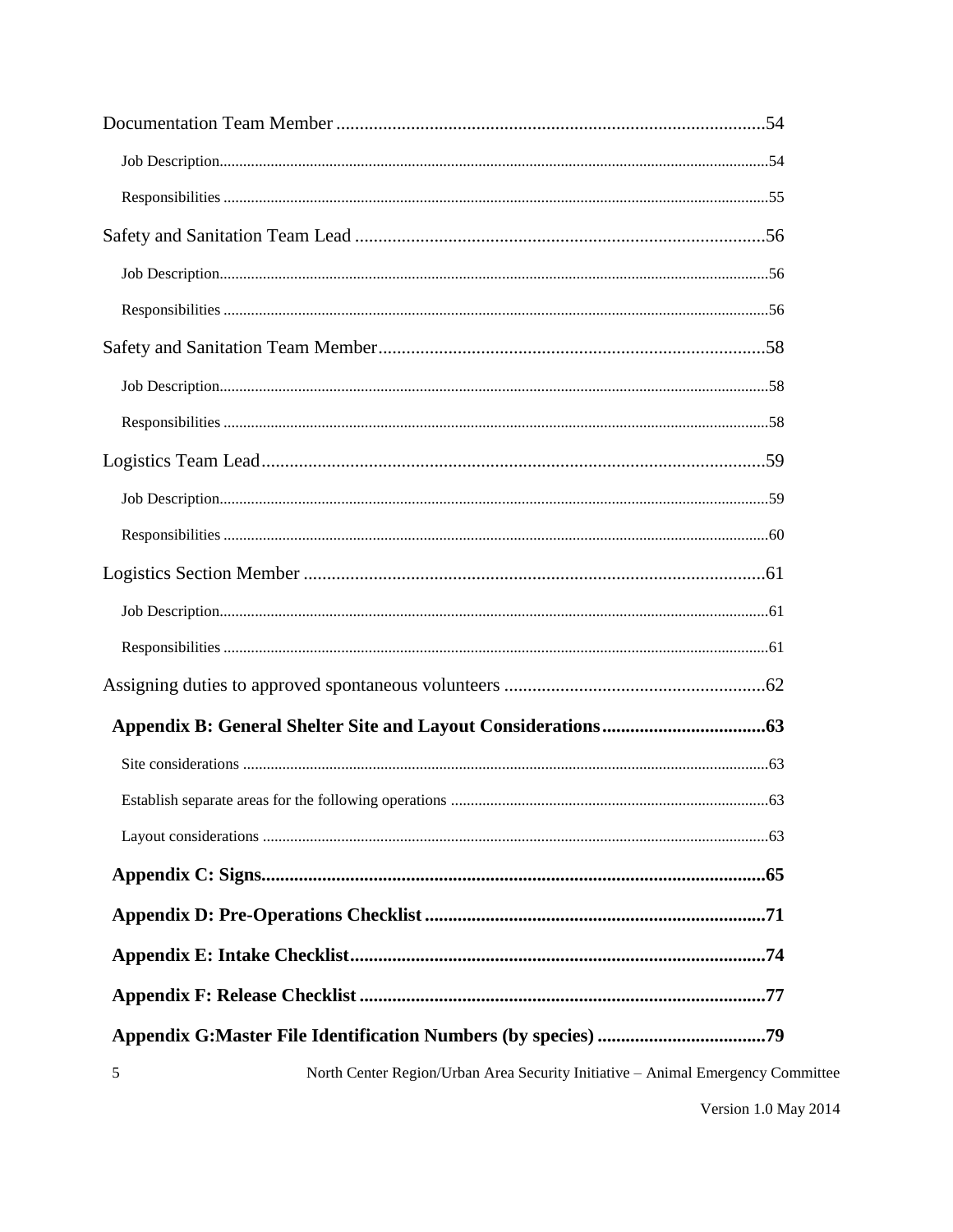Documentation Team Member ....................................................................................54

Job Description....................................................................................................................54

Responsibilities ....................................................................................................................55

Safety and Sanitation Team Lead ....................................................................................56

Job Description....................................................................................................................56

Responsibilities ....................................................................................................................56

Safety and Sanitation Team Member................................................................................58

Job Description....................................................................................................................58

Responsibilities ....................................................................................................................58

Logistics Team Lead.........................................................................................................59

Job Description....................................................................................................................59

Responsibilities ....................................................................................................................60

Logistics Section Member .................................................................................................61

Job Description....................................................................................................................61

Responsibilities ....................................................................................................................61

Assigning duties to approved spontaneous volunteers .......................................................62

**Appendix B: General Shelter Site and Layout Considerations..................................63**

Site considerations ................................................................................................................63

Establish separate areas for the following operations .........................................................63

Layout considerations ...........................................................................................................63

**Appendix C: Signs.........................................................................................................65**

**Appendix D: Pre-Operations Checklist ........................................................................71**

**Appendix E: Intake Checklist.........................................................................................74**

**Appendix F: Release Checklist ......................................................................................77**

**Appendix G:Master File Identification Numbers (by species) ....................................79**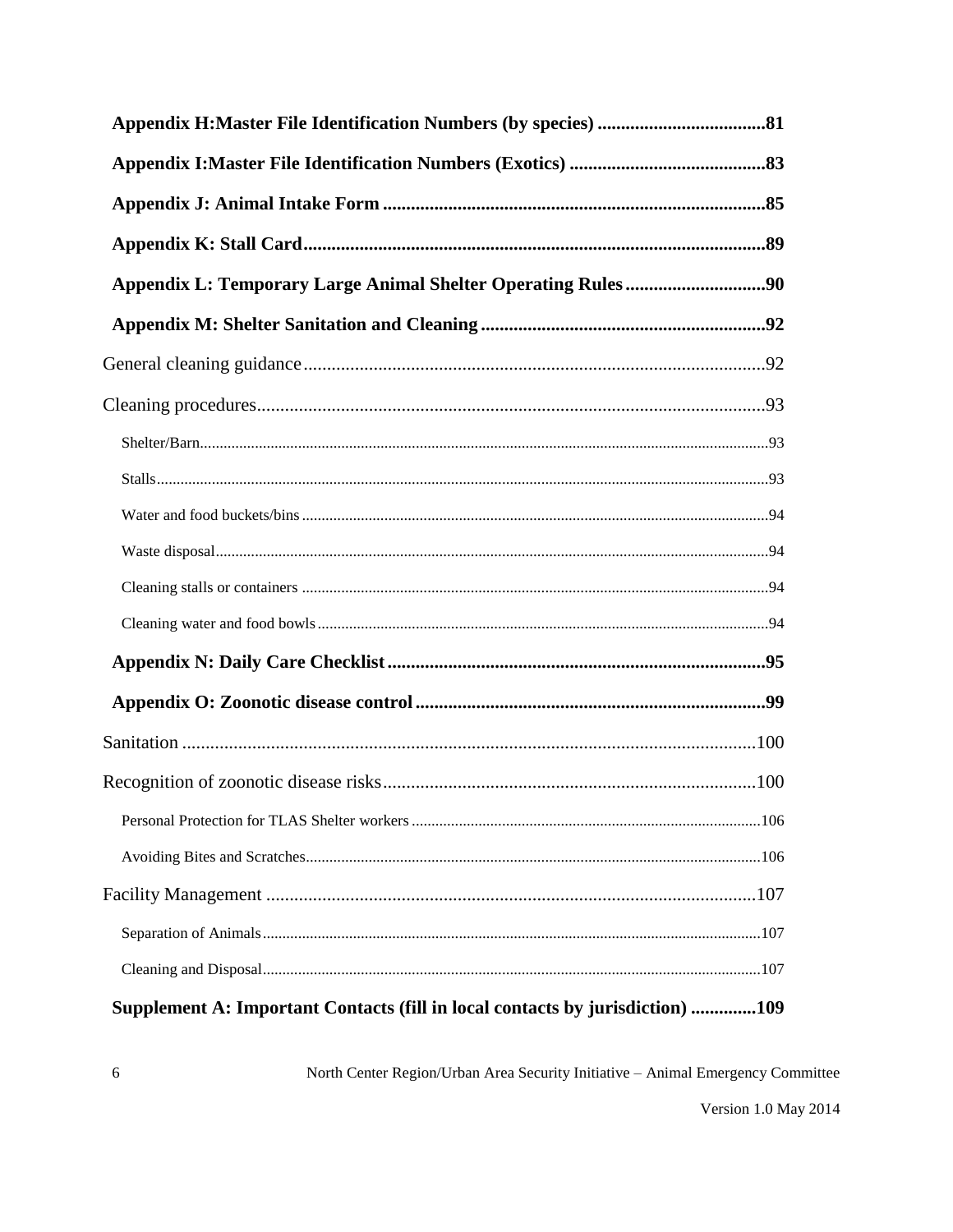**Appendix H:Master File Identification Numbers (by species) ....................................81**

**Appendix I:Master File Identification Numbers (Exotics) ..........................................83**

**Appendix J: Animal Intake Form ..................................................................................85**

**Appendix K: Stall Card..................................................................................................89**

**Appendix L: Temporary Large Animal Shelter Operating Rules.............................90**

**Appendix M: Shelter Sanitation and Cleaning............................................................92**

General cleaning guidance..................................................................................................92

Cleaning procedures............................................................................................................93

- Shelter/Barn.....................................................................................................................93
- Stalls..................................................................................................................................93
- Water and food buckets/bins.............................................................................................94
- Waste disposal...................................................................................................................94
- Cleaning stalls or containers .............................................................................................94
- Cleaning water and food bowls..........................................................................................94

**Appendix N: Daily Care Checklist.................................................................................95**

**Appendix O: Zoonotic disease control..........................................................................99**

Sanitation ...........................................................................................................................100

Recognition of zoonotic disease risks................................................................................100

- Personal Protection for TLAS Shelter workers ...............................................................106
- Avoiding Bites and Scratches...........................................................................................106

Facility Management ........................................................................................................107

- Separation of Animals.......................................................................................................107
- Cleaning and Disposal.......................................................................................................107

**Supplement A: Important Contacts (fill in local contacts by jurisdiction) .............109**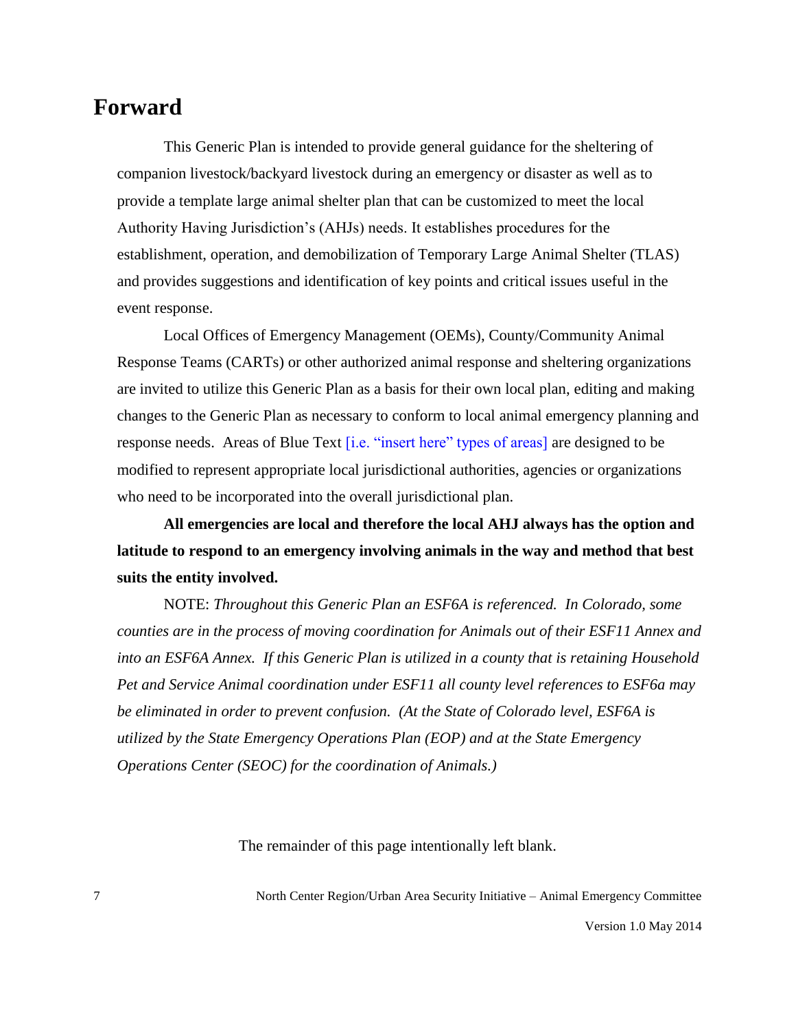# Forward

This Generic Plan is intended to provide general guidance for the sheltering of companion livestock/backyard livestock during an emergency or disaster as well as to provide a template large animal shelter plan that can be customized to meet the local Authority Having Jurisdiction's (AHJs) needs. It establishes procedures for the establishment, operation, and demobilization of Temporary Large Animal Shelter (TLAS) and provides suggestions and identification of key points and critical issues useful in the event response.

Local Offices of Emergency Management (OEMs), County/Community Animal Response Teams (CARTs) or other authorized animal response and sheltering organizations are invited to utilize this Generic Plan as a basis for their own local plan, editing and making changes to the Generic Plan as necessary to conform to local animal emergency planning and response needs. Areas of Blue Text [i.e. "insert here" types of areas] are designed to be modified to represent appropriate local jurisdictional authorities, agencies or organizations who need to be incorporated into the overall jurisdictional plan.

**All emergencies are local and therefore the local AHJ always has the option and latitude to respond to an emergency involving animals in the way and method that best suits the entity involved.**

NOTE: *Throughout this Generic Plan an ESF6A is referenced. In Colorado, some counties are in the process of moving coordination for Animals out of their ESF11 Annex and into an ESF6A Annex. If this Generic Plan is utilized in a county that is retaining Household Pet and Service Animal coordination under ESF11 all county level references to ESF6a may be eliminated in order to prevent confusion. (At the State of Colorado level, ESF6A is utilized by the State Emergency Operations Plan (EOP) and at the State Emergency Operations Center (SEOC) for the coordination of Animals.)*

The remainder of this page intentionally left blank.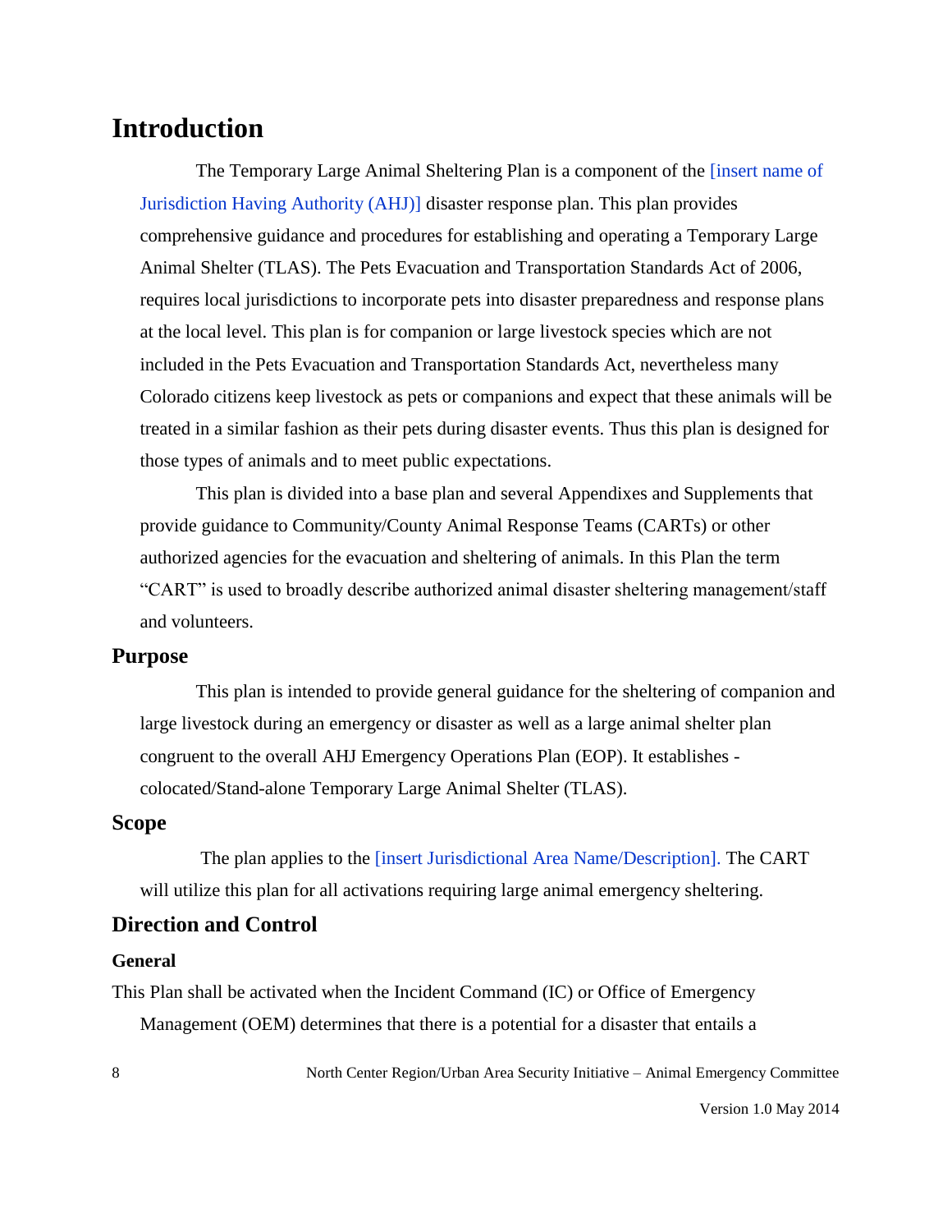# Introduction

The Temporary Large Animal Sheltering Plan is a component of the [insert name of Jurisdiction Having Authority (AHJ)] disaster response plan. This plan provides comprehensive guidance and procedures for establishing and operating a Temporary Large Animal Shelter (TLAS). The Pets Evacuation and Transportation Standards Act of 2006, requires local jurisdictions to incorporate pets into disaster preparedness and response plans at the local level. This plan is for companion or large livestock species which are not included in the Pets Evacuation and Transportation Standards Act, nevertheless many Colorado citizens keep livestock as pets or companions and expect that these animals will be treated in a similar fashion as their pets during disaster events. Thus this plan is designed for those types of animals and to meet public expectations.

This plan is divided into a base plan and several Appendixes and Supplements that provide guidance to Community/County Animal Response Teams (CARTs) or other authorized agencies for the evacuation and sheltering of animals. In this Plan the term "CART" is used to broadly describe authorized animal disaster sheltering management/staff and volunteers.

## Purpose

This plan is intended to provide general guidance for the sheltering of companion and large livestock during an emergency or disaster as well as a large animal shelter plan congruent to the overall AHJ Emergency Operations Plan (EOP). It establishes - colocated/Stand-alone Temporary Large Animal Shelter (TLAS).

## Scope

The plan applies to the [insert Jurisdictional Area Name/Description]. The CART will utilize this plan for all activations requiring large animal emergency sheltering.

## Direction and Control

### General

This Plan shall be activated when the Incident Command (IC) or Office of Emergency Management (OEM) determines that there is a potential for a disaster that entails a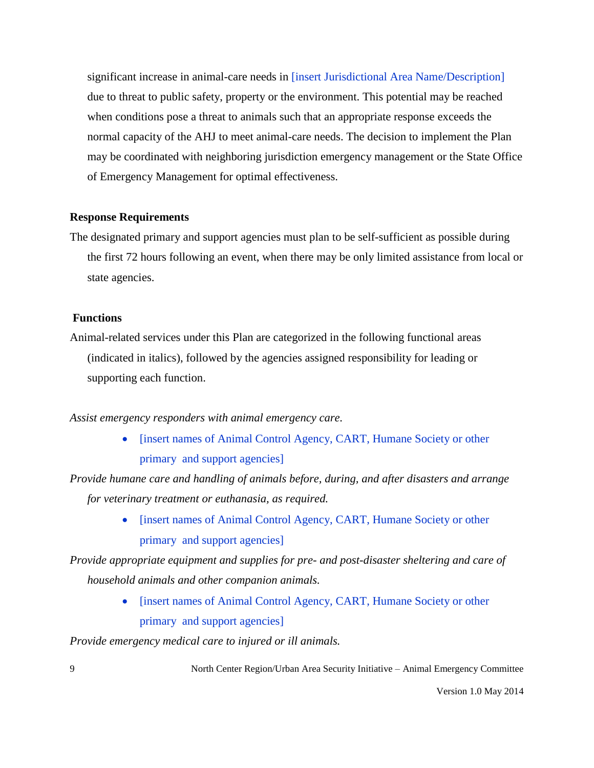significant increase in animal-care needs in [insert Jurisdictional Area Name/Description] due to threat to public safety, property or the environment. This potential may be reached when conditions pose a threat to animals such that an appropriate response exceeds the normal capacity of the AHJ to meet animal-care needs. The decision to implement the Plan may be coordinated with neighboring jurisdiction emergency management or the State Office of Emergency Management for optimal effectiveness.

**Response Requirements**

The designated primary and support agencies must plan to be self-sufficient as possible during the first 72 hours following an event, when there may be only limited assistance from local or state agencies.

**Functions**

Animal-related services under this Plan are categorized in the following functional areas (indicated in italics), followed by the agencies assigned responsibility for leading or supporting each function.

*Assist emergency responders with animal emergency care.*

- [insert names of Animal Control Agency, CART, Humane Society or other primary and support agencies]

*Provide humane care and handling of animals before, during, and after disasters and arrange for veterinary treatment or euthanasia, as required.*

- [insert names of Animal Control Agency, CART, Humane Society or other primary and support agencies]

*Provide appropriate equipment and supplies for pre- and post-disaster sheltering and care of household animals and other companion animals.*

- [insert names of Animal Control Agency, CART, Humane Society or other primary and support agencies]

*Provide emergency medical care to injured or ill animals.*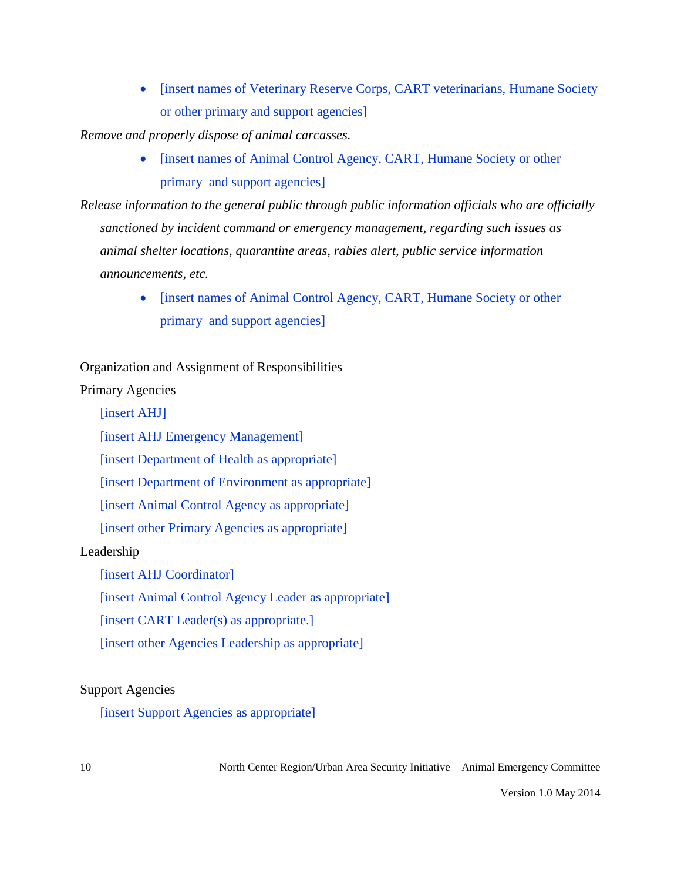- [insert names of Veterinary Reserve Corps, CART veterinarians, Humane Society or other primary and support agencies]

*Remove and properly dispose of animal carcasses.*

- [insert names of Animal Control Agency, CART, Humane Society or other primary and support agencies]

*Release information to the general public through public information officials who are officially sanctioned by incident command or emergency management, regarding such issues as animal shelter locations, quarantine areas, rabies alert, public service information announcements, etc.*

- [insert names of Animal Control Agency, CART, Humane Society or other primary and support agencies]

Organization and Assignment of Responsibilities

Primary Agencies

[insert AHJ]

[insert AHJ Emergency Management]

[insert Department of Health as appropriate]

[insert Department of Environment as appropriate]

[insert Animal Control Agency as appropriate]

[insert other Primary Agencies as appropriate]

Leadership

[insert AHJ Coordinator]

[insert Animal Control Agency Leader as appropriate]

[insert CART Leader(s) as appropriate.]

[insert other Agencies Leadership as appropriate]

Support Agencies

[insert Support Agencies as appropriate]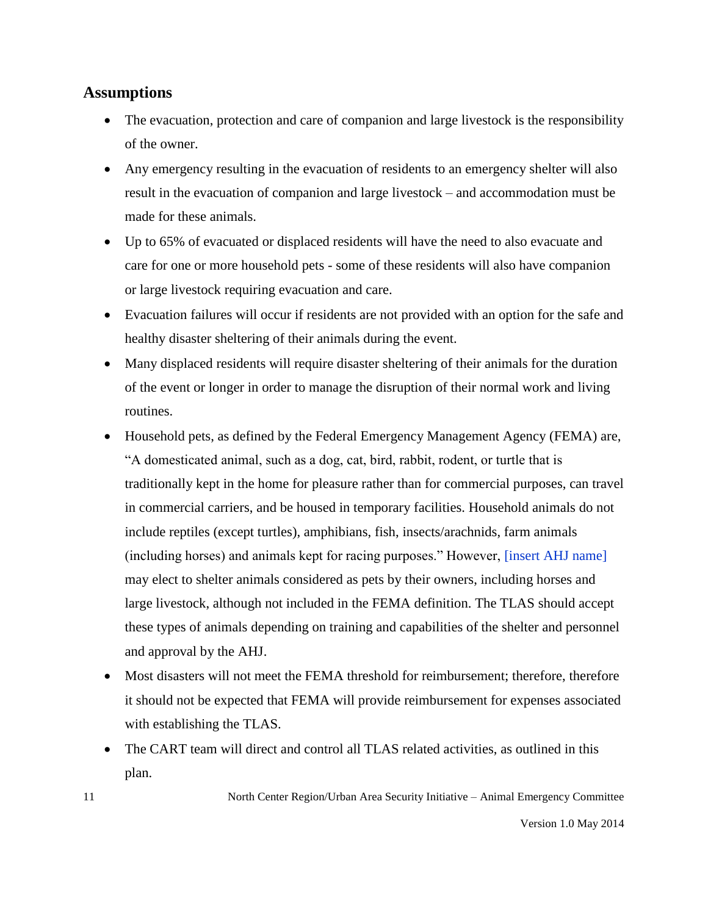## Assumptions

- The evacuation, protection and care of companion and large livestock is the responsibility of the owner.
- Any emergency resulting in the evacuation of residents to an emergency shelter will also result in the evacuation of companion and large livestock – and accommodation must be made for these animals.
- Up to 65% of evacuated or displaced residents will have the need to also evacuate and care for one or more household pets - some of these residents will also have companion or large livestock requiring evacuation and care.
- Evacuation failures will occur if residents are not provided with an option for the safe and healthy disaster sheltering of their animals during the event.
- Many displaced residents will require disaster sheltering of their animals for the duration of the event or longer in order to manage the disruption of their normal work and living routines.
- Household pets, as defined by the Federal Emergency Management Agency (FEMA) are, "A domesticated animal, such as a dog, cat, bird, rabbit, rodent, or turtle that is traditionally kept in the home for pleasure rather than for commercial purposes, can travel in commercial carriers, and be housed in temporary facilities. Household animals do not include reptiles (except turtles), amphibians, fish, insects/arachnids, farm animals (including horses) and animals kept for racing purposes." However, [insert AHJ name] may elect to shelter animals considered as pets by their owners, including horses and large livestock, although not included in the FEMA definition. The TLAS should accept these types of animals depending on training and capabilities of the shelter and personnel and approval by the AHJ.
- Most disasters will not meet the FEMA threshold for reimbursement; therefore, therefore it should not be expected that FEMA will provide reimbursement for expenses associated with establishing the TLAS.
- The CART team will direct and control all TLAS related activities, as outlined in this plan.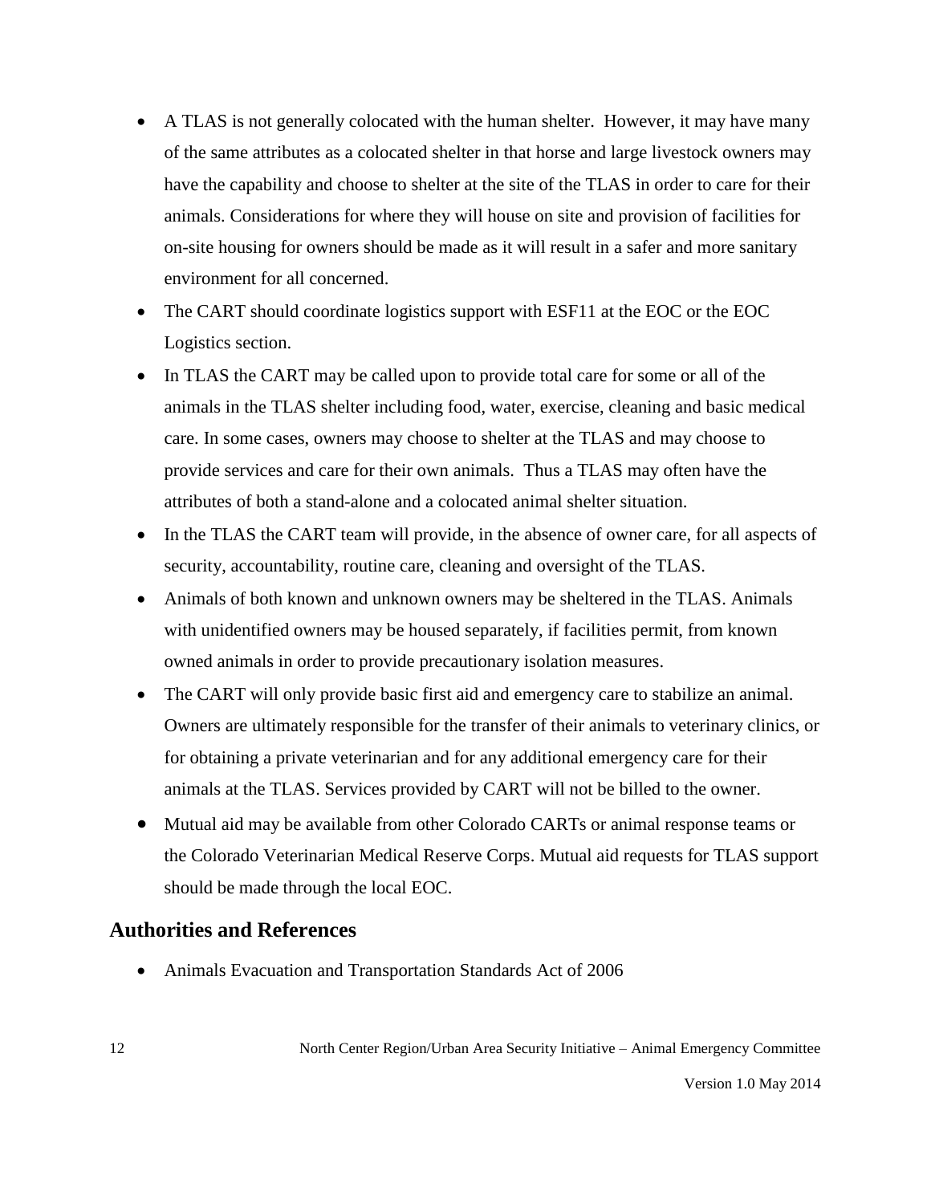- A TLAS is not generally colocated with the human shelter. However, it may have many of the same attributes as a colocated shelter in that horse and large livestock owners may have the capability and choose to shelter at the site of the TLAS in order to care for their animals. Considerations for where they will house on site and provision of facilities for on-site housing for owners should be made as it will result in a safer and more sanitary environment for all concerned.
- The CART should coordinate logistics support with ESF11 at the EOC or the EOC Logistics section.
- In TLAS the CART may be called upon to provide total care for some or all of the animals in the TLAS shelter including food, water, exercise, cleaning and basic medical care. In some cases, owners may choose to shelter at the TLAS and may choose to provide services and care for their own animals. Thus a TLAS may often have the attributes of both a stand-alone and a colocated animal shelter situation.
- In the TLAS the CART team will provide, in the absence of owner care, for all aspects of security, accountability, routine care, cleaning and oversight of the TLAS.
- Animals of both known and unknown owners may be sheltered in the TLAS. Animals with unidentified owners may be housed separately, if facilities permit, from known owned animals in order to provide precautionary isolation measures.
- The CART will only provide basic first aid and emergency care to stabilize an animal. Owners are ultimately responsible for the transfer of their animals to veterinary clinics, or for obtaining a private veterinarian and for any additional emergency care for their animals at the TLAS. Services provided by CART will not be billed to the owner.
- Mutual aid may be available from other Colorado CARTs or animal response teams or the Colorado Veterinarian Medical Reserve Corps. Mutual aid requests for TLAS support should be made through the local EOC.

## Authorities and References

- Animals Evacuation and Transportation Standards Act of 2006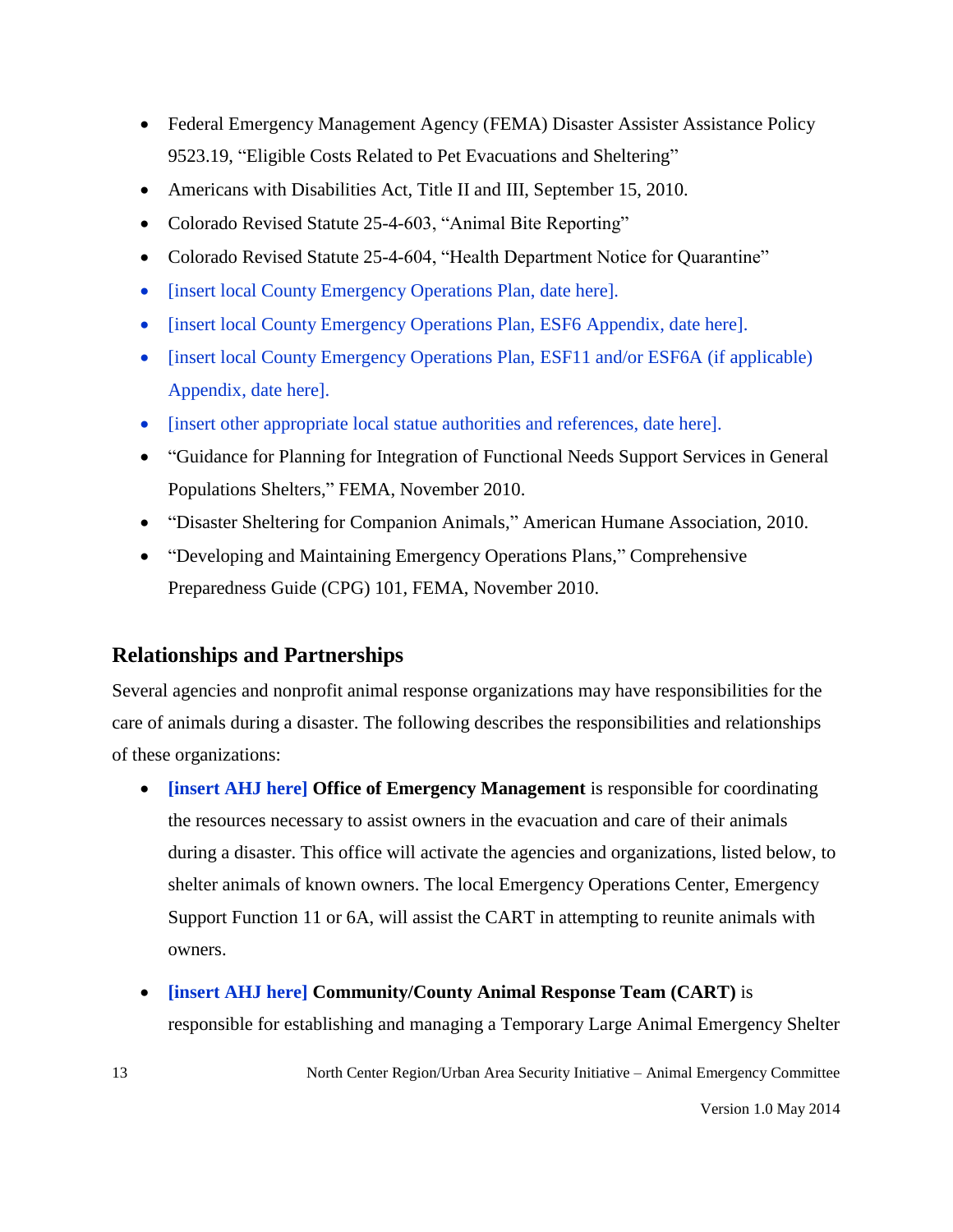- Federal Emergency Management Agency (FEMA) Disaster Assister Assistance Policy 9523.19, "Eligible Costs Related to Pet Evacuations and Sheltering"
- Americans with Disabilities Act, Title II and III, September 15, 2010.
- Colorado Revised Statute 25-4-603, "Animal Bite Reporting"
- Colorado Revised Statute 25-4-604, "Health Department Notice for Quarantine"
- [insert local County Emergency Operations Plan, date here].
- [insert local County Emergency Operations Plan, ESF6 Appendix, date here].
- [insert local County Emergency Operations Plan, ESF11 and/or ESF6A (if applicable) Appendix, date here].
- [insert other appropriate local statue authorities and references, date here].
- "Guidance for Planning for Integration of Functional Needs Support Services in General Populations Shelters," FEMA, November 2010.
- "Disaster Sheltering for Companion Animals," American Humane Association, 2010.
- "Developing and Maintaining Emergency Operations Plans," Comprehensive Preparedness Guide (CPG) 101, FEMA, November 2010.

## Relationships and Partnerships

Several agencies and nonprofit animal response organizations may have responsibilities for the care of animals during a disaster. The following describes the responsibilities and relationships of these organizations:

- **[insert AHJ here] Office of Emergency Management** is responsible for coordinating the resources necessary to assist owners in the evacuation and care of their animals during a disaster. This office will activate the agencies and organizations, listed below, to shelter animals of known owners. The local Emergency Operations Center, Emergency Support Function 11 or 6A, will assist the CART in attempting to reunite animals with owners.
- **[insert AHJ here] Community/County Animal Response Team (CART)** is responsible for establishing and managing a Temporary Large Animal Emergency Shelter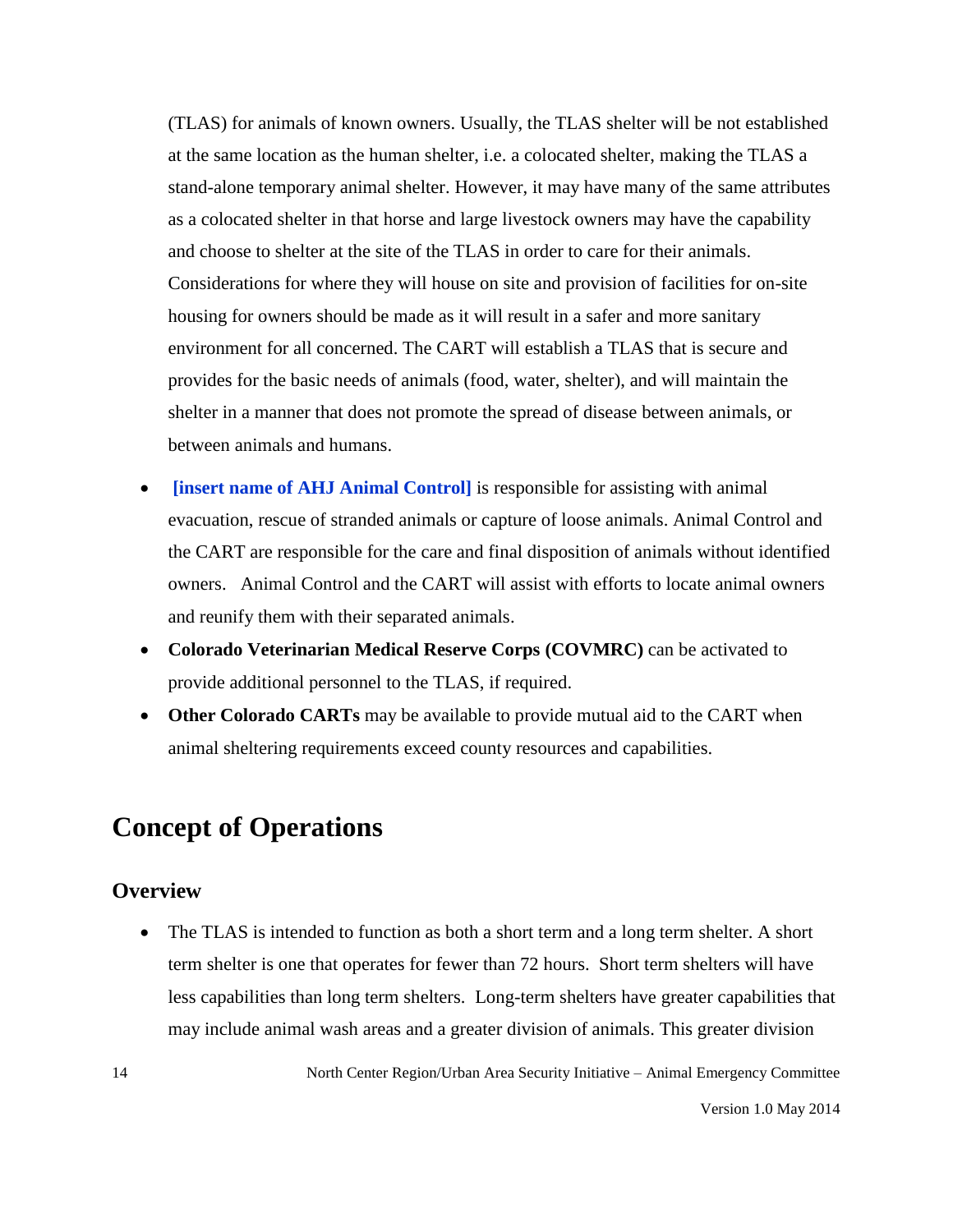(TLAS) for animals of known owners. Usually, the TLAS shelter will be not established at the same location as the human shelter, i.e. a colocated shelter, making the TLAS a stand-alone temporary animal shelter. However, it may have many of the same attributes as a colocated shelter in that horse and large livestock owners may have the capability and choose to shelter at the site of the TLAS in order to care for their animals. Considerations for where they will house on site and provision of facilities for on-site housing for owners should be made as it will result in a safer and more sanitary environment for all concerned. The CART will establish a TLAS that is secure and provides for the basic needs of animals (food, water, shelter), and will maintain the shelter in a manner that does not promote the spread of disease between animals, or between animals and humans.

- **[insert name of AHJ Animal Control]** is responsible for assisting with animal evacuation, rescue of stranded animals or capture of loose animals. Animal Control and the CART are responsible for the care and final disposition of animals without identified owners. Animal Control and the CART will assist with efforts to locate animal owners and reunify them with their separated animals.
- **Colorado Veterinarian Medical Reserve Corps (COVMRC)** can be activated to provide additional personnel to the TLAS, if required.
- **Other Colorado CARTs** may be available to provide mutual aid to the CART when animal sheltering requirements exceed county resources and capabilities.

# Concept of Operations

## Overview

- The TLAS is intended to function as both a short term and a long term shelter. A short term shelter is one that operates for fewer than 72 hours. Short term shelters will have less capabilities than long term shelters. Long-term shelters have greater capabilities that may include animal wash areas and a greater division of animals. This greater division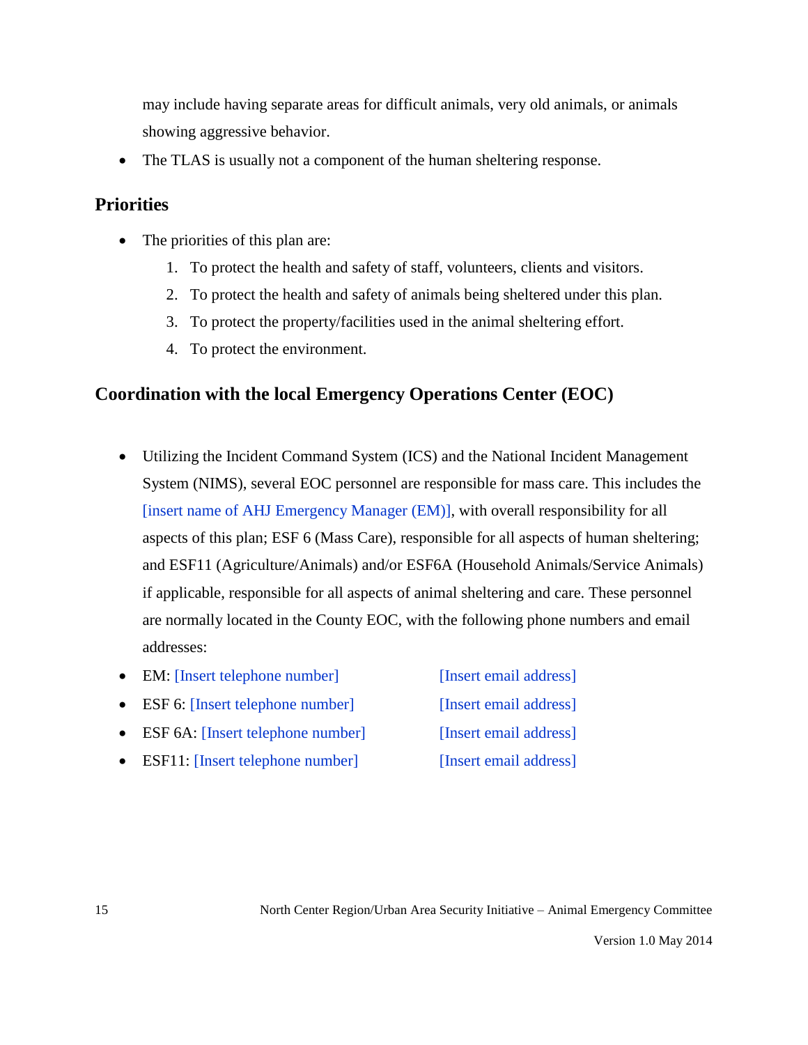may include having separate areas for difficult animals, very old animals, or animals showing aggressive behavior.

- The TLAS is usually not a component of the human sheltering response.

## Priorities

- The priorities of this plan are:
  1. To protect the health and safety of staff, volunteers, clients and visitors.
  2. To protect the health and safety of animals being sheltered under this plan.
  3. To protect the property/facilities used in the animal sheltering effort.
  4. To protect the environment.

## Coordination with the local Emergency Operations Center (EOC)

- Utilizing the Incident Command System (ICS) and the National Incident Management System (NIMS), several EOC personnel are responsible for mass care. This includes the [insert name of AHJ Emergency Manager (EM)], with overall responsibility for all aspects of this plan; ESF 6 (Mass Care), responsible for all aspects of human sheltering; and ESF11 (Agriculture/Animals) and/or ESF6A (Household Animals/Service Animals) if applicable, responsible for all aspects of animal sheltering and care. These personnel are normally located in the County EOC, with the following phone numbers and email addresses:
- EM: [Insert telephone number] [Insert email address]
- ESF 6: [Insert telephone number] [Insert email address]
- ESF 6A: [Insert telephone number] [Insert email address]
- ESF11: [Insert telephone number] [Insert email address]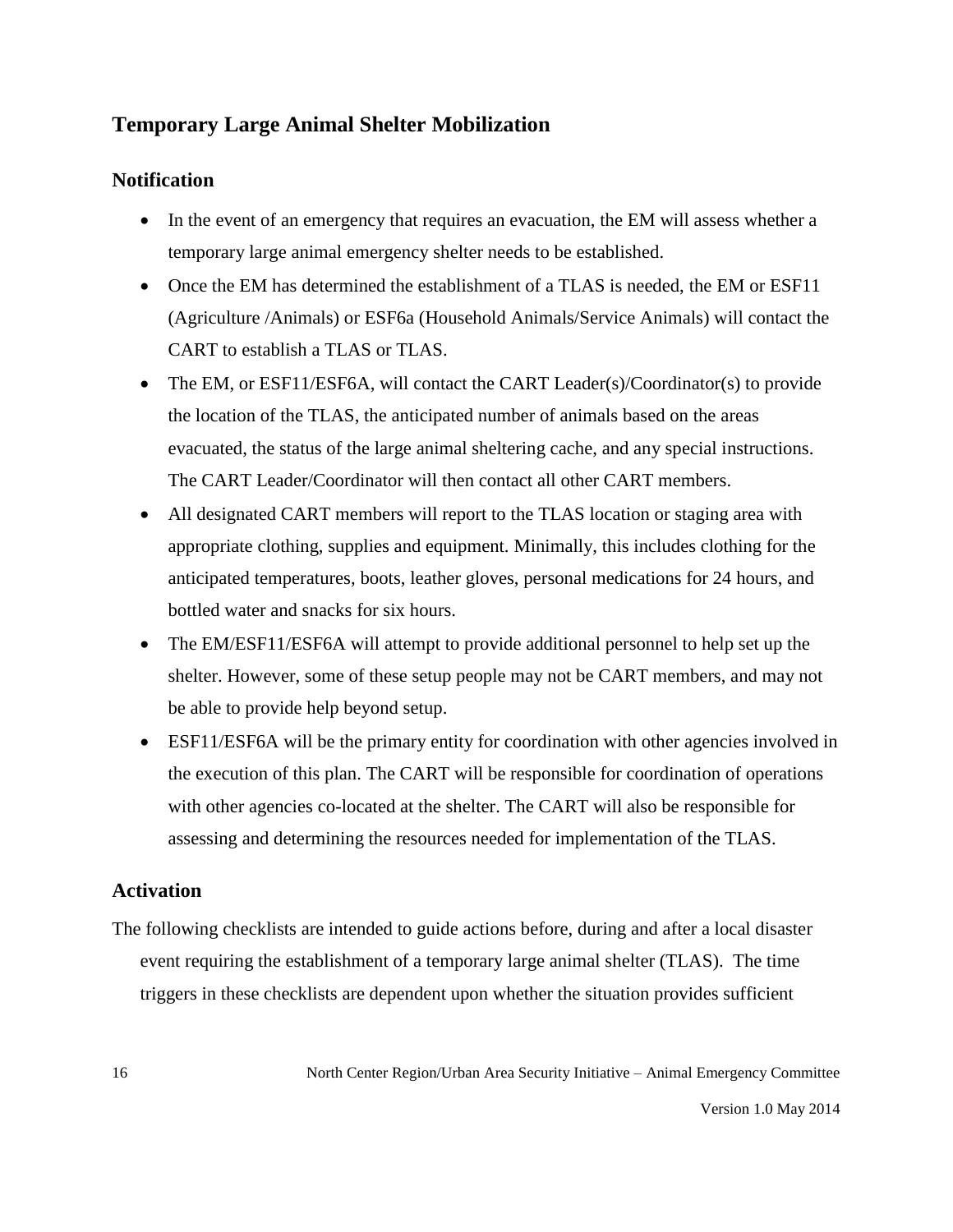## Temporary Large Animal Shelter Mobilization

### Notification

- In the event of an emergency that requires an evacuation, the EM will assess whether a temporary large animal emergency shelter needs to be established.
- Once the EM has determined the establishment of a TLAS is needed, the EM or ESF11 (Agriculture /Animals) or ESF6a (Household Animals/Service Animals) will contact the CART to establish a TLAS or TLAS.
- The EM, or ESF11/ESF6A, will contact the CART Leader(s)/Coordinator(s) to provide the location of the TLAS, the anticipated number of animals based on the areas evacuated, the status of the large animal sheltering cache, and any special instructions. The CART Leader/Coordinator will then contact all other CART members.
- All designated CART members will report to the TLAS location or staging area with appropriate clothing, supplies and equipment. Minimally, this includes clothing for the anticipated temperatures, boots, leather gloves, personal medications for 24 hours, and bottled water and snacks for six hours.
- The EM/ESF11/ESF6A will attempt to provide additional personnel to help set up the shelter. However, some of these setup people may not be CART members, and may not be able to provide help beyond setup.
- ESF11/ESF6A will be the primary entity for coordination with other agencies involved in the execution of this plan. The CART will be responsible for coordination of operations with other agencies co-located at the shelter. The CART will also be responsible for assessing and determining the resources needed for implementation of the TLAS.

### Activation

The following checklists are intended to guide actions before, during and after a local disaster event requiring the establishment of a temporary large animal shelter (TLAS). The time triggers in these checklists are dependent upon whether the situation provides sufficient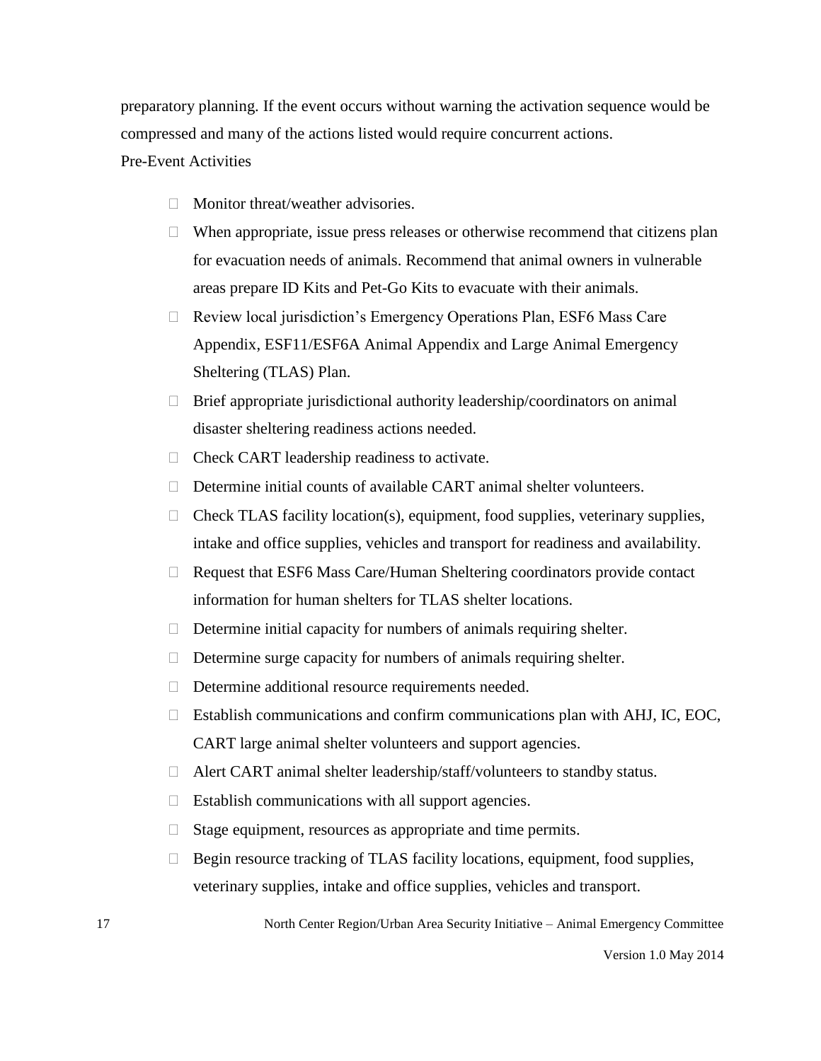preparatory planning. If the event occurs without warning the activation sequence would be compressed and many of the actions listed would require concurrent actions.

Pre-Event Activities

- Monitor threat/weather advisories.
- When appropriate, issue press releases or otherwise recommend that citizens plan for evacuation needs of animals. Recommend that animal owners in vulnerable areas prepare ID Kits and Pet-Go Kits to evacuate with their animals.
- Review local jurisdiction's Emergency Operations Plan, ESF6 Mass Care Appendix, ESF11/ESF6A Animal Appendix and Large Animal Emergency Sheltering (TLAS) Plan.
- Brief appropriate jurisdictional authority leadership/coordinators on animal disaster sheltering readiness actions needed.
- Check CART leadership readiness to activate.
- Determine initial counts of available CART animal shelter volunteers.
- Check TLAS facility location(s), equipment, food supplies, veterinary supplies, intake and office supplies, vehicles and transport for readiness and availability.
- Request that ESF6 Mass Care/Human Sheltering coordinators provide contact information for human shelters for TLAS shelter locations.
- Determine initial capacity for numbers of animals requiring shelter.
- Determine surge capacity for numbers of animals requiring shelter.
- Determine additional resource requirements needed.
- Establish communications and confirm communications plan with AHJ, IC, EOC, CART large animal shelter volunteers and support agencies.
- Alert CART animal shelter leadership/staff/volunteers to standby status.
- Establish communications with all support agencies.
- Stage equipment, resources as appropriate and time permits.
- Begin resource tracking of TLAS facility locations, equipment, food supplies, veterinary supplies, intake and office supplies, vehicles and transport.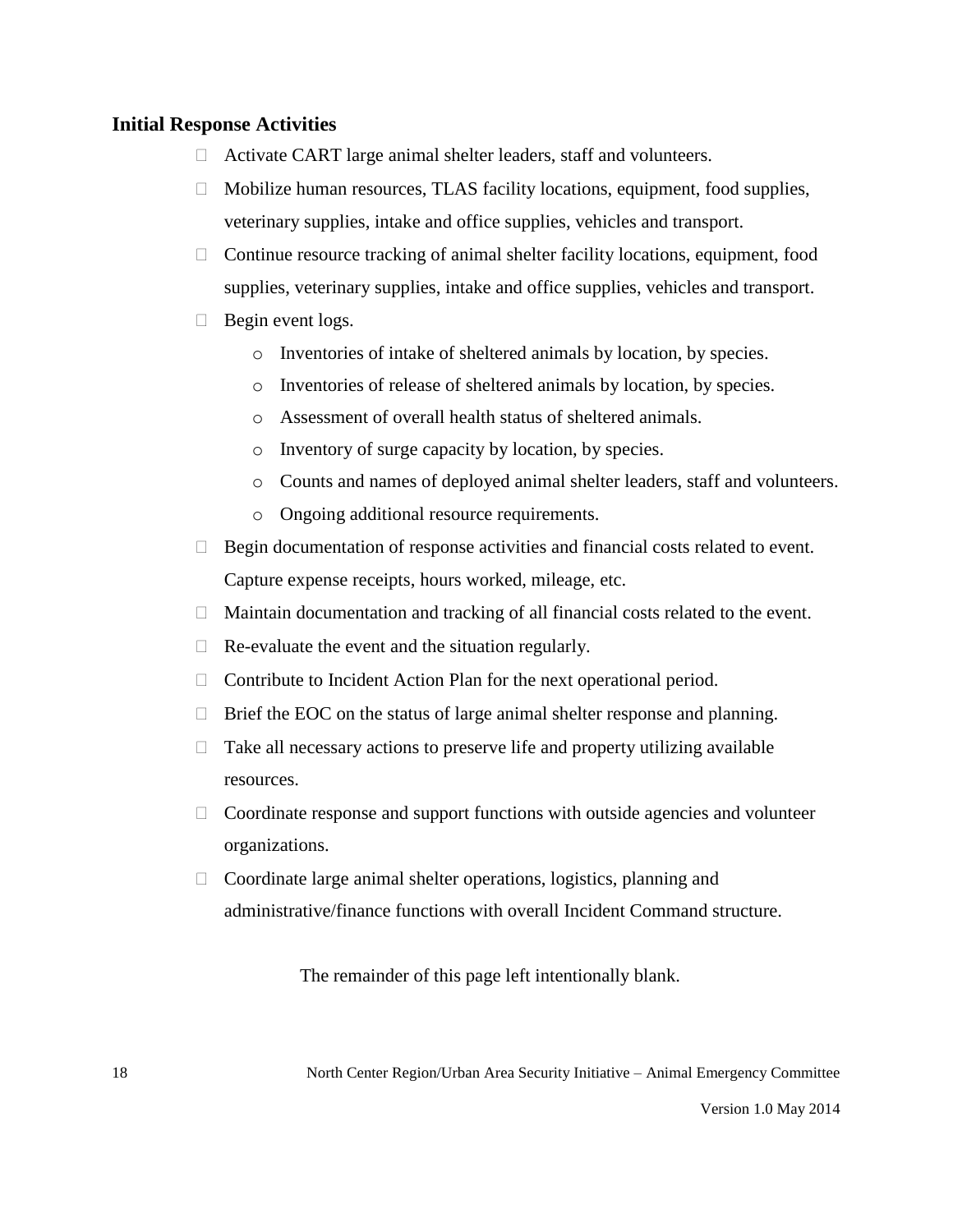**Initial Response Activities**

- Activate CART large animal shelter leaders, staff and volunteers.
- Mobilize human resources, TLAS facility locations, equipment, food supplies, veterinary supplies, intake and office supplies, vehicles and transport.
- Continue resource tracking of animal shelter facility locations, equipment, food supplies, veterinary supplies, intake and office supplies, vehicles and transport.
- Begin event logs.
    - Inventories of intake of sheltered animals by location, by species.
    - Inventories of release of sheltered animals by location, by species.
    - Assessment of overall health status of sheltered animals.
    - Inventory of surge capacity by location, by species.
    - Counts and names of deployed animal shelter leaders, staff and volunteers.
    - Ongoing additional resource requirements.
- Begin documentation of response activities and financial costs related to event. Capture expense receipts, hours worked, mileage, etc.
- Maintain documentation and tracking of all financial costs related to the event.
- Re-evaluate the event and the situation regularly.
- Contribute to Incident Action Plan for the next operational period.
- Brief the EOC on the status of large animal shelter response and planning.
- Take all necessary actions to preserve life and property utilizing available resources.
- Coordinate response and support functions with outside agencies and volunteer organizations.
- Coordinate large animal shelter operations, logistics, planning and administrative/finance functions with overall Incident Command structure.

The remainder of this page left intentionally blank.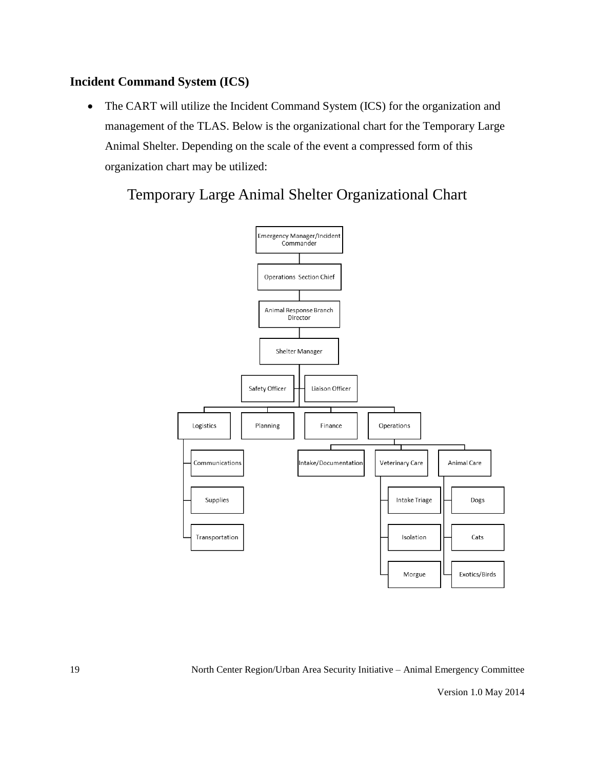### Incident Command System (ICS)

- The CART will utilize the Incident Command System (ICS) for the organization and management of the TLAS. Below is the organizational chart for the Temporary Large Animal Shelter. Depending on the scale of the event a compressed form of this organization chart may be utilized:

## Temporary Large Animal Shelter Organizational Chart

- Emergency Manager/Incident Commander
  - Operations Section Chief
    - Animal Response Branch Director
      - Shelter Manager
        - Safety Officer
        - Liaison Officer
        - Logistics
          - Communications
          - Supplies
          - Transportation
        - Planning
        - Finance
        - Operations
          - Intake/Documentation
          - Veterinary Care
            - Intake Triage
            - Isolation
            - Morgue
          - Animal Care
            - Dogs
            - Cats
            - Exotics/Birds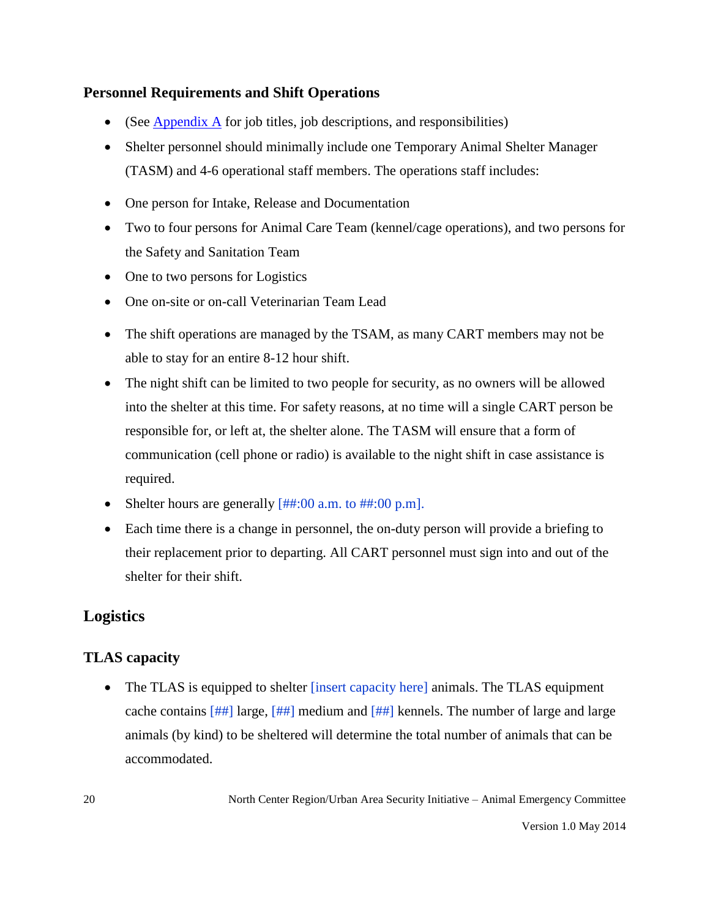### Personnel Requirements and Shift Operations

- (See Appendix A for job titles, job descriptions, and responsibilities)
- Shelter personnel should minimally include one Temporary Animal Shelter Manager (TASM) and 4-6 operational staff members. The operations staff includes:

- One person for Intake, Release and Documentation
- Two to four persons for Animal Care Team (kennel/cage operations), and two persons for the Safety and Sanitation Team
- One to two persons for Logistics
- One on-site or on-call Veterinarian Team Lead

- The shift operations are managed by the TSAM, as many CART members may not be able to stay for an entire 8-12 hour shift.
- The night shift can be limited to two people for security, as no owners will be allowed into the shelter at this time. For safety reasons, at no time will a single CART person be responsible for, or left at, the shelter alone. The TASM will ensure that a form of communication (cell phone or radio) is available to the night shift in case assistance is required.
- Shelter hours are generally [##:00 a.m. to ##:00 p.m].
- Each time there is a change in personnel, the on-duty person will provide a briefing to their replacement prior to departing. All CART personnel must sign into and out of the shelter for their shift.

## Logistics

### TLAS capacity

- The TLAS is equipped to shelter [insert capacity here] animals. The TLAS equipment cache contains [##] large, [##] medium and [##] kennels. The number of large and large animals (by kind) to be sheltered will determine the total number of animals that can be accommodated.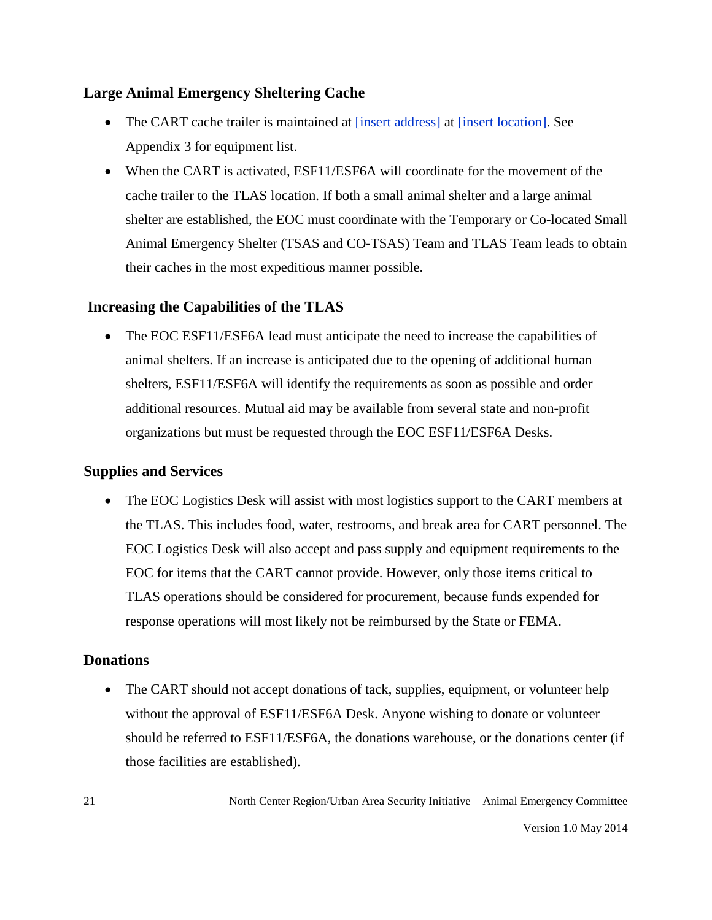### Large Animal Emergency Sheltering Cache

- The CART cache trailer is maintained at [insert address] at [insert location]. See Appendix 3 for equipment list.
- When the CART is activated, ESF11/ESF6A will coordinate for the movement of the cache trailer to the TLAS location. If both a small animal shelter and a large animal shelter are established, the EOC must coordinate with the Temporary or Co-located Small Animal Emergency Shelter (TSAS and CO-TSAS) Team and TLAS Team leads to obtain their caches in the most expeditious manner possible.

### Increasing the Capabilities of the TLAS

- The EOC ESF11/ESF6A lead must anticipate the need to increase the capabilities of animal shelters. If an increase is anticipated due to the opening of additional human shelters, ESF11/ESF6A will identify the requirements as soon as possible and order additional resources. Mutual aid may be available from several state and non-profit organizations but must be requested through the EOC ESF11/ESF6A Desks.

### Supplies and Services

- The EOC Logistics Desk will assist with most logistics support to the CART members at the TLAS. This includes food, water, restrooms, and break area for CART personnel. The EOC Logistics Desk will also accept and pass supply and equipment requirements to the EOC for items that the CART cannot provide. However, only those items critical to TLAS operations should be considered for procurement, because funds expended for response operations will most likely not be reimbursed by the State or FEMA.

### Donations

- The CART should not accept donations of tack, supplies, equipment, or volunteer help without the approval of ESF11/ESF6A Desk. Anyone wishing to donate or volunteer should be referred to ESF11/ESF6A, the donations warehouse, or the donations center (if those facilities are established).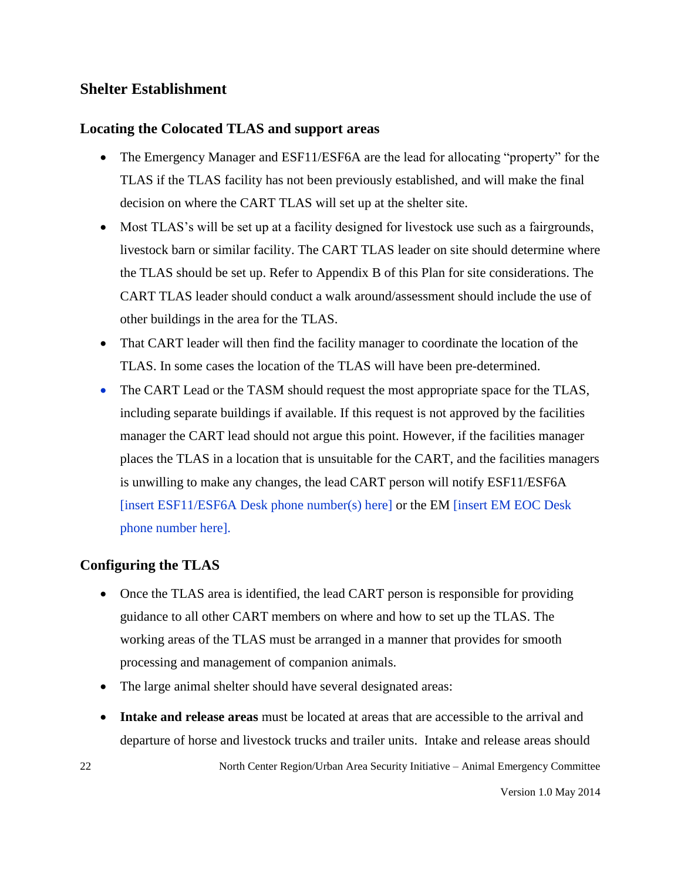## Shelter Establishment

### Locating the Colocated TLAS and support areas

- The Emergency Manager and ESF11/ESF6A are the lead for allocating "property" for the TLAS if the TLAS facility has not been previously established, and will make the final decision on where the CART TLAS will set up at the shelter site.
- Most TLAS's will be set up at a facility designed for livestock use such as a fairgrounds, livestock barn or similar facility. The CART TLAS leader on site should determine where the TLAS should be set up. Refer to Appendix B of this Plan for site considerations. The CART TLAS leader should conduct a walk around/assessment should include the use of other buildings in the area for the TLAS.
- That CART leader will then find the facility manager to coordinate the location of the TLAS. In some cases the location of the TLAS will have been pre-determined.
- The CART Lead or the TASM should request the most appropriate space for the TLAS, including separate buildings if available. If this request is not approved by the facilities manager the CART lead should not argue this point. However, if the facilities manager places the TLAS in a location that is unsuitable for the CART, and the facilities managers is unwilling to make any changes, the lead CART person will notify ESF11/ESF6A [insert ESF11/ESF6A Desk phone number(s) here] or the EM [insert EM EOC Desk phone number here].

### Configuring the TLAS

- Once the TLAS area is identified, the lead CART person is responsible for providing guidance to all other CART members on where and how to set up the TLAS. The working areas of the TLAS must be arranged in a manner that provides for smooth processing and management of companion animals.
- The large animal shelter should have several designated areas:
- **Intake and release areas** must be located at areas that are accessible to the arrival and departure of horse and livestock trucks and trailer units. Intake and release areas should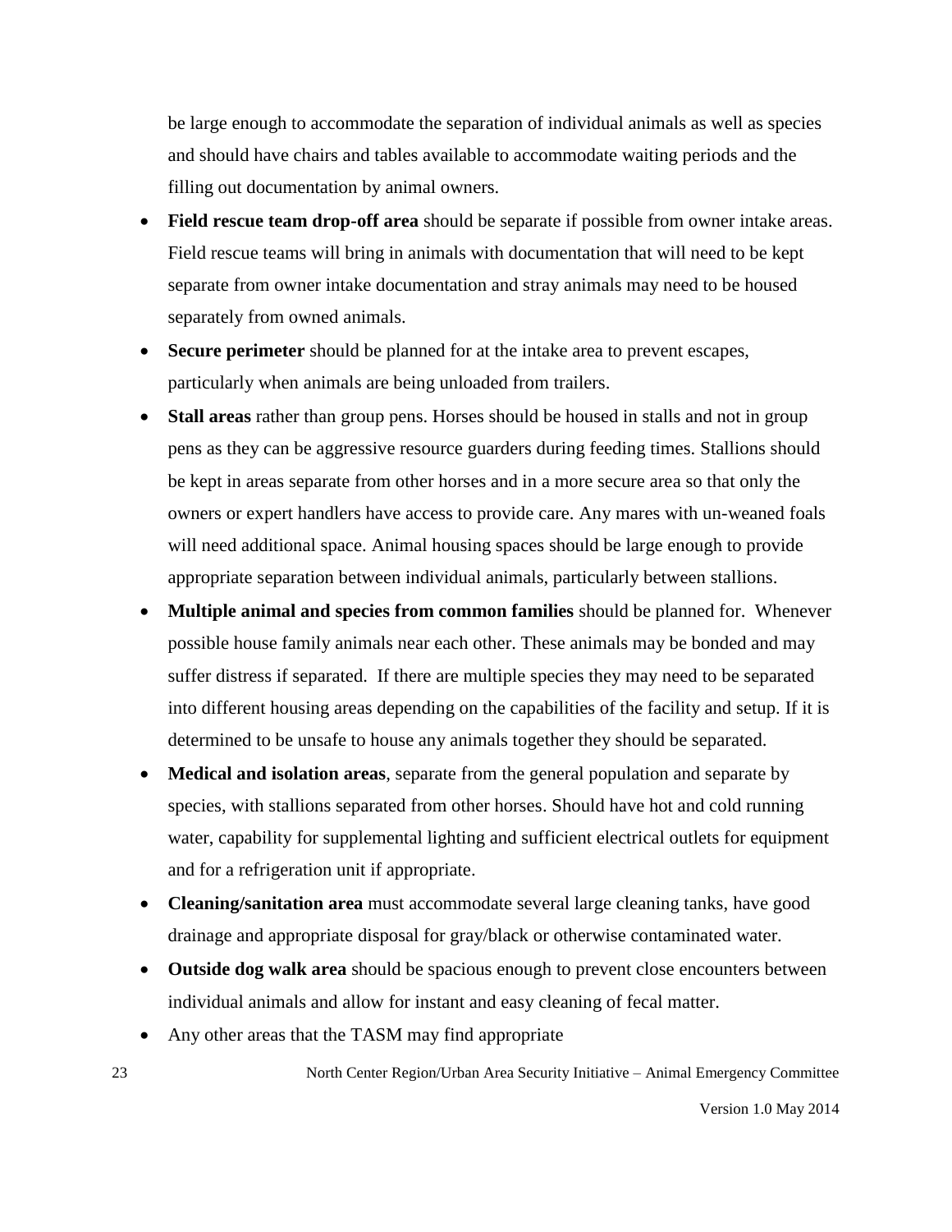be large enough to accommodate the separation of individual animals as well as species and should have chairs and tables available to accommodate waiting periods and the filling out documentation by animal owners.

- **Field rescue team drop-off area** should be separate if possible from owner intake areas. Field rescue teams will bring in animals with documentation that will need to be kept separate from owner intake documentation and stray animals may need to be housed separately from owned animals.
- **Secure perimeter** should be planned for at the intake area to prevent escapes, particularly when animals are being unloaded from trailers.
- **Stall areas** rather than group pens. Horses should be housed in stalls and not in group pens as they can be aggressive resource guarders during feeding times. Stallions should be kept in areas separate from other horses and in a more secure area so that only the owners or expert handlers have access to provide care. Any mares with un-weaned foals will need additional space. Animal housing spaces should be large enough to provide appropriate separation between individual animals, particularly between stallions.
- **Multiple animal and species from common families** should be planned for. Whenever possible house family animals near each other. These animals may be bonded and may suffer distress if separated. If there are multiple species they may need to be separated into different housing areas depending on the capabilities of the facility and setup. If it is determined to be unsafe to house any animals together they should be separated.
- **Medical and isolation areas**, separate from the general population and separate by species, with stallions separated from other horses. Should have hot and cold running water, capability for supplemental lighting and sufficient electrical outlets for equipment and for a refrigeration unit if appropriate.
- **Cleaning/sanitation area** must accommodate several large cleaning tanks, have good drainage and appropriate disposal for gray/black or otherwise contaminated water.
- **Outside dog walk area** should be spacious enough to prevent close encounters between individual animals and allow for instant and easy cleaning of fecal matter.
- Any other areas that the TASM may find appropriate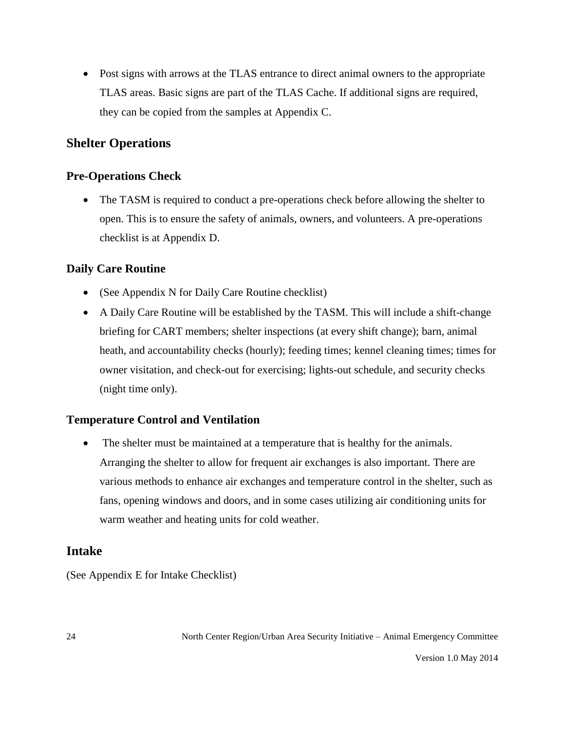- Post signs with arrows at the TLAS entrance to direct animal owners to the appropriate TLAS areas. Basic signs are part of the TLAS Cache. If additional signs are required, they can be copied from the samples at Appendix C.

## Shelter Operations

### Pre-Operations Check

- The TASM is required to conduct a pre-operations check before allowing the shelter to open. This is to ensure the safety of animals, owners, and volunteers. A pre-operations checklist is at Appendix D.

### Daily Care Routine

- (See Appendix N for Daily Care Routine checklist)
- A Daily Care Routine will be established by the TASM. This will include a shift-change briefing for CART members; shelter inspections (at every shift change); barn, animal heath, and accountability checks (hourly); feeding times; kennel cleaning times; times for owner visitation, and check-out for exercising; lights-out schedule, and security checks (night time only).

### Temperature Control and Ventilation

- The shelter must be maintained at a temperature that is healthy for the animals. Arranging the shelter to allow for frequent air exchanges is also important. There are various methods to enhance air exchanges and temperature control in the shelter, such as fans, opening windows and doors, and in some cases utilizing air conditioning units for warm weather and heating units for cold weather.

## Intake

(See Appendix E for Intake Checklist)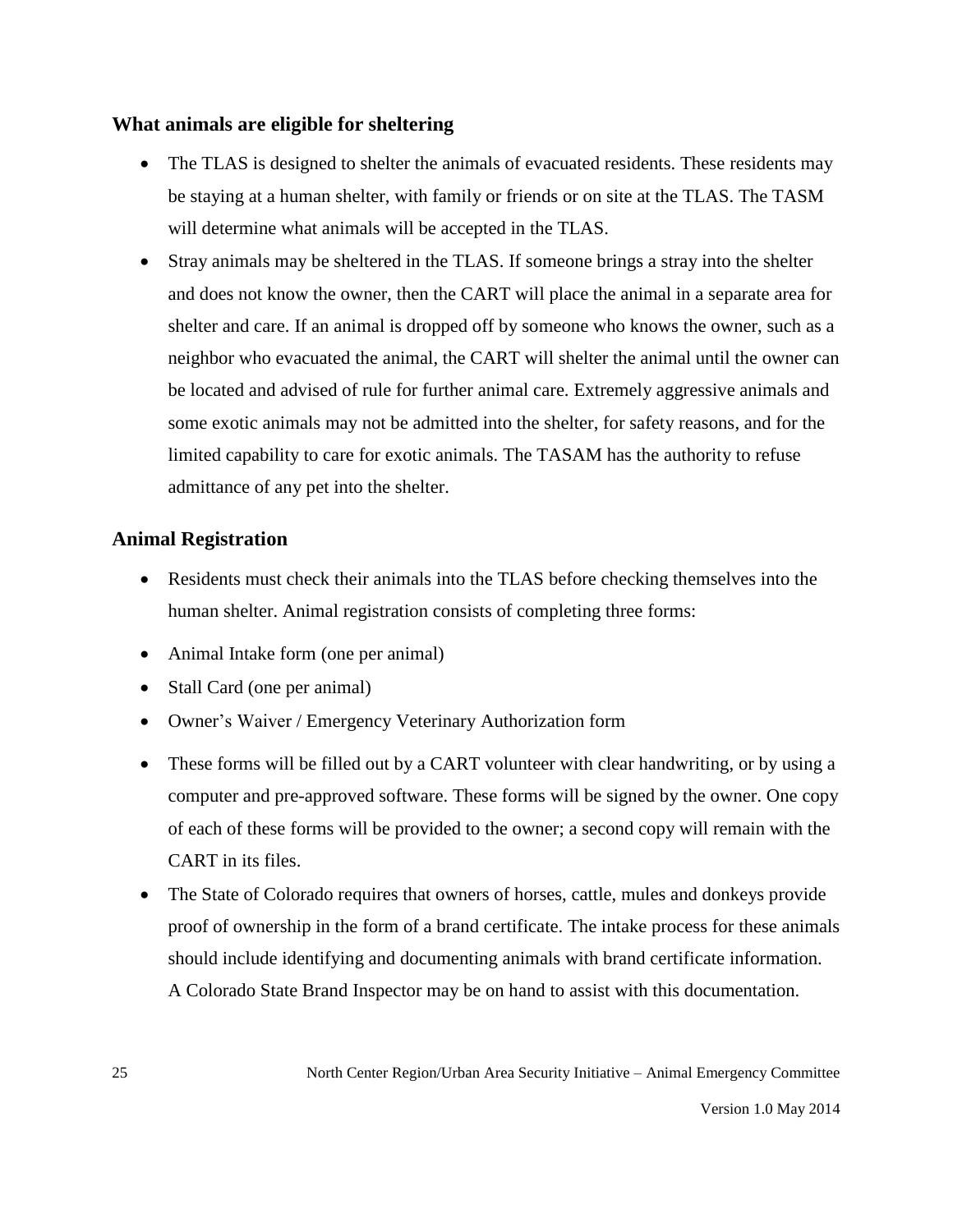### What animals are eligible for sheltering

- The TLAS is designed to shelter the animals of evacuated residents. These residents may be staying at a human shelter, with family or friends or on site at the TLAS. The TASM will determine what animals will be accepted in the TLAS.
- Stray animals may be sheltered in the TLAS. If someone brings a stray into the shelter and does not know the owner, then the CART will place the animal in a separate area for shelter and care. If an animal is dropped off by someone who knows the owner, such as a neighbor who evacuated the animal, the CART will shelter the animal until the owner can be located and advised of rule for further animal care. Extremely aggressive animals and some exotic animals may not be admitted into the shelter, for safety reasons, and for the limited capability to care for exotic animals. The TASAM has the authority to refuse admittance of any pet into the shelter.

### Animal Registration

- Residents must check their animals into the TLAS before checking themselves into the human shelter. Animal registration consists of completing three forms:
- Animal Intake form (one per animal)
- Stall Card (one per animal)
- Owner's Waiver / Emergency Veterinary Authorization form
- These forms will be filled out by a CART volunteer with clear handwriting, or by using a computer and pre-approved software. These forms will be signed by the owner. One copy of each of these forms will be provided to the owner; a second copy will remain with the CART in its files.
- The State of Colorado requires that owners of horses, cattle, mules and donkeys provide proof of ownership in the form of a brand certificate. The intake process for these animals should include identifying and documenting animals with brand certificate information. A Colorado State Brand Inspector may be on hand to assist with this documentation.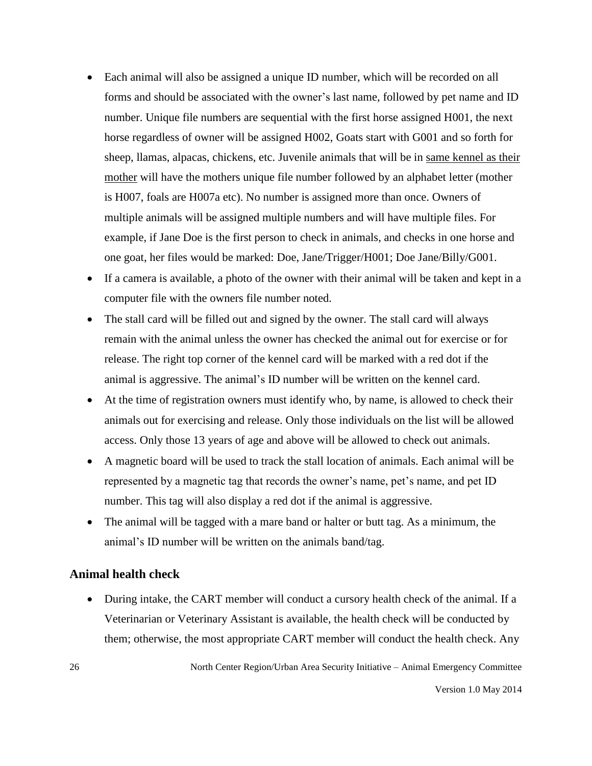- Each animal will also be assigned a unique ID number, which will be recorded on all forms and should be associated with the owner's last name, followed by pet name and ID number. Unique file numbers are sequential with the first horse assigned H001, the next horse regardless of owner will be assigned H002, Goats start with G001 and so forth for sheep, llamas, alpacas, chickens, etc. Juvenile animals that will be in <u>same kennel as their mother</u> will have the mothers unique file number followed by an alphabet letter (mother is H007, foals are H007a etc). No number is assigned more than once. Owners of multiple animals will be assigned multiple numbers and will have multiple files. For example, if Jane Doe is the first person to check in animals, and checks in one horse and one goat, her files would be marked: Doe, Jane/Trigger/H001; Doe Jane/Billy/G001.
- If a camera is available, a photo of the owner with their animal will be taken and kept in a computer file with the owners file number noted.
- The stall card will be filled out and signed by the owner. The stall card will always remain with the animal unless the owner has checked the animal out for exercise or for release. The right top corner of the kennel card will be marked with a red dot if the animal is aggressive. The animal's ID number will be written on the kennel card.
- At the time of registration owners must identify who, by name, is allowed to check their animals out for exercising and release. Only those individuals on the list will be allowed access. Only those 13 years of age and above will be allowed to check out animals.
- A magnetic board will be used to track the stall location of animals. Each animal will be represented by a magnetic tag that records the owner's name, pet's name, and pet ID number. This tag will also display a red dot if the animal is aggressive.
- The animal will be tagged with a mare band or halter or butt tag. As a minimum, the animal's ID number will be written on the animals band/tag.

### Animal health check

- During intake, the CART member will conduct a cursory health check of the animal. If a Veterinarian or Veterinary Assistant is available, the health check will be conducted by them; otherwise, the most appropriate CART member will conduct the health check. Any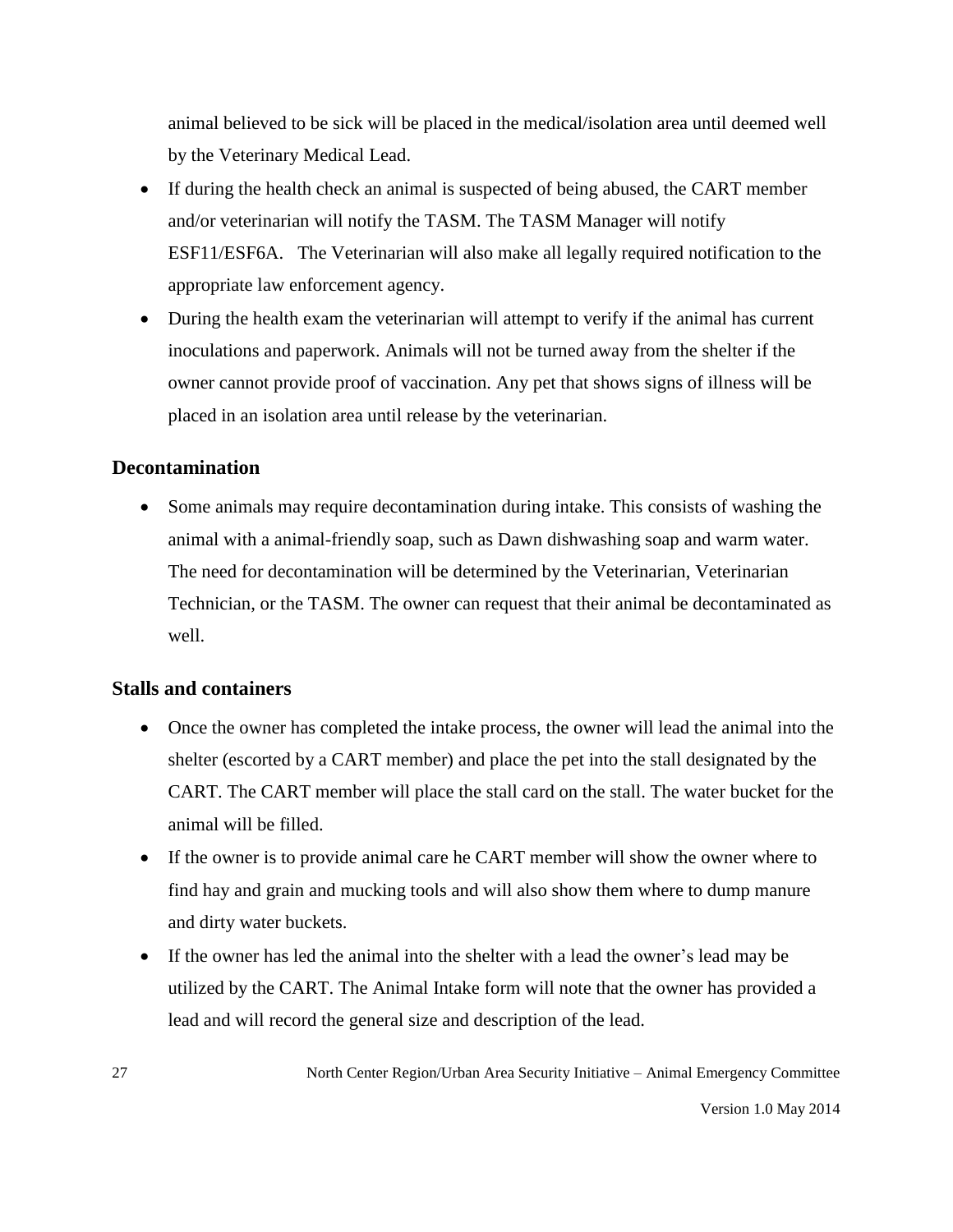animal believed to be sick will be placed in the medical/isolation area until deemed well by the Veterinary Medical Lead.

- If during the health check an animal is suspected of being abused, the CART member and/or veterinarian will notify the TASM. The TASM Manager will notify ESF11/ESF6A. The Veterinarian will also make all legally required notification to the appropriate law enforcement agency.
- During the health exam the veterinarian will attempt to verify if the animal has current inoculations and paperwork. Animals will not be turned away from the shelter if the owner cannot provide proof of vaccination. Any pet that shows signs of illness will be placed in an isolation area until release by the veterinarian.

### Decontamination

- Some animals may require decontamination during intake. This consists of washing the animal with a animal-friendly soap, such as Dawn dishwashing soap and warm water. The need for decontamination will be determined by the Veterinarian, Veterinarian Technician, or the TASM. The owner can request that their animal be decontaminated as well.

### Stalls and containers

- Once the owner has completed the intake process, the owner will lead the animal into the shelter (escorted by a CART member) and place the pet into the stall designated by the CART. The CART member will place the stall card on the stall. The water bucket for the animal will be filled.
- If the owner is to provide animal care he CART member will show the owner where to find hay and grain and mucking tools and will also show them where to dump manure and dirty water buckets.
- If the owner has led the animal into the shelter with a lead the owner's lead may be utilized by the CART. The Animal Intake form will note that the owner has provided a lead and will record the general size and description of the lead.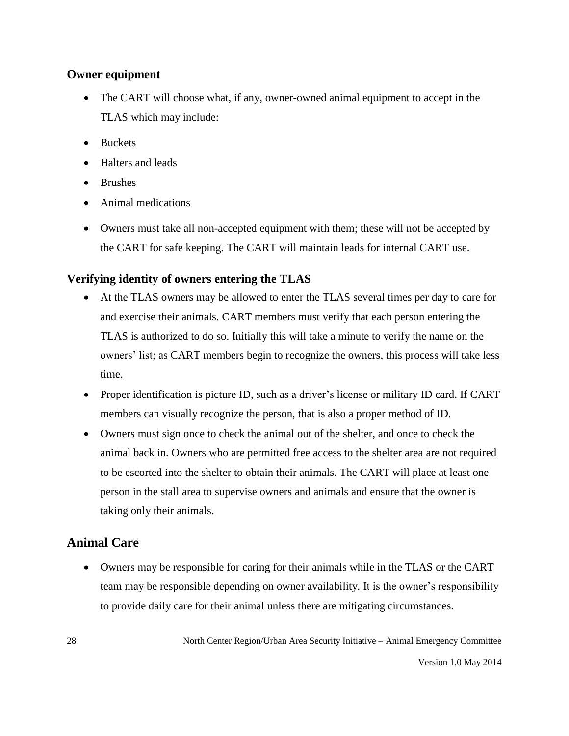### Owner equipment

- The CART will choose what, if any, owner-owned animal equipment to accept in the TLAS which may include:
- Buckets
- Halters and leads
- Brushes
- Animal medications
- Owners must take all non-accepted equipment with them; these will not be accepted by the CART for safe keeping. The CART will maintain leads for internal CART use.

### Verifying identity of owners entering the TLAS

- At the TLAS owners may be allowed to enter the TLAS several times per day to care for and exercise their animals. CART members must verify that each person entering the TLAS is authorized to do so. Initially this will take a minute to verify the name on the owners' list; as CART members begin to recognize the owners, this process will take less time.
- Proper identification is picture ID, such as a driver's license or military ID card. If CART members can visually recognize the person, that is also a proper method of ID.
- Owners must sign once to check the animal out of the shelter, and once to check the animal back in. Owners who are permitted free access to the shelter area are not required to be escorted into the shelter to obtain their animals. The CART will place at least one person in the stall area to supervise owners and animals and ensure that the owner is taking only their animals.

## Animal Care

- Owners may be responsible for caring for their animals while in the TLAS or the CART team may be responsible depending on owner availability. It is the owner's responsibility to provide daily care for their animal unless there are mitigating circumstances.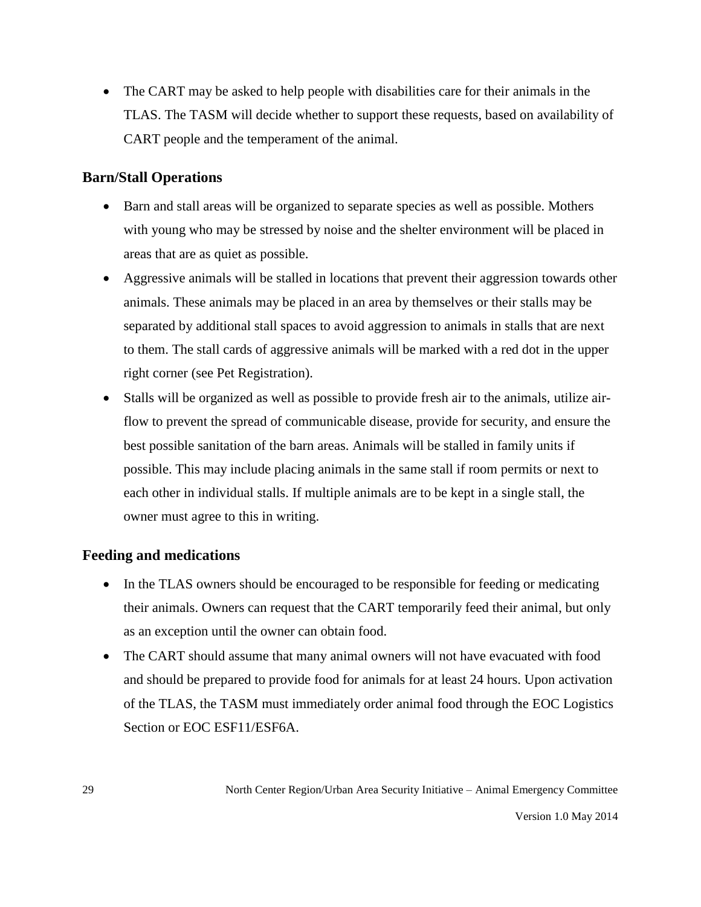- The CART may be asked to help people with disabilities care for their animals in the TLAS. The TASM will decide whether to support these requests, based on availability of CART people and the temperament of the animal.

### Barn/Stall Operations

- Barn and stall areas will be organized to separate species as well as possible. Mothers with young who may be stressed by noise and the shelter environment will be placed in areas that are as quiet as possible.
- Aggressive animals will be stalled in locations that prevent their aggression towards other animals. These animals may be placed in an area by themselves or their stalls may be separated by additional stall spaces to avoid aggression to animals in stalls that are next to them. The stall cards of aggressive animals will be marked with a red dot in the upper right corner (see Pet Registration).
- Stalls will be organized as well as possible to provide fresh air to the animals, utilize air-flow to prevent the spread of communicable disease, provide for security, and ensure the best possible sanitation of the barn areas. Animals will be stalled in family units if possible. This may include placing animals in the same stall if room permits or next to each other in individual stalls. If multiple animals are to be kept in a single stall, the owner must agree to this in writing.

### Feeding and medications

- In the TLAS owners should be encouraged to be responsible for feeding or medicating their animals. Owners can request that the CART temporarily feed their animal, but only as an exception until the owner can obtain food.
- The CART should assume that many animal owners will not have evacuated with food and should be prepared to provide food for animals for at least 24 hours. Upon activation of the TLAS, the TASM must immediately order animal food through the EOC Logistics Section or EOC ESF11/ESF6A.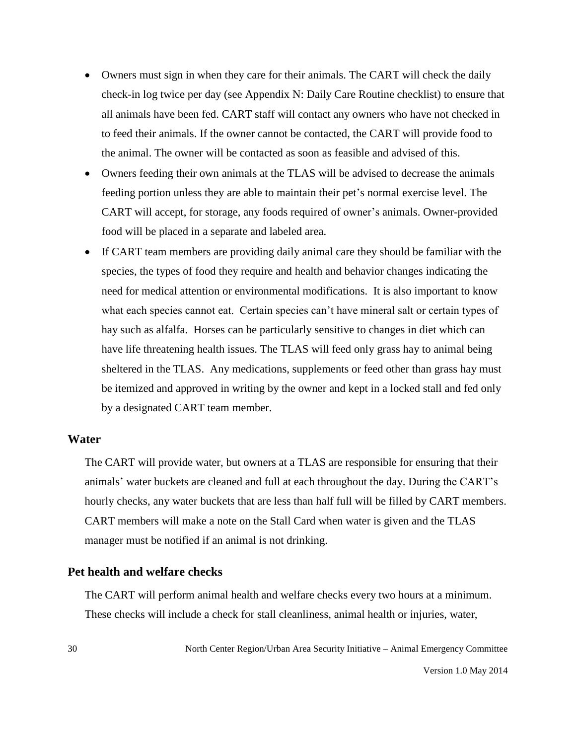- Owners must sign in when they care for their animals. The CART will check the daily check-in log twice per day (see Appendix N: Daily Care Routine checklist) to ensure that all animals have been fed. CART staff will contact any owners who have not checked in to feed their animals. If the owner cannot be contacted, the CART will provide food to the animal. The owner will be contacted as soon as feasible and advised of this.
- Owners feeding their own animals at the TLAS will be advised to decrease the animals feeding portion unless they are able to maintain their pet's normal exercise level. The CART will accept, for storage, any foods required of owner's animals. Owner-provided food will be placed in a separate and labeled area.
- If CART team members are providing daily animal care they should be familiar with the species, the types of food they require and health and behavior changes indicating the need for medical attention or environmental modifications. It is also important to know what each species cannot eat. Certain species can't have mineral salt or certain types of hay such as alfalfa. Horses can be particularly sensitive to changes in diet which can have life threatening health issues. The TLAS will feed only grass hay to animal being sheltered in the TLAS. Any medications, supplements or feed other than grass hay must be itemized and approved in writing by the owner and kept in a locked stall and fed only by a designated CART team member.

### Water

The CART will provide water, but owners at a TLAS are responsible for ensuring that their animals' water buckets are cleaned and full at each throughout the day. During the CART's hourly checks, any water buckets that are less than half full will be filled by CART members. CART members will make a note on the Stall Card when water is given and the TLAS manager must be notified if an animal is not drinking.

### Pet health and welfare checks

The CART will perform animal health and welfare checks every two hours at a minimum. These checks will include a check for stall cleanliness, animal health or injuries, water,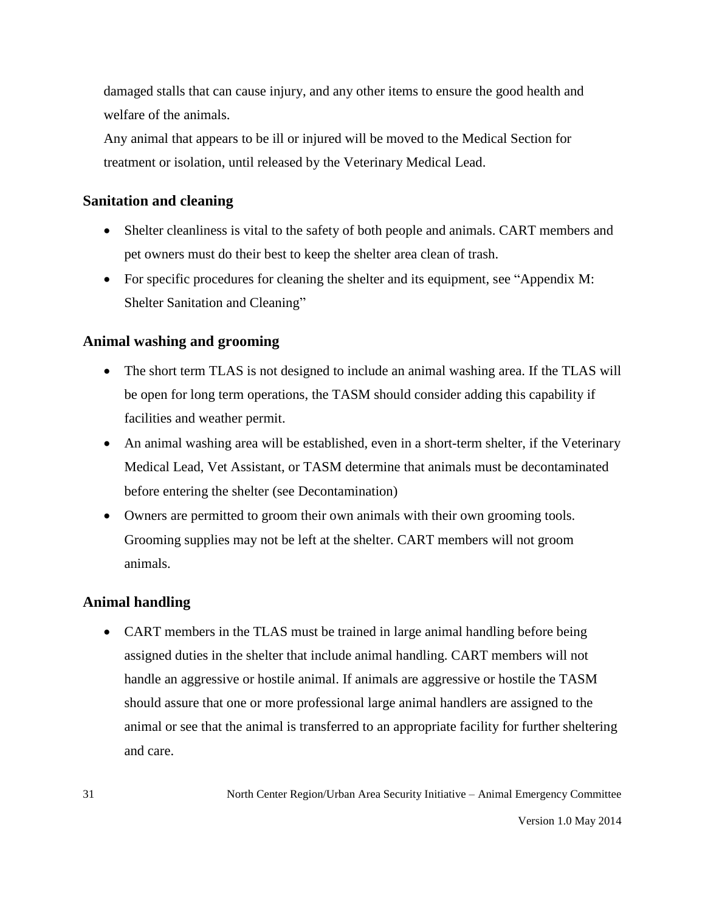damaged stalls that can cause injury, and any other items to ensure the good health and welfare of the animals.

Any animal that appears to be ill or injured will be moved to the Medical Section for treatment or isolation, until released by the Veterinary Medical Lead.

### Sanitation and cleaning

- Shelter cleanliness is vital to the safety of both people and animals. CART members and pet owners must do their best to keep the shelter area clean of trash.
- For specific procedures for cleaning the shelter and its equipment, see "Appendix M: Shelter Sanitation and Cleaning"

### Animal washing and grooming

- The short term TLAS is not designed to include an animal washing area. If the TLAS will be open for long term operations, the TASM should consider adding this capability if facilities and weather permit.
- An animal washing area will be established, even in a short-term shelter, if the Veterinary Medical Lead, Vet Assistant, or TASM determine that animals must be decontaminated before entering the shelter (see Decontamination)
- Owners are permitted to groom their own animals with their own grooming tools. Grooming supplies may not be left at the shelter. CART members will not groom animals.

### Animal handling

- CART members in the TLAS must be trained in large animal handling before being assigned duties in the shelter that include animal handling. CART members will not handle an aggressive or hostile animal. If animals are aggressive or hostile the TASM should assure that one or more professional large animal handlers are assigned to the animal or see that the animal is transferred to an appropriate facility for further sheltering and care.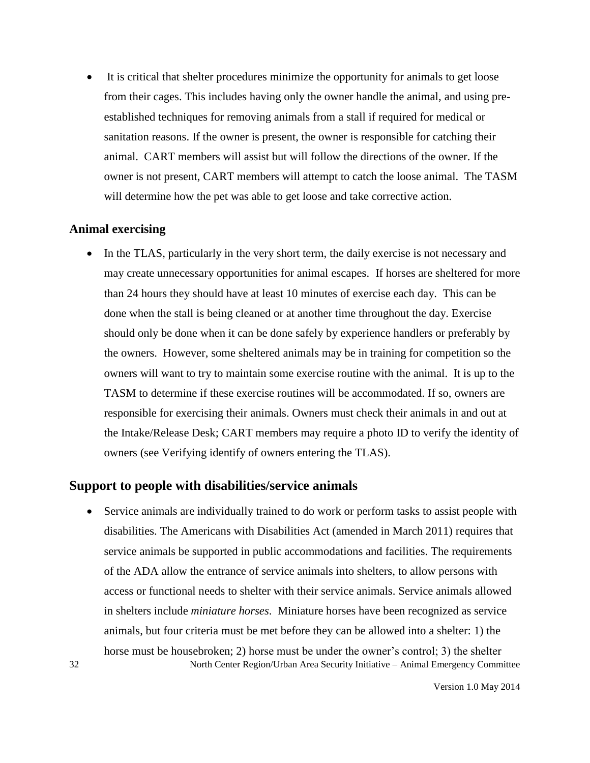- It is critical that shelter procedures minimize the opportunity for animals to get loose from their cages. This includes having only the owner handle the animal, and using pre-established techniques for removing animals from a stall if required for medical or sanitation reasons. If the owner is present, the owner is responsible for catching their animal. CART members will assist but will follow the directions of the owner. If the owner is not present, CART members will attempt to catch the loose animal. The TASM will determine how the pet was able to get loose and take corrective action.

### Animal exercising

- In the TLAS, particularly in the very short term, the daily exercise is not necessary and may create unnecessary opportunities for animal escapes. If horses are sheltered for more than 24 hours they should have at least 10 minutes of exercise each day. This can be done when the stall is being cleaned or at another time throughout the day. Exercise should only be done when it can be done safely by experience handlers or preferably by the owners. However, some sheltered animals may be in training for competition so the owners will want to try to maintain some exercise routine with the animal. It is up to the TASM to determine if these exercise routines will be accommodated. If so, owners are responsible for exercising their animals. Owners must check their animals in and out at the Intake/Release Desk; CART members may require a photo ID to verify the identity of owners (see Verifying identify of owners entering the TLAS).

## Support to people with disabilities/service animals

- Service animals are individually trained to do work or perform tasks to assist people with disabilities. The Americans with Disabilities Act (amended in March 2011) requires that service animals be supported in public accommodations and facilities. The requirements of the ADA allow the entrance of service animals into shelters, to allow persons with access or functional needs to shelter with their service animals. Service animals allowed in shelters include *miniature horses*. Miniature horses have been recognized as service animals, but four criteria must be met before they can be allowed into a shelter: 1) the horse must be housebroken; 2) horse must be under the owner's control; 3) the shelter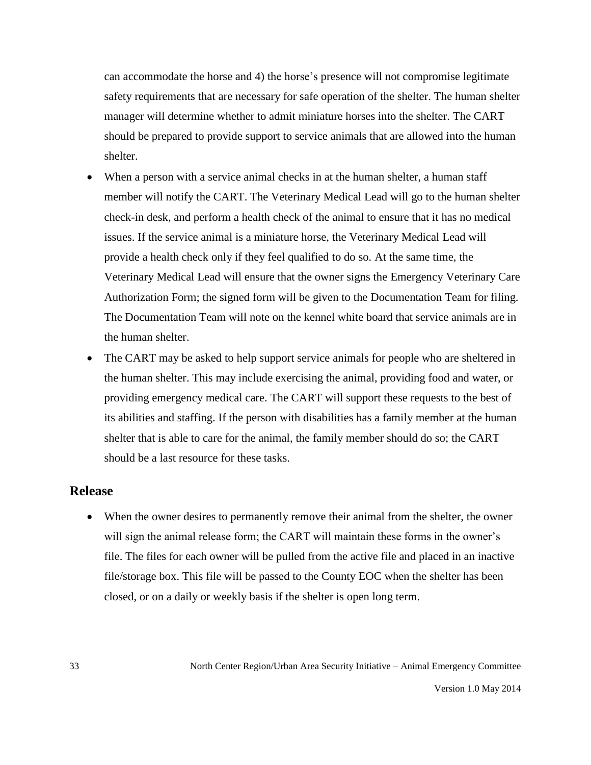can accommodate the horse and 4) the horse's presence will not compromise legitimate safety requirements that are necessary for safe operation of the shelter. The human shelter manager will determine whether to admit miniature horses into the shelter. The CART should be prepared to provide support to service animals that are allowed into the human shelter.

- When a person with a service animal checks in at the human shelter, a human staff member will notify the CART. The Veterinary Medical Lead will go to the human shelter check-in desk, and perform a health check of the animal to ensure that it has no medical issues. If the service animal is a miniature horse, the Veterinary Medical Lead will provide a health check only if they feel qualified to do so. At the same time, the Veterinary Medical Lead will ensure that the owner signs the Emergency Veterinary Care Authorization Form; the signed form will be given to the Documentation Team for filing. The Documentation Team will note on the kennel white board that service animals are in the human shelter.
- The CART may be asked to help support service animals for people who are sheltered in the human shelter. This may include exercising the animal, providing food and water, or providing emergency medical care. The CART will support these requests to the best of its abilities and staffing. If the person with disabilities has a family member at the human shelter that is able to care for the animal, the family member should do so; the CART should be a last resource for these tasks.

## Release

- When the owner desires to permanently remove their animal from the shelter, the owner will sign the animal release form; the CART will maintain these forms in the owner's file. The files for each owner will be pulled from the active file and placed in an inactive file/storage box. This file will be passed to the County EOC when the shelter has been closed, or on a daily or weekly basis if the shelter is open long term.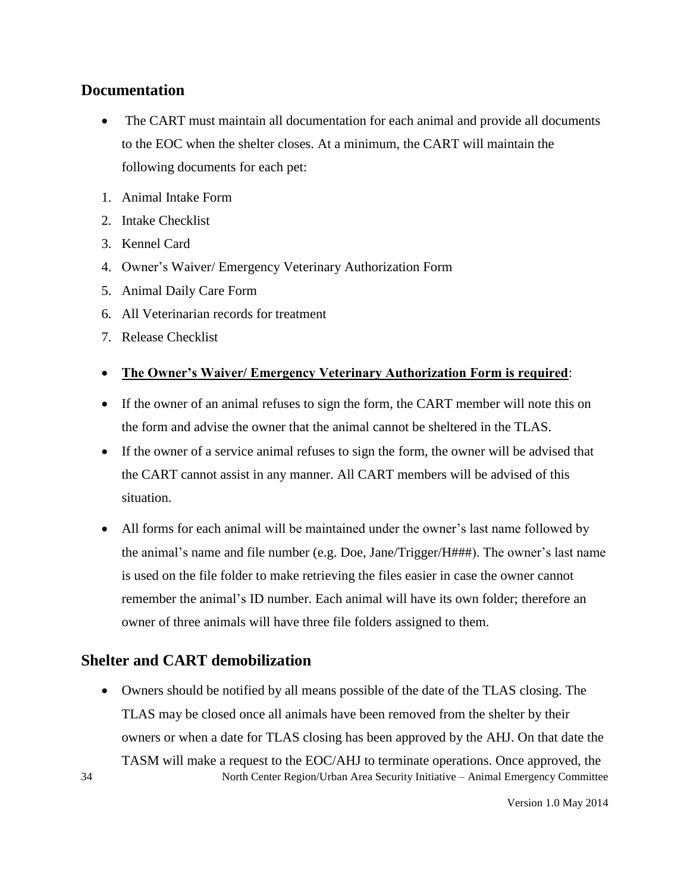## Documentation

- The CART must maintain all documentation for each animal and provide all documents to the EOC when the shelter closes. At a minimum, the CART will maintain the following documents for each pet:

1. Animal Intake Form
2. Intake Checklist
3. Kennel Card
4. Owner's Waiver/ Emergency Veterinary Authorization Form
5. Animal Daily Care Form
6. All Veterinarian records for treatment
7. Release Checklist

- **The Owner's Waiver/ Emergency Veterinary Authorization Form is required**:
- If the owner of an animal refuses to sign the form, the CART member will note this on the form and advise the owner that the animal cannot be sheltered in the TLAS.
- If the owner of a service animal refuses to sign the form, the owner will be advised that the CART cannot assist in any manner. All CART members will be advised of this situation.
- All forms for each animal will be maintained under the owner's last name followed by the animal's name and file number (e.g. Doe, Jane/Trigger/H###). The owner's last name is used on the file folder to make retrieving the files easier in case the owner cannot remember the animal's ID number. Each animal will have its own folder; therefore an owner of three animals will have three file folders assigned to them.

## Shelter and CART demobilization

- Owners should be notified by all means possible of the date of the TLAS closing. The TLAS may be closed once all animals have been removed from the shelter by their owners or when a date for TLAS closing has been approved by the AHJ. On that date the TASM will make a request to the EOC/AHJ to terminate operations. Once approved, the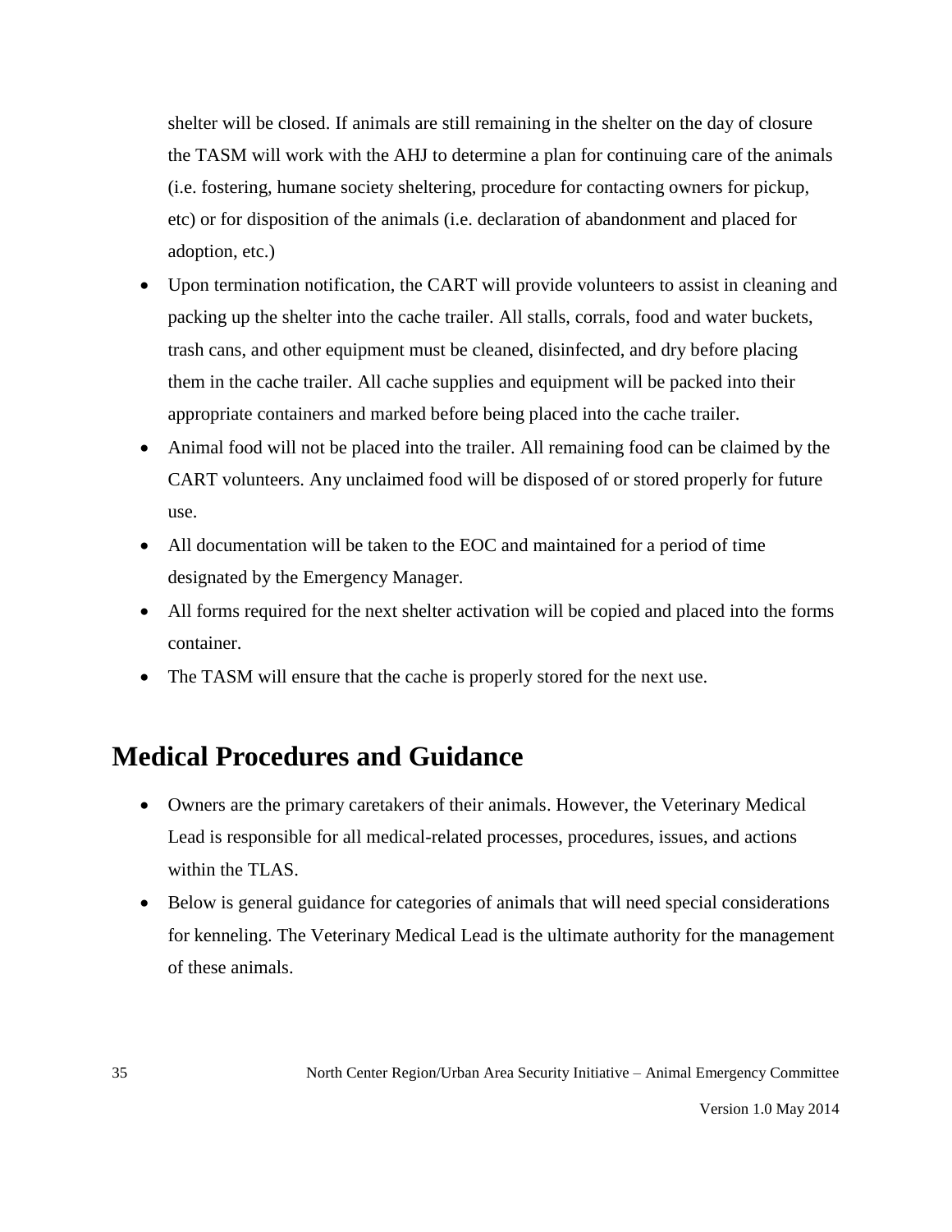shelter will be closed. If animals are still remaining in the shelter on the day of closure the TASM will work with the AHJ to determine a plan for continuing care of the animals (i.e. fostering, humane society sheltering, procedure for contacting owners for pickup, etc) or for disposition of the animals (i.e. declaration of abandonment and placed for adoption, etc.)

- Upon termination notification, the CART will provide volunteers to assist in cleaning and packing up the shelter into the cache trailer. All stalls, corrals, food and water buckets, trash cans, and other equipment must be cleaned, disinfected, and dry before placing them in the cache trailer. All cache supplies and equipment will be packed into their appropriate containers and marked before being placed into the cache trailer.
- Animal food will not be placed into the trailer. All remaining food can be claimed by the CART volunteers. Any unclaimed food will be disposed of or stored properly for future use.
- All documentation will be taken to the EOC and maintained for a period of time designated by the Emergency Manager.
- All forms required for the next shelter activation will be copied and placed into the forms container.
- The TASM will ensure that the cache is properly stored for the next use.

# Medical Procedures and Guidance

- Owners are the primary caretakers of their animals. However, the Veterinary Medical Lead is responsible for all medical-related processes, procedures, issues, and actions within the TLAS.
- Below is general guidance for categories of animals that will need special considerations for kenneling. The Veterinary Medical Lead is the ultimate authority for the management of these animals.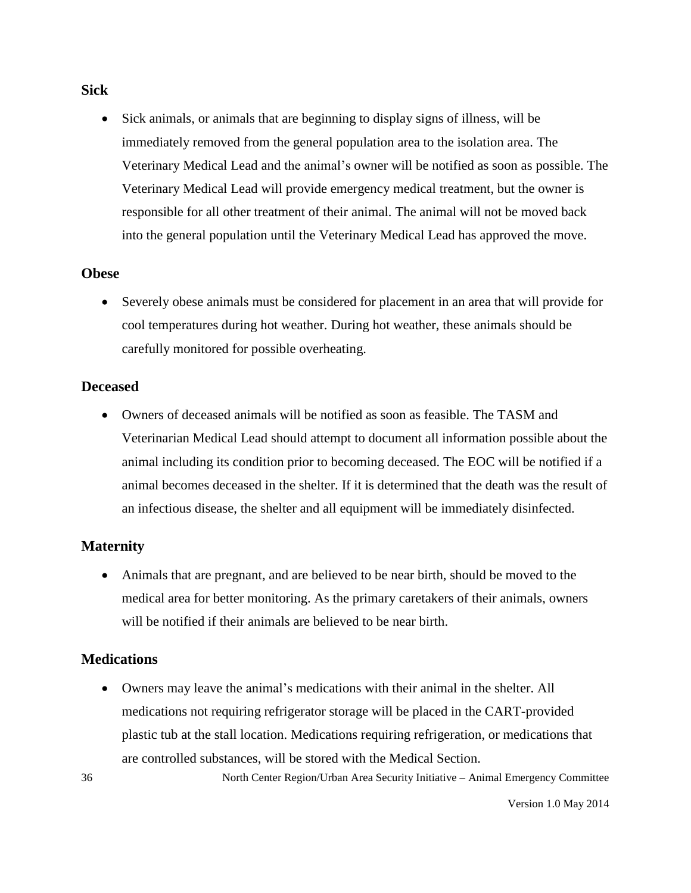### Sick

- Sick animals, or animals that are beginning to display signs of illness, will be immediately removed from the general population area to the isolation area. The Veterinary Medical Lead and the animal's owner will be notified as soon as possible. The Veterinary Medical Lead will provide emergency medical treatment, but the owner is responsible for all other treatment of their animal. The animal will not be moved back into the general population until the Veterinary Medical Lead has approved the move.

### Obese

- Severely obese animals must be considered for placement in an area that will provide for cool temperatures during hot weather. During hot weather, these animals should be carefully monitored for possible overheating.

### Deceased

- Owners of deceased animals will be notified as soon as feasible. The TASM and Veterinarian Medical Lead should attempt to document all information possible about the animal including its condition prior to becoming deceased. The EOC will be notified if a animal becomes deceased in the shelter. If it is determined that the death was the result of an infectious disease, the shelter and all equipment will be immediately disinfected.

### Maternity

- Animals that are pregnant, and are believed to be near birth, should be moved to the medical area for better monitoring. As the primary caretakers of their animals, owners will be notified if their animals are believed to be near birth.

### Medications

- Owners may leave the animal's medications with their animal in the shelter. All medications not requiring refrigerator storage will be placed in the CART-provided plastic tub at the stall location. Medications requiring refrigeration, or medications that are controlled substances, will be stored with the Medical Section.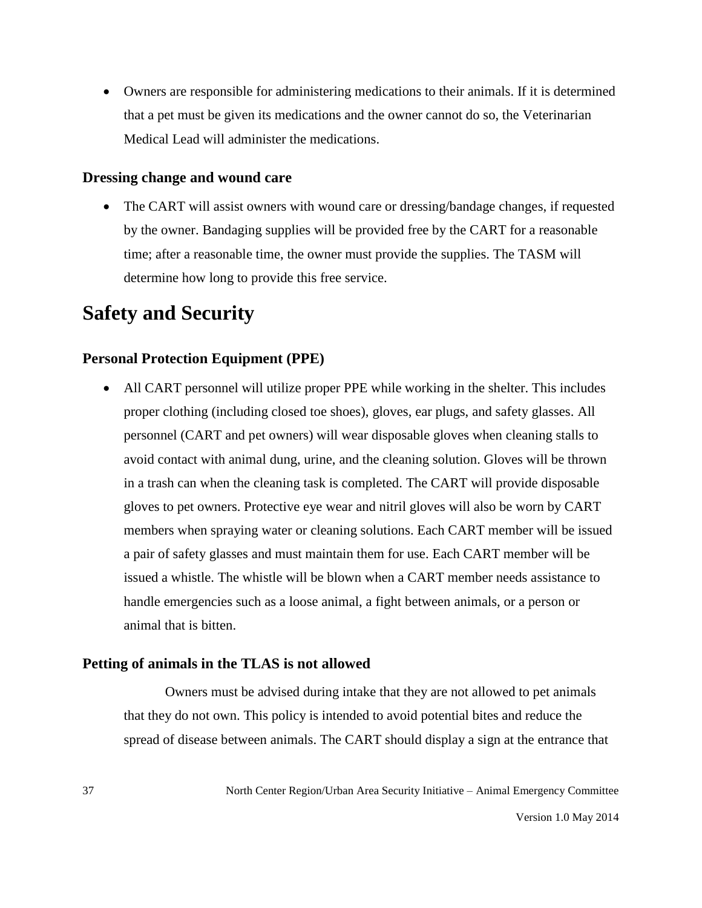- Owners are responsible for administering medications to their animals. If it is determined that a pet must be given its medications and the owner cannot do so, the Veterinarian Medical Lead will administer the medications.

### Dressing change and wound care

- The CART will assist owners with wound care or dressing/bandage changes, if requested by the owner. Bandaging supplies will be provided free by the CART for a reasonable time; after a reasonable time, the owner must provide the supplies. The TASM will determine how long to provide this free service.

## Safety and Security

### Personal Protection Equipment (PPE)

- All CART personnel will utilize proper PPE while working in the shelter. This includes proper clothing (including closed toe shoes), gloves, ear plugs, and safety glasses. All personnel (CART and pet owners) will wear disposable gloves when cleaning stalls to avoid contact with animal dung, urine, and the cleaning solution. Gloves will be thrown in a trash can when the cleaning task is completed. The CART will provide disposable gloves to pet owners. Protective eye wear and nitril gloves will also be worn by CART members when spraying water or cleaning solutions. Each CART member will be issued a pair of safety glasses and must maintain them for use. Each CART member will be issued a whistle. The whistle will be blown when a CART member needs assistance to handle emergencies such as a loose animal, a fight between animals, or a person or animal that is bitten.

### Petting of animals in the TLAS is not allowed

Owners must be advised during intake that they are not allowed to pet animals that they do not own. This policy is intended to avoid potential bites and reduce the spread of disease between animals. The CART should display a sign at the entrance that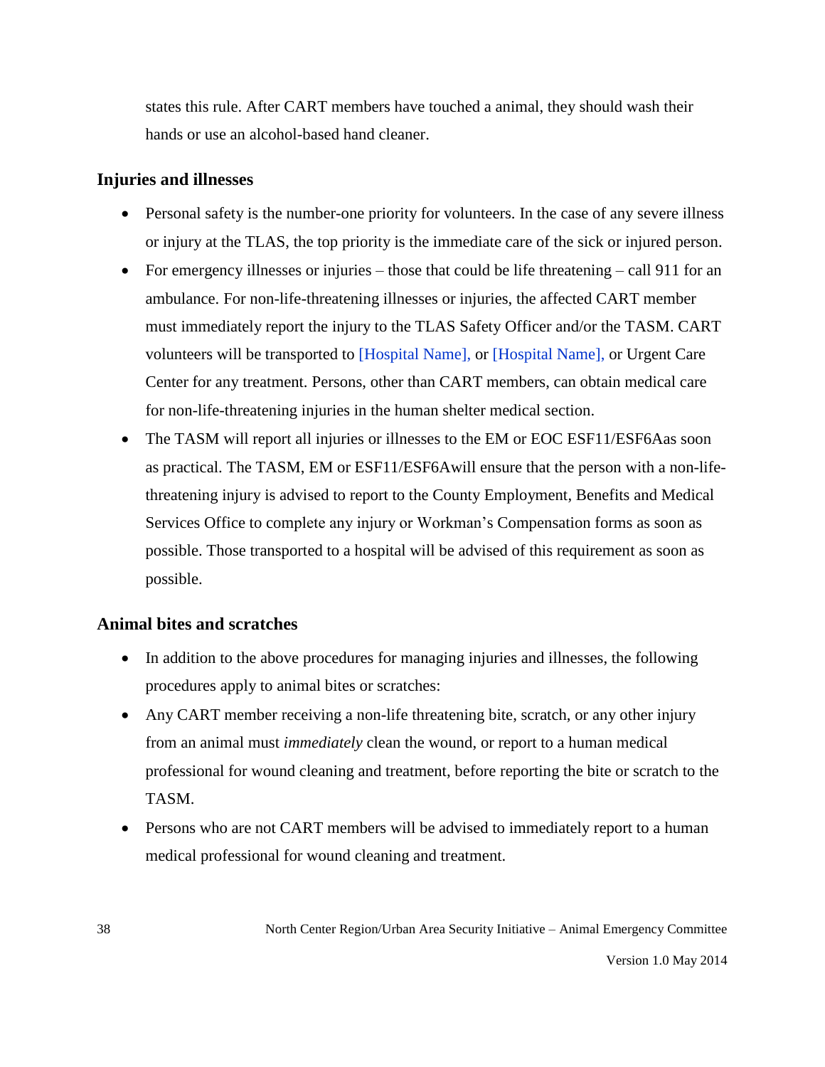states this rule. After CART members have touched a animal, they should wash their hands or use an alcohol-based hand cleaner.

### Injuries and illnesses

- Personal safety is the number-one priority for volunteers. In the case of any severe illness or injury at the TLAS, the top priority is the immediate care of the sick or injured person.
- For emergency illnesses or injuries – those that could be life threatening – call 911 for an ambulance. For non-life-threatening illnesses or injuries, the affected CART member must immediately report the injury to the TLAS Safety Officer and/or the TASM. CART volunteers will be transported to [Hospital Name], or [Hospital Name], or Urgent Care Center for any treatment. Persons, other than CART members, can obtain medical care for non-life-threatening injuries in the human shelter medical section.
- The TASM will report all injuries or illnesses to the EM or EOC ESF11/ESF6Aas soon as practical. The TASM, EM or ESF11/ESF6Awill ensure that the person with a non-life-threatening injury is advised to report to the County Employment, Benefits and Medical Services Office to complete any injury or Workman's Compensation forms as soon as possible. Those transported to a hospital will be advised of this requirement as soon as possible.

### Animal bites and scratches

- In addition to the above procedures for managing injuries and illnesses, the following procedures apply to animal bites or scratches:
- Any CART member receiving a non-life threatening bite, scratch, or any other injury from an animal must *immediately* clean the wound, or report to a human medical professional for wound cleaning and treatment, before reporting the bite or scratch to the TASM.
- Persons who are not CART members will be advised to immediately report to a human medical professional for wound cleaning and treatment.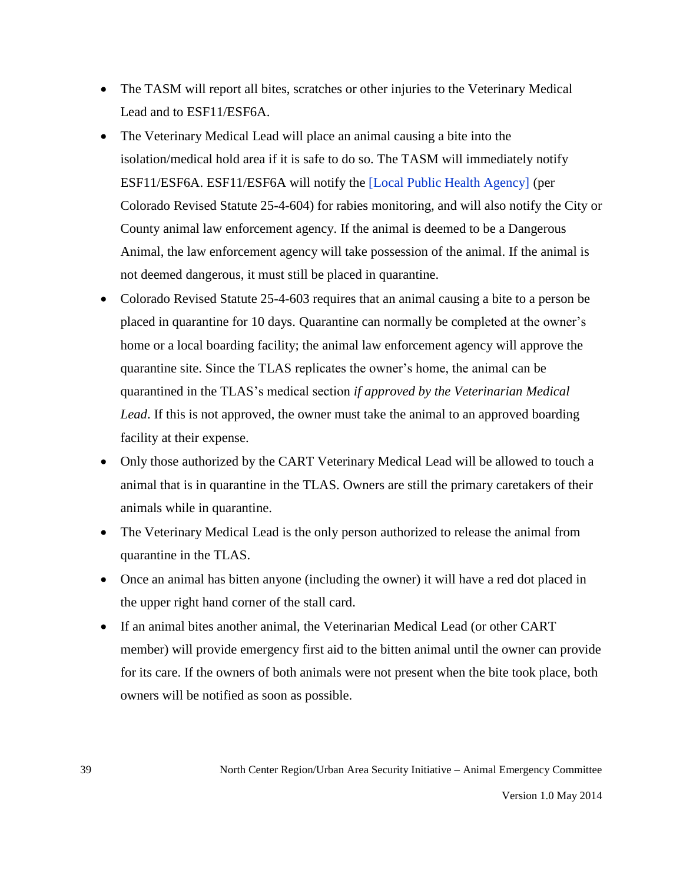- The TASM will report all bites, scratches or other injuries to the Veterinary Medical Lead and to ESF11/ESF6A.
- The Veterinary Medical Lead will place an animal causing a bite into the isolation/medical hold area if it is safe to do so. The TASM will immediately notify ESF11/ESF6A. ESF11/ESF6A will notify the [Local Public Health Agency] (per Colorado Revised Statute 25-4-604) for rabies monitoring, and will also notify the City or County animal law enforcement agency. If the animal is deemed to be a Dangerous Animal, the law enforcement agency will take possession of the animal. If the animal is not deemed dangerous, it must still be placed in quarantine.
- Colorado Revised Statute 25-4-603 requires that an animal causing a bite to a person be placed in quarantine for 10 days. Quarantine can normally be completed at the owner's home or a local boarding facility; the animal law enforcement agency will approve the quarantine site. Since the TLAS replicates the owner's home, the animal can be quarantined in the TLAS's medical section *if approved by the Veterinarian Medical Lead*. If this is not approved, the owner must take the animal to an approved boarding facility at their expense.
- Only those authorized by the CART Veterinary Medical Lead will be allowed to touch a animal that is in quarantine in the TLAS. Owners are still the primary caretakers of their animals while in quarantine.
- The Veterinary Medical Lead is the only person authorized to release the animal from quarantine in the TLAS.
- Once an animal has bitten anyone (including the owner) it will have a red dot placed in the upper right hand corner of the stall card.
- If an animal bites another animal, the Veterinarian Medical Lead (or other CART member) will provide emergency first aid to the bitten animal until the owner can provide for its care. If the owners of both animals were not present when the bite took place, both owners will be notified as soon as possible.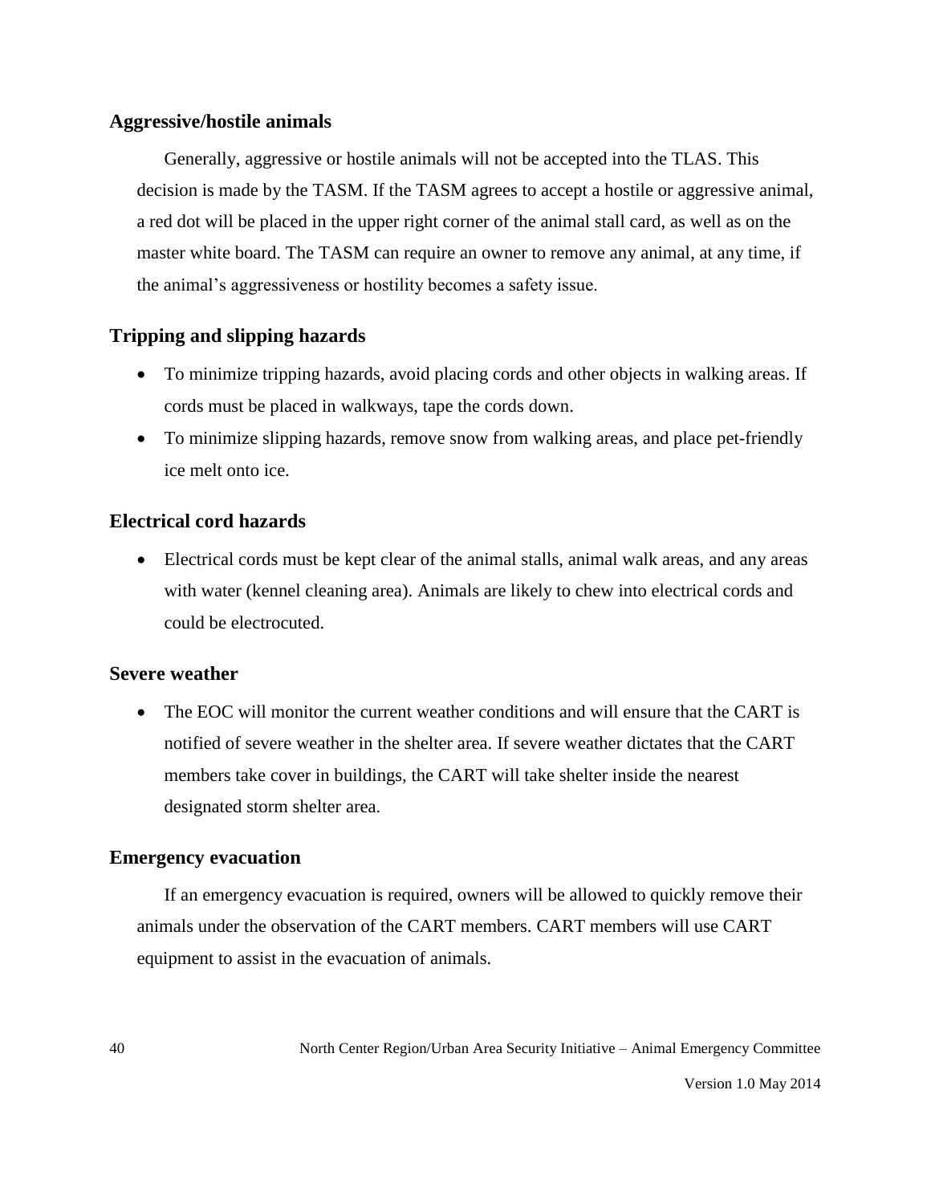### Aggressive/hostile animals

Generally, aggressive or hostile animals will not be accepted into the TLAS. This decision is made by the TASM. If the TASM agrees to accept a hostile or aggressive animal, a red dot will be placed in the upper right corner of the animal stall card, as well as on the master white board. The TASM can require an owner to remove any animal, at any time, if the animal's aggressiveness or hostility becomes a safety issue.

### Tripping and slipping hazards

- To minimize tripping hazards, avoid placing cords and other objects in walking areas. If cords must be placed in walkways, tape the cords down.
- To minimize slipping hazards, remove snow from walking areas, and place pet-friendly ice melt onto ice.

### Electrical cord hazards

- Electrical cords must be kept clear of the animal stalls, animal walk areas, and any areas with water (kennel cleaning area). Animals are likely to chew into electrical cords and could be electrocuted.

### Severe weather

- The EOC will monitor the current weather conditions and will ensure that the CART is notified of severe weather in the shelter area. If severe weather dictates that the CART members take cover in buildings, the CART will take shelter inside the nearest designated storm shelter area.

### Emergency evacuation

If an emergency evacuation is required, owners will be allowed to quickly remove their animals under the observation of the CART members. CART members will use CART equipment to assist in the evacuation of animals.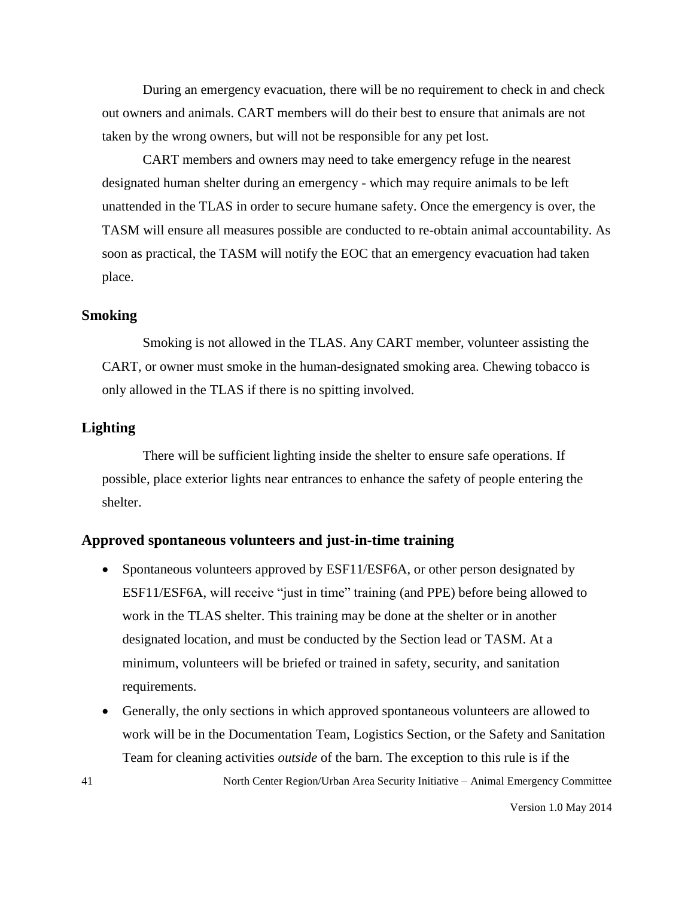During an emergency evacuation, there will be no requirement to check in and check out owners and animals. CART members will do their best to ensure that animals are not taken by the wrong owners, but will not be responsible for any pet lost.

CART members and owners may need to take emergency refuge in the nearest designated human shelter during an emergency - which may require animals to be left unattended in the TLAS in order to secure humane safety. Once the emergency is over, the TASM will ensure all measures possible are conducted to re-obtain animal accountability. As soon as practical, the TASM will notify the EOC that an emergency evacuation had taken place.

### Smoking

Smoking is not allowed in the TLAS. Any CART member, volunteer assisting the CART, or owner must smoke in the human-designated smoking area. Chewing tobacco is only allowed in the TLAS if there is no spitting involved.

### Lighting

There will be sufficient lighting inside the shelter to ensure safe operations. If possible, place exterior lights near entrances to enhance the safety of people entering the shelter.

### Approved spontaneous volunteers and just-in-time training

- Spontaneous volunteers approved by ESF11/ESF6A, or other person designated by ESF11/ESF6A, will receive "just in time" training (and PPE) before being allowed to work in the TLAS shelter. This training may be done at the shelter or in another designated location, and must be conducted by the Section lead or TASM. At a minimum, volunteers will be briefed or trained in safety, security, and sanitation requirements.
- Generally, the only sections in which approved spontaneous volunteers are allowed to work will be in the Documentation Team, Logistics Section, or the Safety and Sanitation Team for cleaning activities *outside* of the barn. The exception to this rule is if the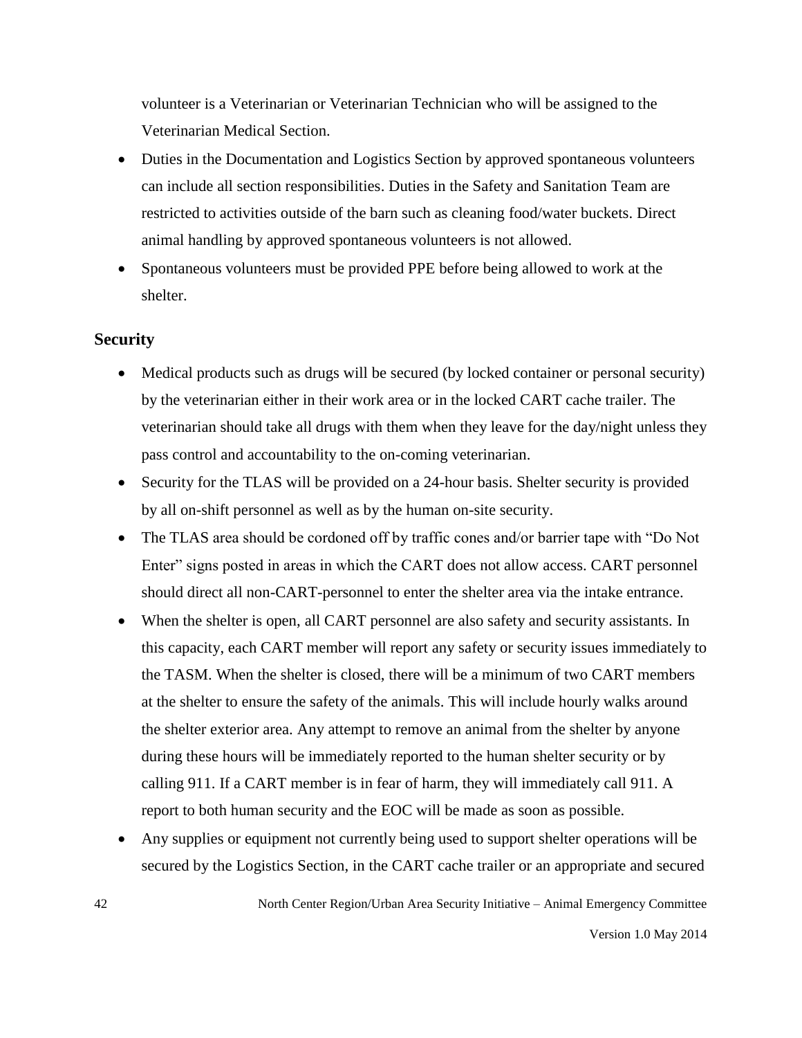volunteer is a Veterinarian or Veterinarian Technician who will be assigned to the Veterinarian Medical Section.

- Duties in the Documentation and Logistics Section by approved spontaneous volunteers can include all section responsibilities. Duties in the Safety and Sanitation Team are restricted to activities outside of the barn such as cleaning food/water buckets. Direct animal handling by approved spontaneous volunteers is not allowed.
- Spontaneous volunteers must be provided PPE before being allowed to work at the shelter.

## Security

- Medical products such as drugs will be secured (by locked container or personal security) by the veterinarian either in their work area or in the locked CART cache trailer. The veterinarian should take all drugs with them when they leave for the day/night unless they pass control and accountability to the on-coming veterinarian.
- Security for the TLAS will be provided on a 24-hour basis. Shelter security is provided by all on-shift personnel as well as by the human on-site security.
- The TLAS area should be cordoned off by traffic cones and/or barrier tape with "Do Not Enter" signs posted in areas in which the CART does not allow access. CART personnel should direct all non-CART-personnel to enter the shelter area via the intake entrance.
- When the shelter is open, all CART personnel are also safety and security assistants. In this capacity, each CART member will report any safety or security issues immediately to the TASM. When the shelter is closed, there will be a minimum of two CART members at the shelter to ensure the safety of the animals. This will include hourly walks around the shelter exterior area. Any attempt to remove an animal from the shelter by anyone during these hours will be immediately reported to the human shelter security or by calling 911. If a CART member is in fear of harm, they will immediately call 911. A report to both human security and the EOC will be made as soon as possible.
- Any supplies or equipment not currently being used to support shelter operations will be secured by the Logistics Section, in the CART cache trailer or an appropriate and secured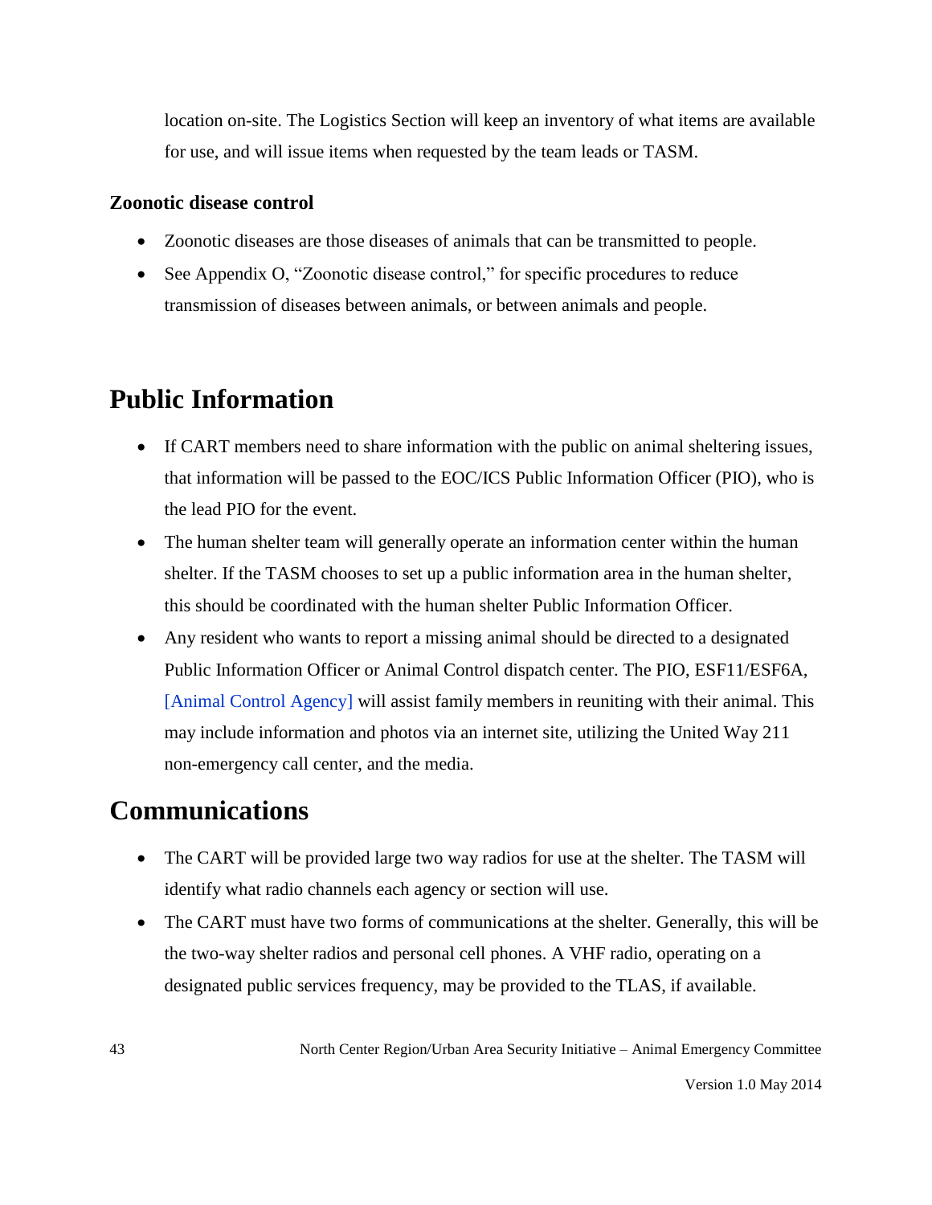location on-site. The Logistics Section will keep an inventory of what items are available for use, and will issue items when requested by the team leads or TASM.

### Zoonotic disease control

- Zoonotic diseases are those diseases of animals that can be transmitted to people.
- See Appendix O, "Zoonotic disease control," for specific procedures to reduce transmission of diseases between animals, or between animals and people.

## Public Information

- If CART members need to share information with the public on animal sheltering issues, that information will be passed to the EOC/ICS Public Information Officer (PIO), who is the lead PIO for the event.
- The human shelter team will generally operate an information center within the human shelter. If the TASM chooses to set up a public information area in the human shelter, this should be coordinated with the human shelter Public Information Officer.
- Any resident who wants to report a missing animal should be directed to a designated Public Information Officer or Animal Control dispatch center. The PIO, ESF11/ESF6A, [Animal Control Agency] will assist family members in reuniting with their animal. This may include information and photos via an internet site, utilizing the United Way 211 non-emergency call center, and the media.

## Communications

- The CART will be provided large two way radios for use at the shelter. The TASM will identify what radio channels each agency or section will use.
- The CART must have two forms of communications at the shelter. Generally, this will be the two-way shelter radios and personal cell phones. A VHF radio, operating on a designated public services frequency, may be provided to the TLAS, if available.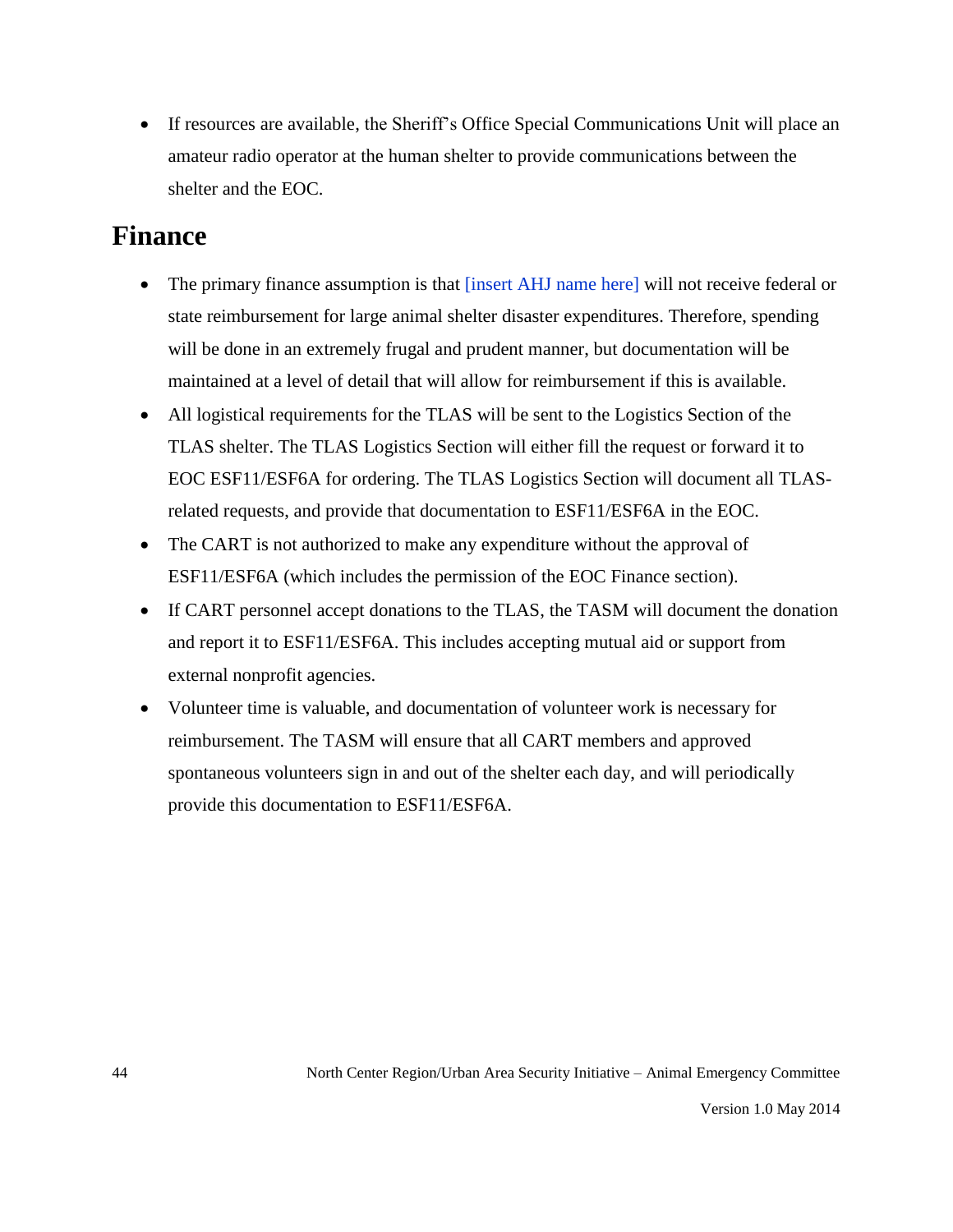- If resources are available, the Sheriff's Office Special Communications Unit will place an amateur radio operator at the human shelter to provide communications between the shelter and the EOC.

## Finance

- The primary finance assumption is that [insert AHJ name here] will not receive federal or state reimbursement for large animal shelter disaster expenditures. Therefore, spending will be done in an extremely frugal and prudent manner, but documentation will be maintained at a level of detail that will allow for reimbursement if this is available.
- All logistical requirements for the TLAS will be sent to the Logistics Section of the TLAS shelter. The TLAS Logistics Section will either fill the request or forward it to EOC ESF11/ESF6A for ordering. The TLAS Logistics Section will document all TLAS-related requests, and provide that documentation to ESF11/ESF6A in the EOC.
- The CART is not authorized to make any expenditure without the approval of ESF11/ESF6A (which includes the permission of the EOC Finance section).
- If CART personnel accept donations to the TLAS, the TASM will document the donation and report it to ESF11/ESF6A. This includes accepting mutual aid or support from external nonprofit agencies.
- Volunteer time is valuable, and documentation of volunteer work is necessary for reimbursement. The TASM will ensure that all CART members and approved spontaneous volunteers sign in and out of the shelter each day, and will periodically provide this documentation to ESF11/ESF6A.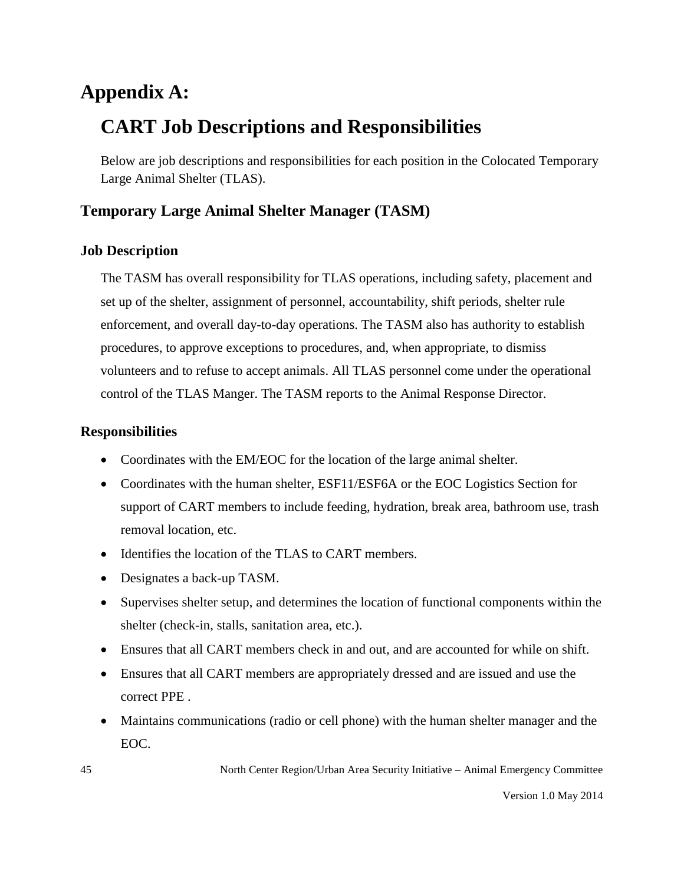# Appendix A:

## CART Job Descriptions and Responsibilities

Below are job descriptions and responsibilities for each position in the Colocated Temporary Large Animal Shelter (TLAS).

### Temporary Large Animal Shelter Manager (TASM)

#### Job Description

The TASM has overall responsibility for TLAS operations, including safety, placement and set up of the shelter, assignment of personnel, accountability, shift periods, shelter rule enforcement, and overall day-to-day operations. The TASM also has authority to establish procedures, to approve exceptions to procedures, and, when appropriate, to dismiss volunteers and to refuse to accept animals. All TLAS personnel come under the operational control of the TLAS Manger. The TASM reports to the Animal Response Director.

#### Responsibilities

- Coordinates with the EM/EOC for the location of the large animal shelter.
- Coordinates with the human shelter, ESF11/ESF6A or the EOC Logistics Section for support of CART members to include feeding, hydration, break area, bathroom use, trash removal location, etc.
- Identifies the location of the TLAS to CART members.
- Designates a back-up TASM.
- Supervises shelter setup, and determines the location of functional components within the shelter (check-in, stalls, sanitation area, etc.).
- Ensures that all CART members check in and out, and are accounted for while on shift.
- Ensures that all CART members are appropriately dressed and are issued and use the correct PPE .
- Maintains communications (radio or cell phone) with the human shelter manager and the EOC.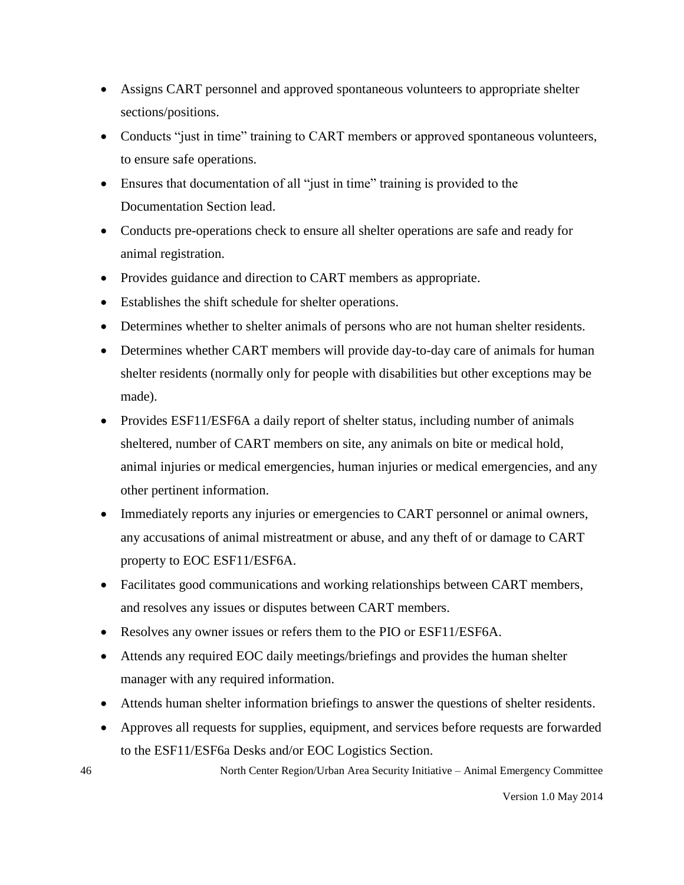- Assigns CART personnel and approved spontaneous volunteers to appropriate shelter sections/positions.
- Conducts “just in time” training to CART members or approved spontaneous volunteers, to ensure safe operations.
- Ensures that documentation of all “just in time” training is provided to the Documentation Section lead.
- Conducts pre-operations check to ensure all shelter operations are safe and ready for animal registration.
- Provides guidance and direction to CART members as appropriate.
- Establishes the shift schedule for shelter operations.
- Determines whether to shelter animals of persons who are not human shelter residents.
- Determines whether CART members will provide day-to-day care of animals for human shelter residents (normally only for people with disabilities but other exceptions may be made).
- Provides ESF11/ESF6A a daily report of shelter status, including number of animals sheltered, number of CART members on site, any animals on bite or medical hold, animal injuries or medical emergencies, human injuries or medical emergencies, and any other pertinent information.
- Immediately reports any injuries or emergencies to CART personnel or animal owners, any accusations of animal mistreatment or abuse, and any theft of or damage to CART property to EOC ESF11/ESF6A.
- Facilitates good communications and working relationships between CART members, and resolves any issues or disputes between CART members.
- Resolves any owner issues or refers them to the PIO or ESF11/ESF6A.
- Attends any required EOC daily meetings/briefings and provides the human shelter manager with any required information.
- Attends human shelter information briefings to answer the questions of shelter residents.
- Approves all requests for supplies, equipment, and services before requests are forwarded to the ESF11/ESF6a Desks and/or EOC Logistics Section.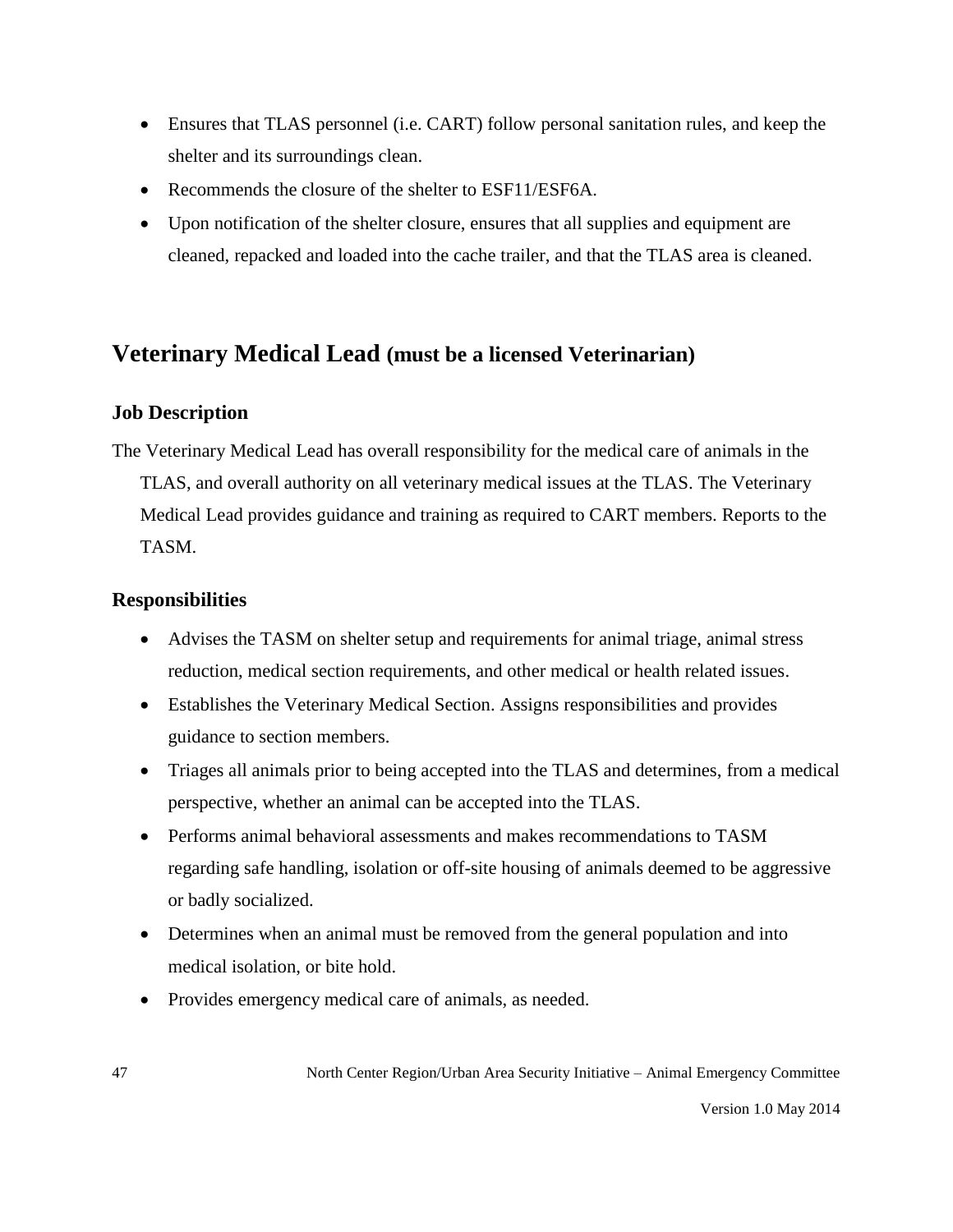- Ensures that TLAS personnel (i.e. CART) follow personal sanitation rules, and keep the shelter and its surroundings clean.
- Recommends the closure of the shelter to ESF11/ESF6A.
- Upon notification of the shelter closure, ensures that all supplies and equipment are cleaned, repacked and loaded into the cache trailer, and that the TLAS area is cleaned.

## Veterinary Medical Lead (must be a licensed Veterinarian)

### Job Description

The Veterinary Medical Lead has overall responsibility for the medical care of animals in the TLAS, and overall authority on all veterinary medical issues at the TLAS. The Veterinary Medical Lead provides guidance and training as required to CART members. Reports to the TASM.

### Responsibilities

- Advises the TASM on shelter setup and requirements for animal triage, animal stress reduction, medical section requirements, and other medical or health related issues.
- Establishes the Veterinary Medical Section. Assigns responsibilities and provides guidance to section members.
- Triages all animals prior to being accepted into the TLAS and determines, from a medical perspective, whether an animal can be accepted into the TLAS.
- Performs animal behavioral assessments and makes recommendations to TASM regarding safe handling, isolation or off-site housing of animals deemed to be aggressive or badly socialized.
- Determines when an animal must be removed from the general population and into medical isolation, or bite hold.
- Provides emergency medical care of animals, as needed.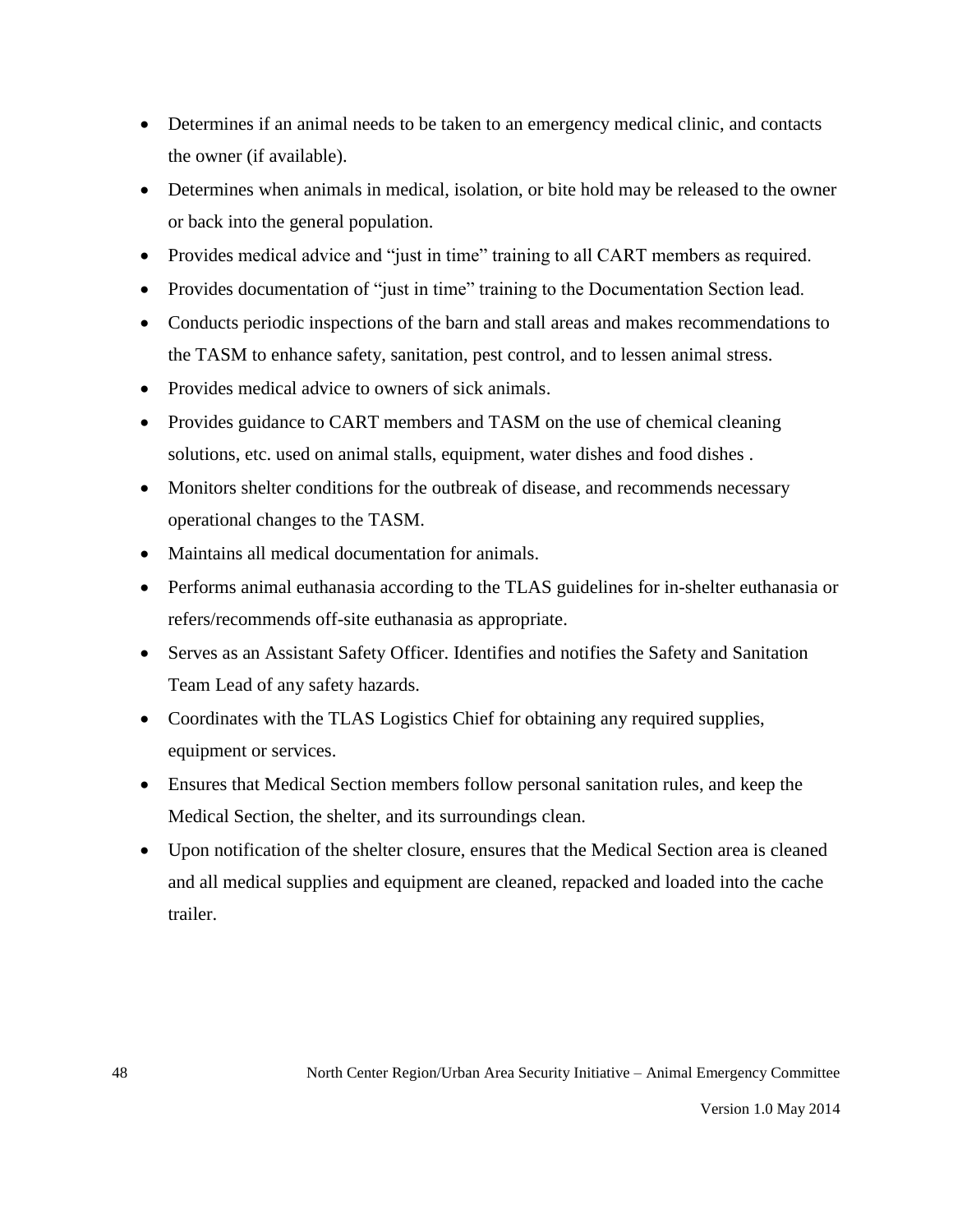- Determines if an animal needs to be taken to an emergency medical clinic, and contacts the owner (if available).
- Determines when animals in medical, isolation, or bite hold may be released to the owner or back into the general population.
- Provides medical advice and "just in time" training to all CART members as required.
- Provides documentation of "just in time" training to the Documentation Section lead.
- Conducts periodic inspections of the barn and stall areas and makes recommendations to the TASM to enhance safety, sanitation, pest control, and to lessen animal stress.
- Provides medical advice to owners of sick animals.
- Provides guidance to CART members and TASM on the use of chemical cleaning solutions, etc. used on animal stalls, equipment, water dishes and food dishes .
- Monitors shelter conditions for the outbreak of disease, and recommends necessary operational changes to the TASM.
- Maintains all medical documentation for animals.
- Performs animal euthanasia according to the TLAS guidelines for in-shelter euthanasia or refers/recommends off-site euthanasia as appropriate.
- Serves as an Assistant Safety Officer. Identifies and notifies the Safety and Sanitation Team Lead of any safety hazards.
- Coordinates with the TLAS Logistics Chief for obtaining any required supplies, equipment or services.
- Ensures that Medical Section members follow personal sanitation rules, and keep the Medical Section, the shelter, and its surroundings clean.
- Upon notification of the shelter closure, ensures that the Medical Section area is cleaned and all medical supplies and equipment are cleaned, repacked and loaded into the cache trailer.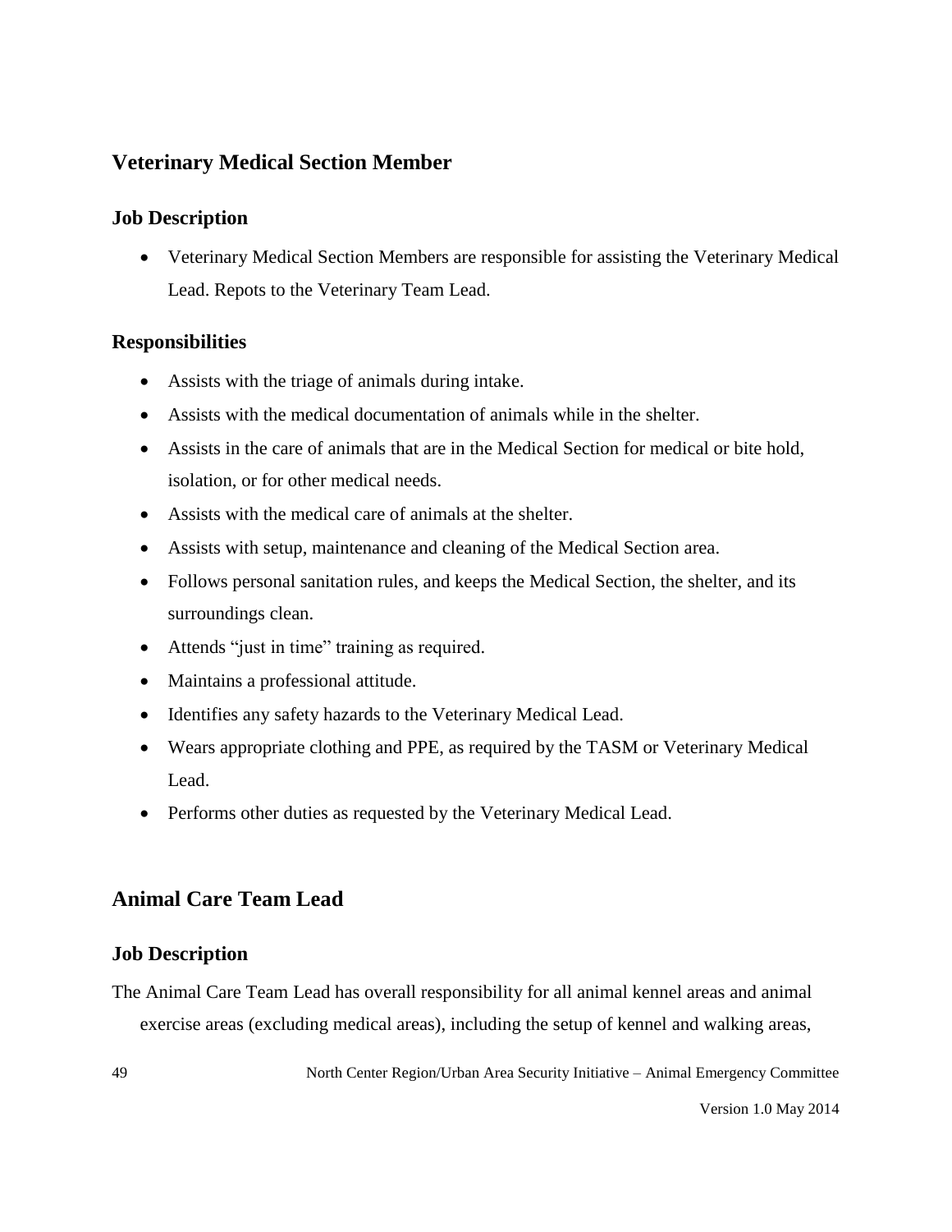## Veterinary Medical Section Member

### Job Description

- Veterinary Medical Section Members are responsible for assisting the Veterinary Medical Lead. Repots to the Veterinary Team Lead.

### Responsibilities

- Assists with the triage of animals during intake.
- Assists with the medical documentation of animals while in the shelter.
- Assists in the care of animals that are in the Medical Section for medical or bite hold, isolation, or for other medical needs.
- Assists with the medical care of animals at the shelter.
- Assists with setup, maintenance and cleaning of the Medical Section area.
- Follows personal sanitation rules, and keeps the Medical Section, the shelter, and its surroundings clean.
- Attends "just in time" training as required.
- Maintains a professional attitude.
- Identifies any safety hazards to the Veterinary Medical Lead.
- Wears appropriate clothing and PPE, as required by the TASM or Veterinary Medical Lead.
- Performs other duties as requested by the Veterinary Medical Lead.

## Animal Care Team Lead

### Job Description

The Animal Care Team Lead has overall responsibility for all animal kennel areas and animal exercise areas (excluding medical areas), including the setup of kennel and walking areas,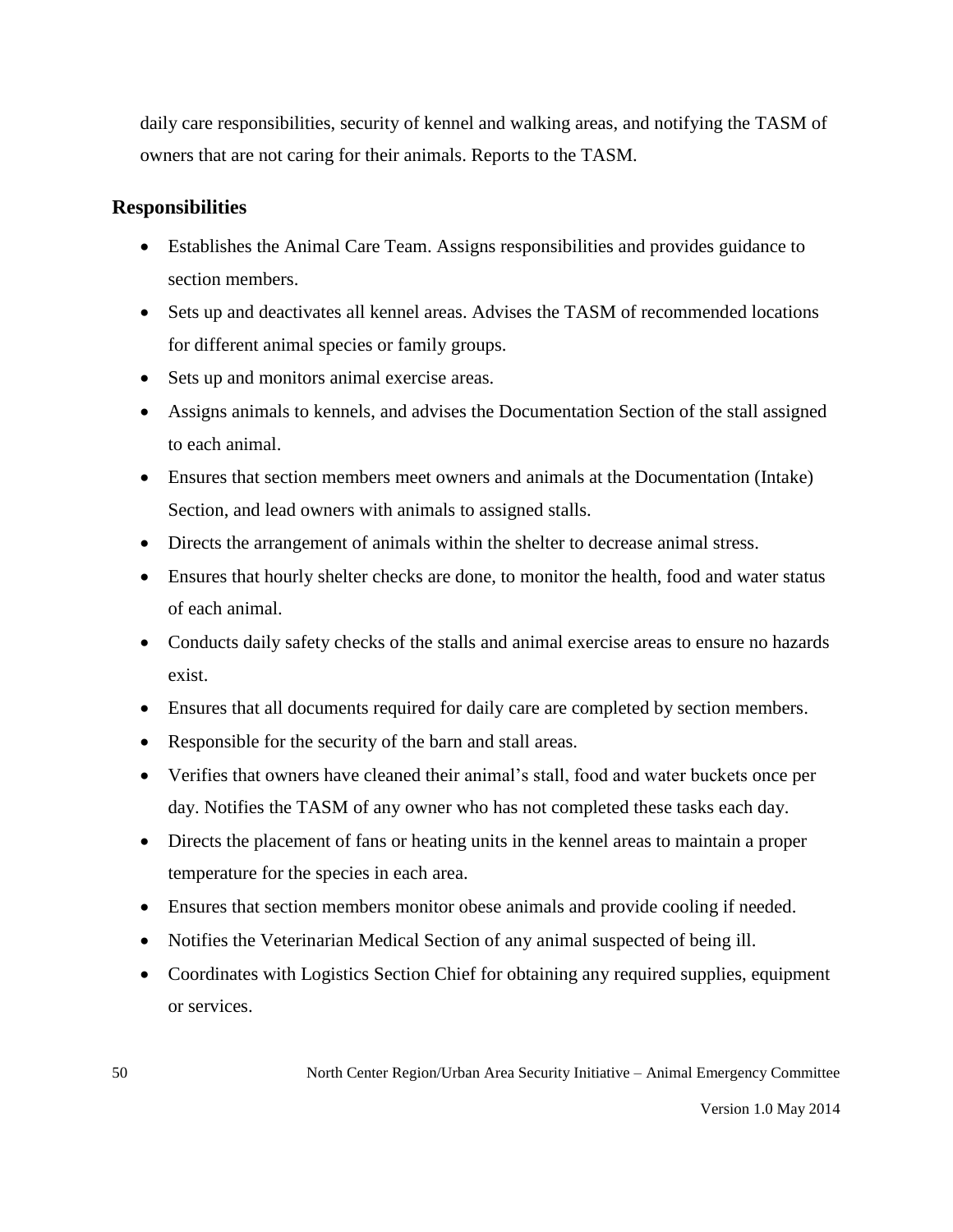daily care responsibilities, security of kennel and walking areas, and notifying the TASM of owners that are not caring for their animals. Reports to the TASM.

### Responsibilities

- Establishes the Animal Care Team. Assigns responsibilities and provides guidance to section members.
- Sets up and deactivates all kennel areas. Advises the TASM of recommended locations for different animal species or family groups.
- Sets up and monitors animal exercise areas.
- Assigns animals to kennels, and advises the Documentation Section of the stall assigned to each animal.
- Ensures that section members meet owners and animals at the Documentation (Intake) Section, and lead owners with animals to assigned stalls.
- Directs the arrangement of animals within the shelter to decrease animal stress.
- Ensures that hourly shelter checks are done, to monitor the health, food and water status of each animal.
- Conducts daily safety checks of the stalls and animal exercise areas to ensure no hazards exist.
- Ensures that all documents required for daily care are completed by section members.
- Responsible for the security of the barn and stall areas.
- Verifies that owners have cleaned their animal's stall, food and water buckets once per day. Notifies the TASM of any owner who has not completed these tasks each day.
- Directs the placement of fans or heating units in the kennel areas to maintain a proper temperature for the species in each area.
- Ensures that section members monitor obese animals and provide cooling if needed.
- Notifies the Veterinarian Medical Section of any animal suspected of being ill.
- Coordinates with Logistics Section Chief for obtaining any required supplies, equipment or services.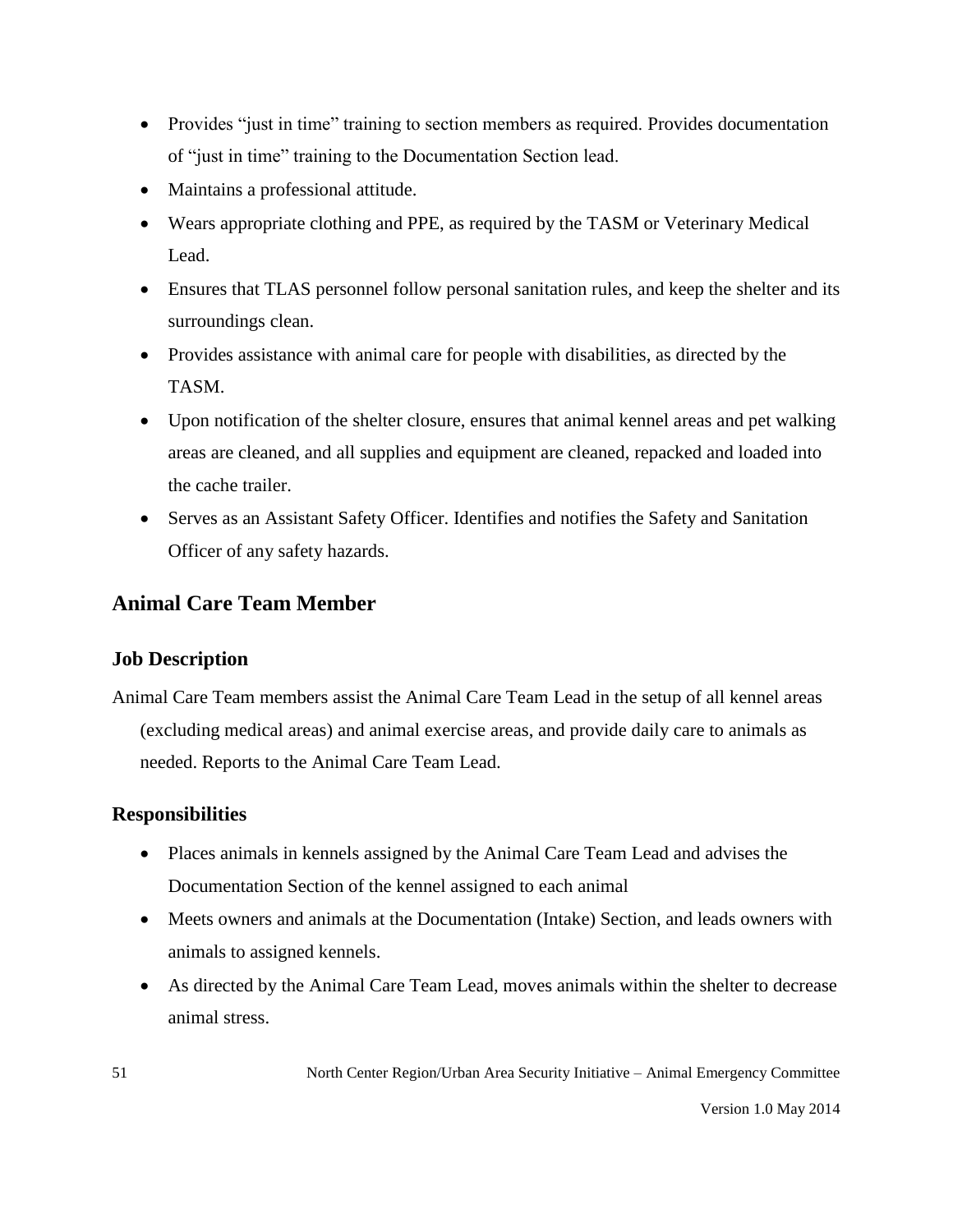- Provides "just in time" training to section members as required. Provides documentation of "just in time" training to the Documentation Section lead.
- Maintains a professional attitude.
- Wears appropriate clothing and PPE, as required by the TASM or Veterinary Medical Lead.
- Ensures that TLAS personnel follow personal sanitation rules, and keep the shelter and its surroundings clean.
- Provides assistance with animal care for people with disabilities, as directed by the TASM.
- Upon notification of the shelter closure, ensures that animal kennel areas and pet walking areas are cleaned, and all supplies and equipment are cleaned, repacked and loaded into the cache trailer.
- Serves as an Assistant Safety Officer. Identifies and notifies the Safety and Sanitation Officer of any safety hazards.

## Animal Care Team Member

### Job Description

Animal Care Team members assist the Animal Care Team Lead in the setup of all kennel areas (excluding medical areas) and animal exercise areas, and provide daily care to animals as needed. Reports to the Animal Care Team Lead.

### Responsibilities

- Places animals in kennels assigned by the Animal Care Team Lead and advises the Documentation Section of the kennel assigned to each animal
- Meets owners and animals at the Documentation (Intake) Section, and leads owners with animals to assigned kennels.
- As directed by the Animal Care Team Lead, moves animals within the shelter to decrease animal stress.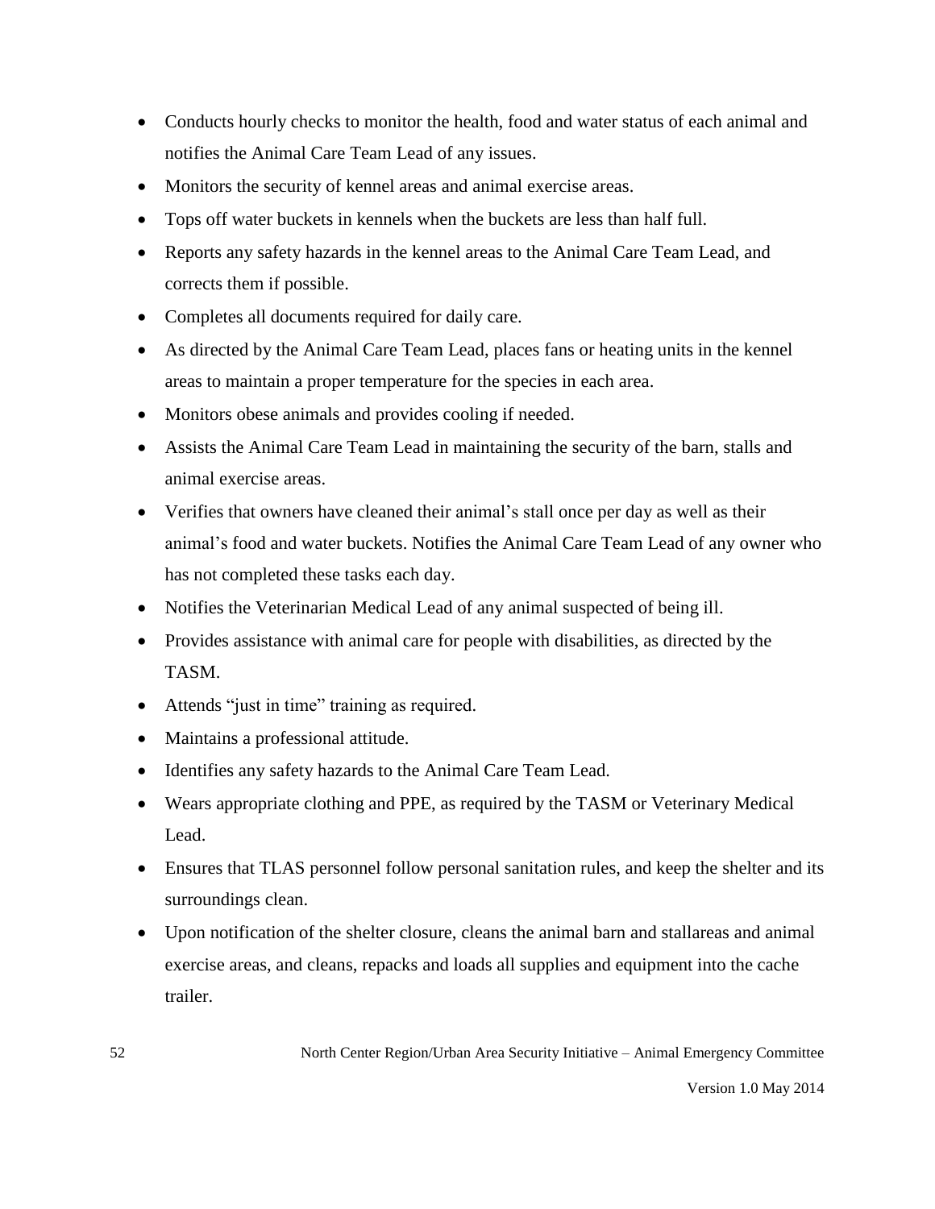- Conducts hourly checks to monitor the health, food and water status of each animal and notifies the Animal Care Team Lead of any issues.
- Monitors the security of kennel areas and animal exercise areas.
- Tops off water buckets in kennels when the buckets are less than half full.
- Reports any safety hazards in the kennel areas to the Animal Care Team Lead, and corrects them if possible.
- Completes all documents required for daily care.
- As directed by the Animal Care Team Lead, places fans or heating units in the kennel areas to maintain a proper temperature for the species in each area.
- Monitors obese animals and provides cooling if needed.
- Assists the Animal Care Team Lead in maintaining the security of the barn, stalls and animal exercise areas.
- Verifies that owners have cleaned their animal's stall once per day as well as their animal's food and water buckets. Notifies the Animal Care Team Lead of any owner who has not completed these tasks each day.
- Notifies the Veterinarian Medical Lead of any animal suspected of being ill.
- Provides assistance with animal care for people with disabilities, as directed by the TASM.
- Attends "just in time" training as required.
- Maintains a professional attitude.
- Identifies any safety hazards to the Animal Care Team Lead.
- Wears appropriate clothing and PPE, as required by the TASM or Veterinary Medical Lead.
- Ensures that TLAS personnel follow personal sanitation rules, and keep the shelter and its surroundings clean.
- Upon notification of the shelter closure, cleans the animal barn and stallareas and animal exercise areas, and cleans, repacks and loads all supplies and equipment into the cache trailer.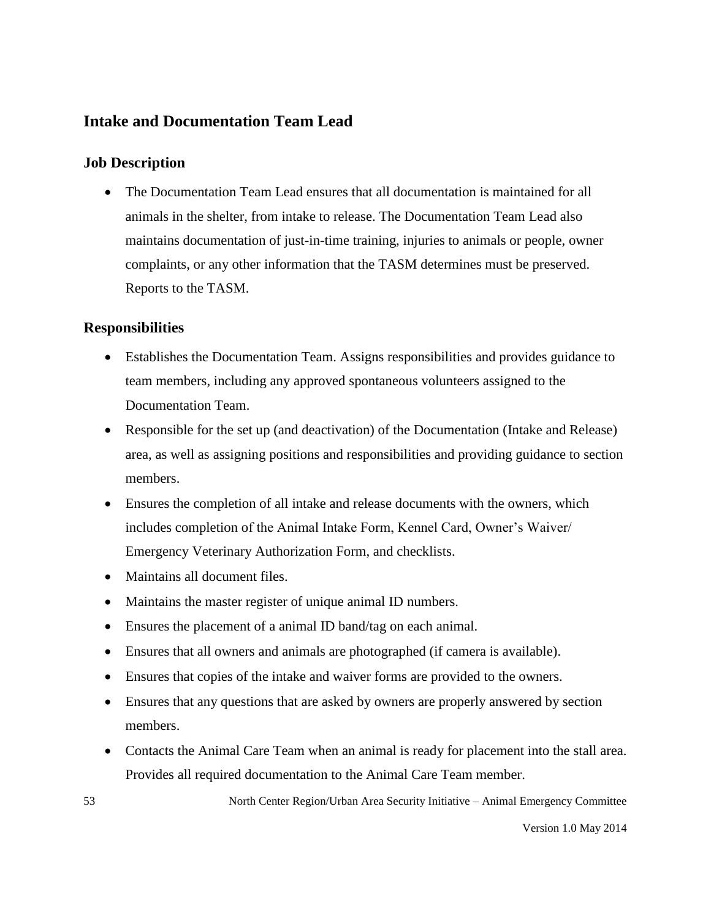## Intake and Documentation Team Lead

### Job Description

- The Documentation Team Lead ensures that all documentation is maintained for all animals in the shelter, from intake to release. The Documentation Team Lead also maintains documentation of just-in-time training, injuries to animals or people, owner complaints, or any other information that the TASM determines must be preserved. Reports to the TASM.

### Responsibilities

- Establishes the Documentation Team. Assigns responsibilities and provides guidance to team members, including any approved spontaneous volunteers assigned to the Documentation Team.
- Responsible for the set up (and deactivation) of the Documentation (Intake and Release) area, as well as assigning positions and responsibilities and providing guidance to section members.
- Ensures the completion of all intake and release documents with the owners, which includes completion of the Animal Intake Form, Kennel Card, Owner's Waiver/ Emergency Veterinary Authorization Form, and checklists.
- Maintains all document files.
- Maintains the master register of unique animal ID numbers.
- Ensures the placement of a animal ID band/tag on each animal.
- Ensures that all owners and animals are photographed (if camera is available).
- Ensures that copies of the intake and waiver forms are provided to the owners.
- Ensures that any questions that are asked by owners are properly answered by section members.
- Contacts the Animal Care Team when an animal is ready for placement into the stall area. Provides all required documentation to the Animal Care Team member.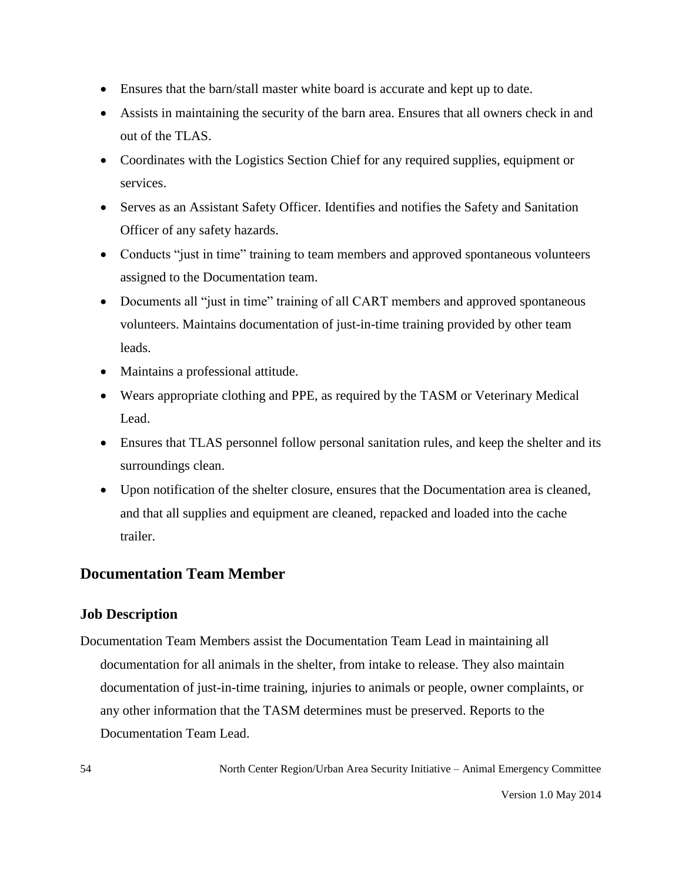- Ensures that the barn/stall master white board is accurate and kept up to date.
- Assists in maintaining the security of the barn area. Ensures that all owners check in and out of the TLAS.
- Coordinates with the Logistics Section Chief for any required supplies, equipment or services.
- Serves as an Assistant Safety Officer. Identifies and notifies the Safety and Sanitation Officer of any safety hazards.
- Conducts "just in time" training to team members and approved spontaneous volunteers assigned to the Documentation team.
- Documents all "just in time" training of all CART members and approved spontaneous volunteers. Maintains documentation of just-in-time training provided by other team leads.
- Maintains a professional attitude.
- Wears appropriate clothing and PPE, as required by the TASM or Veterinary Medical Lead.
- Ensures that TLAS personnel follow personal sanitation rules, and keep the shelter and its surroundings clean.
- Upon notification of the shelter closure, ensures that the Documentation area is cleaned, and that all supplies and equipment are cleaned, repacked and loaded into the cache trailer.

## Documentation Team Member

### Job Description

Documentation Team Members assist the Documentation Team Lead in maintaining all documentation for all animals in the shelter, from intake to release. They also maintain documentation of just-in-time training, injuries to animals or people, owner complaints, or any other information that the TASM determines must be preserved. Reports to the Documentation Team Lead.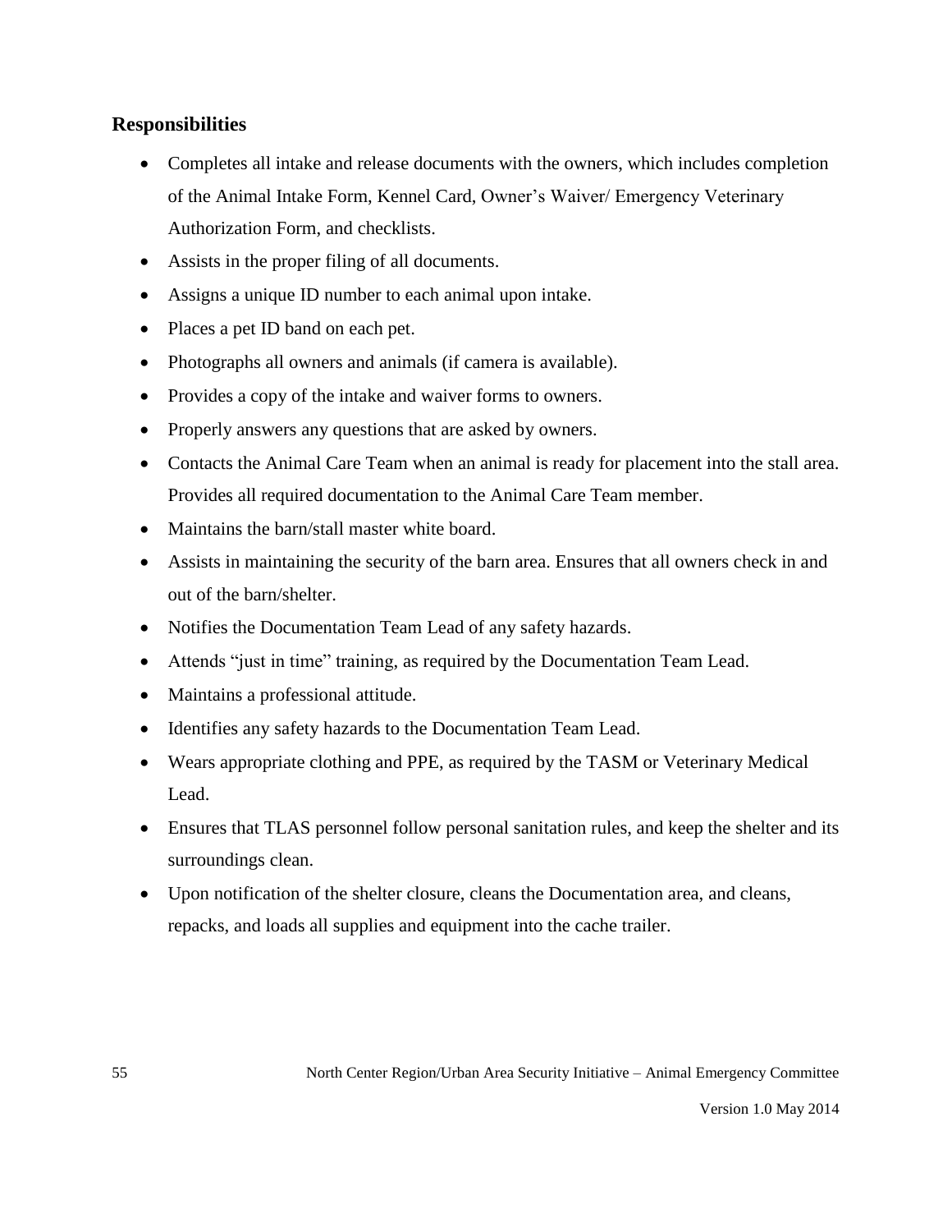## Responsibilities

- Completes all intake and release documents with the owners, which includes completion of the Animal Intake Form, Kennel Card, Owner's Waiver/ Emergency Veterinary Authorization Form, and checklists.
- Assists in the proper filing of all documents.
- Assigns a unique ID number to each animal upon intake.
- Places a pet ID band on each pet.
- Photographs all owners and animals (if camera is available).
- Provides a copy of the intake and waiver forms to owners.
- Properly answers any questions that are asked by owners.
- Contacts the Animal Care Team when an animal is ready for placement into the stall area. Provides all required documentation to the Animal Care Team member.
- Maintains the barn/stall master white board.
- Assists in maintaining the security of the barn area. Ensures that all owners check in and out of the barn/shelter.
- Notifies the Documentation Team Lead of any safety hazards.
- Attends "just in time" training, as required by the Documentation Team Lead.
- Maintains a professional attitude.
- Identifies any safety hazards to the Documentation Team Lead.
- Wears appropriate clothing and PPE, as required by the TASM or Veterinary Medical Lead.
- Ensures that TLAS personnel follow personal sanitation rules, and keep the shelter and its surroundings clean.
- Upon notification of the shelter closure, cleans the Documentation area, and cleans, repacks, and loads all supplies and equipment into the cache trailer.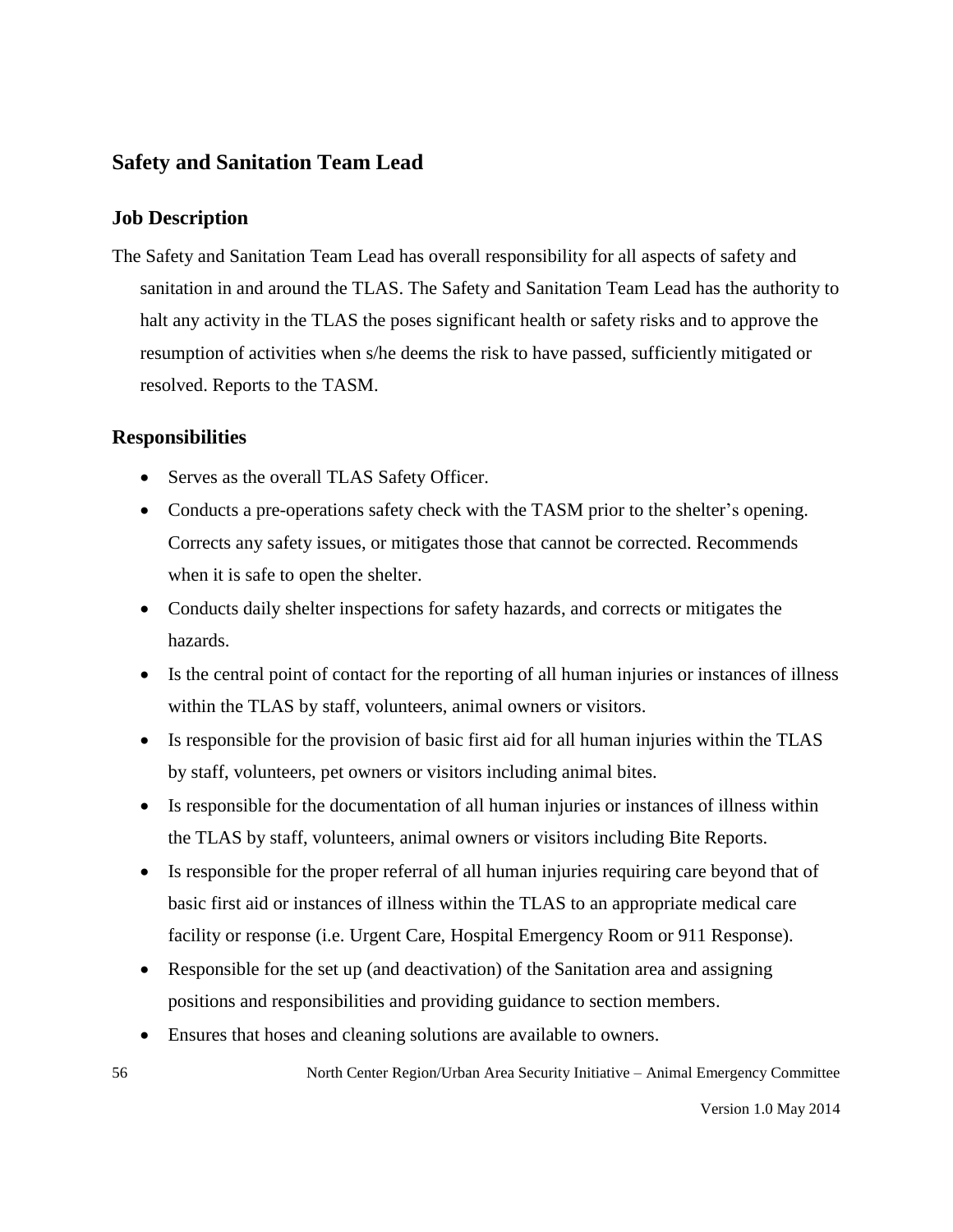## Safety and Sanitation Team Lead

### Job Description

The Safety and Sanitation Team Lead has overall responsibility for all aspects of safety and sanitation in and around the TLAS. The Safety and Sanitation Team Lead has the authority to halt any activity in the TLAS the poses significant health or safety risks and to approve the resumption of activities when s/he deems the risk to have passed, sufficiently mitigated or resolved. Reports to the TASM.

### Responsibilities

- Serves as the overall TLAS Safety Officer.
- Conducts a pre-operations safety check with the TASM prior to the shelter's opening. Corrects any safety issues, or mitigates those that cannot be corrected. Recommends when it is safe to open the shelter.
- Conducts daily shelter inspections for safety hazards, and corrects or mitigates the hazards.
- Is the central point of contact for the reporting of all human injuries or instances of illness within the TLAS by staff, volunteers, animal owners or visitors.
- Is responsible for the provision of basic first aid for all human injuries within the TLAS by staff, volunteers, pet owners or visitors including animal bites.
- Is responsible for the documentation of all human injuries or instances of illness within the TLAS by staff, volunteers, animal owners or visitors including Bite Reports.
- Is responsible for the proper referral of all human injuries requiring care beyond that of basic first aid or instances of illness within the TLAS to an appropriate medical care facility or response (i.e. Urgent Care, Hospital Emergency Room or 911 Response).
- Responsible for the set up (and deactivation) of the Sanitation area and assigning positions and responsibilities and providing guidance to section members.
- Ensures that hoses and cleaning solutions are available to owners.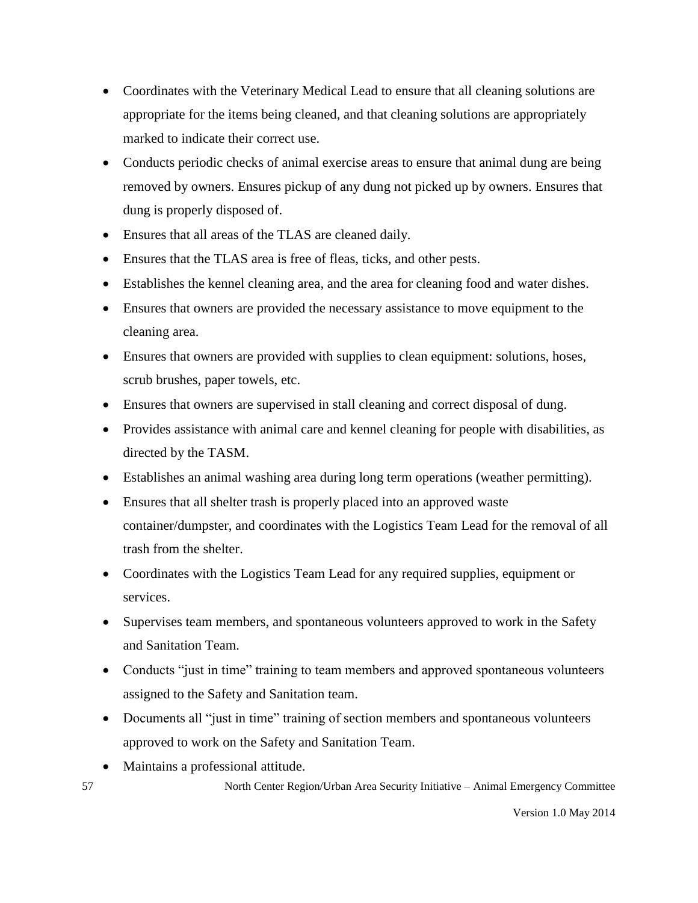- Coordinates with the Veterinary Medical Lead to ensure that all cleaning solutions are appropriate for the items being cleaned, and that cleaning solutions are appropriately marked to indicate their correct use.
- Conducts periodic checks of animal exercise areas to ensure that animal dung are being removed by owners. Ensures pickup of any dung not picked up by owners. Ensures that dung is properly disposed of.
- Ensures that all areas of the TLAS are cleaned daily.
- Ensures that the TLAS area is free of fleas, ticks, and other pests.
- Establishes the kennel cleaning area, and the area for cleaning food and water dishes.
- Ensures that owners are provided the necessary assistance to move equipment to the cleaning area.
- Ensures that owners are provided with supplies to clean equipment: solutions, hoses, scrub brushes, paper towels, etc.
- Ensures that owners are supervised in stall cleaning and correct disposal of dung.
- Provides assistance with animal care and kennel cleaning for people with disabilities, as directed by the TASM.
- Establishes an animal washing area during long term operations (weather permitting).
- Ensures that all shelter trash is properly placed into an approved waste container/dumpster, and coordinates with the Logistics Team Lead for the removal of all trash from the shelter.
- Coordinates with the Logistics Team Lead for any required supplies, equipment or services.
- Supervises team members, and spontaneous volunteers approved to work in the Safety and Sanitation Team.
- Conducts "just in time" training to team members and approved spontaneous volunteers assigned to the Safety and Sanitation team.
- Documents all "just in time" training of section members and spontaneous volunteers approved to work on the Safety and Sanitation Team.
- Maintains a professional attitude.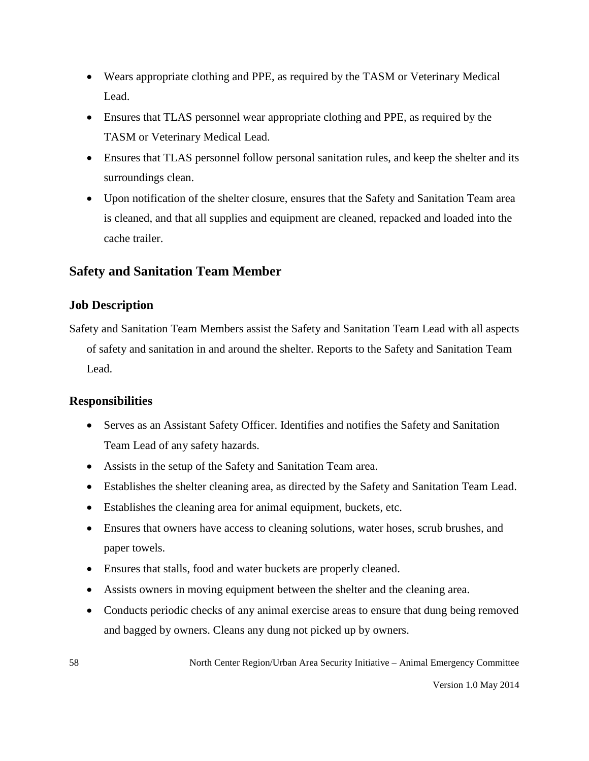- Wears appropriate clothing and PPE, as required by the TASM or Veterinary Medical Lead.
- Ensures that TLAS personnel wear appropriate clothing and PPE, as required by the TASM or Veterinary Medical Lead.
- Ensures that TLAS personnel follow personal sanitation rules, and keep the shelter and its surroundings clean.
- Upon notification of the shelter closure, ensures that the Safety and Sanitation Team area is cleaned, and that all supplies and equipment are cleaned, repacked and loaded into the cache trailer.

## Safety and Sanitation Team Member

### Job Description

Safety and Sanitation Team Members assist the Safety and Sanitation Team Lead with all aspects of safety and sanitation in and around the shelter. Reports to the Safety and Sanitation Team Lead.

### Responsibilities

- Serves as an Assistant Safety Officer. Identifies and notifies the Safety and Sanitation Team Lead of any safety hazards.
- Assists in the setup of the Safety and Sanitation Team area.
- Establishes the shelter cleaning area, as directed by the Safety and Sanitation Team Lead.
- Establishes the cleaning area for animal equipment, buckets, etc.
- Ensures that owners have access to cleaning solutions, water hoses, scrub brushes, and paper towels.
- Ensures that stalls, food and water buckets are properly cleaned.
- Assists owners in moving equipment between the shelter and the cleaning area.
- Conducts periodic checks of any animal exercise areas to ensure that dung being removed and bagged by owners. Cleans any dung not picked up by owners.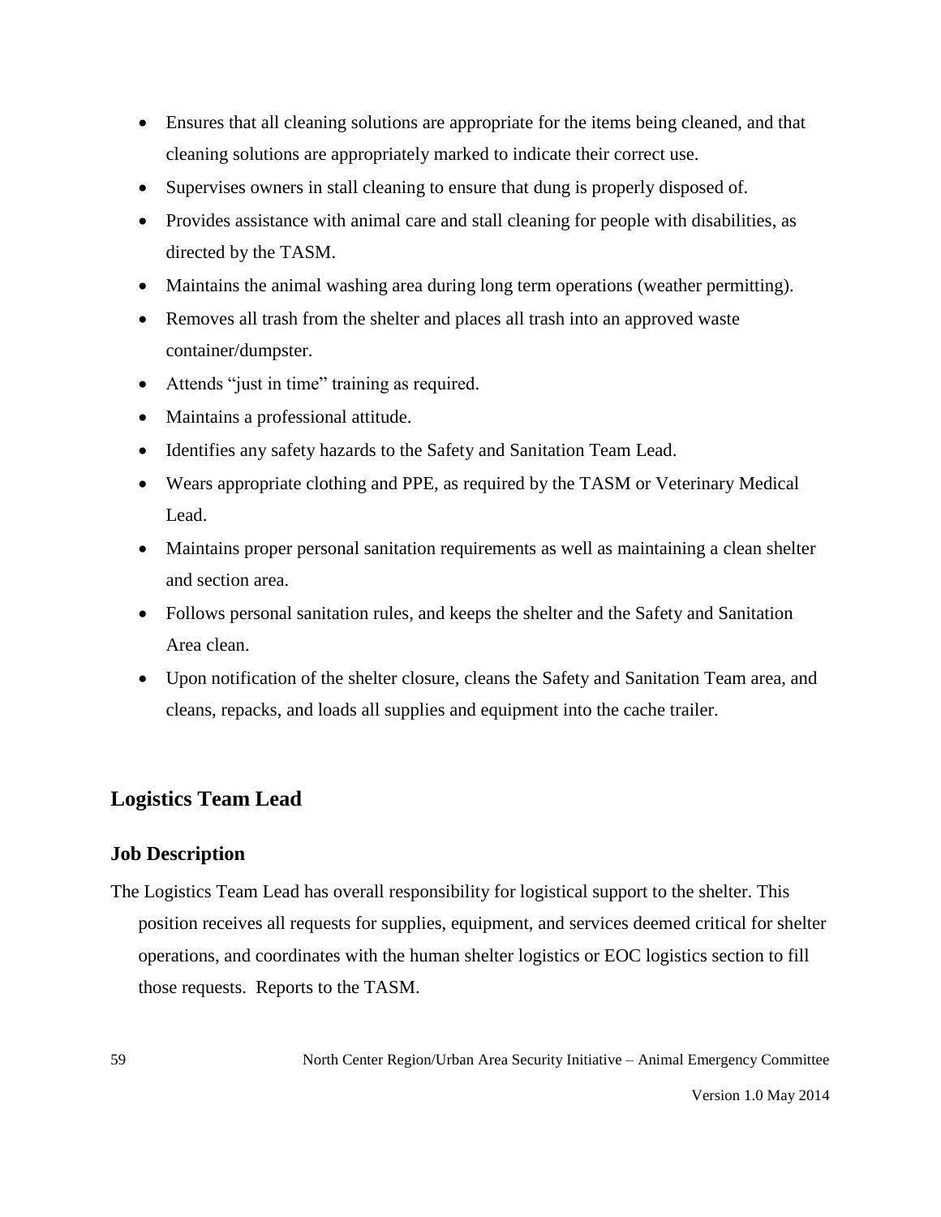- Ensures that all cleaning solutions are appropriate for the items being cleaned, and that cleaning solutions are appropriately marked to indicate their correct use.
- Supervises owners in stall cleaning to ensure that dung is properly disposed of.
- Provides assistance with animal care and stall cleaning for people with disabilities, as directed by the TASM.
- Maintains the animal washing area during long term operations (weather permitting).
- Removes all trash from the shelter and places all trash into an approved waste container/dumpster.
- Attends "just in time" training as required.
- Maintains a professional attitude.
- Identifies any safety hazards to the Safety and Sanitation Team Lead.
- Wears appropriate clothing and PPE, as required by the TASM or Veterinary Medical Lead.
- Maintains proper personal sanitation requirements as well as maintaining a clean shelter and section area.
- Follows personal sanitation rules, and keeps the shelter and the Safety and Sanitation Area clean.
- Upon notification of the shelter closure, cleans the Safety and Sanitation Team area, and cleans, repacks, and loads all supplies and equipment into the cache trailer.

## Logistics Team Lead

### Job Description

The Logistics Team Lead has overall responsibility for logistical support to the shelter. This position receives all requests for supplies, equipment, and services deemed critical for shelter operations, and coordinates with the human shelter logistics or EOC logistics section to fill those requests. Reports to the TASM.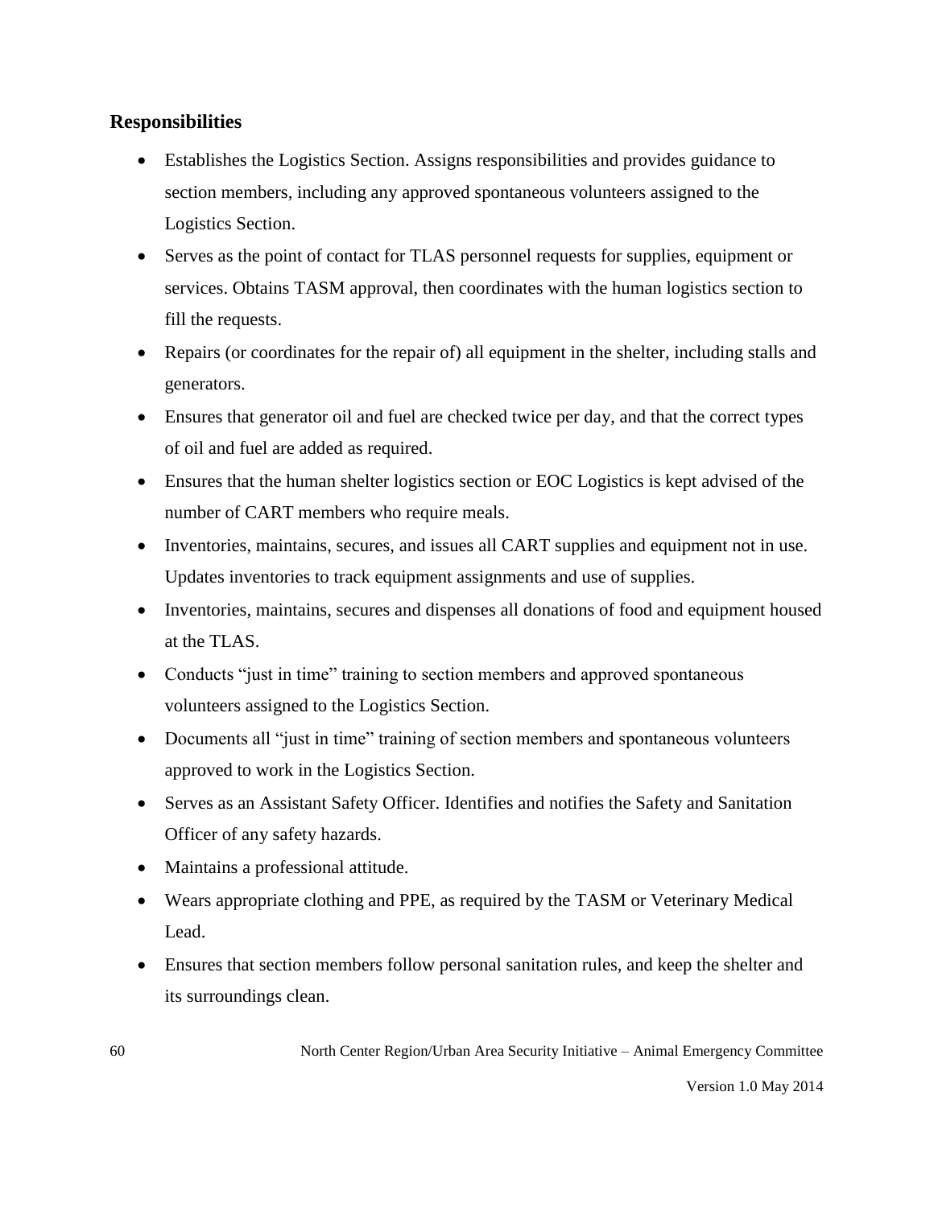### Responsibilities

- Establishes the Logistics Section. Assigns responsibilities and provides guidance to section members, including any approved spontaneous volunteers assigned to the Logistics Section.
- Serves as the point of contact for TLAS personnel requests for supplies, equipment or services. Obtains TASM approval, then coordinates with the human logistics section to fill the requests.
- Repairs (or coordinates for the repair of) all equipment in the shelter, including stalls and generators.
- Ensures that generator oil and fuel are checked twice per day, and that the correct types of oil and fuel are added as required.
- Ensures that the human shelter logistics section or EOC Logistics is kept advised of the number of CART members who require meals.
- Inventories, maintains, secures, and issues all CART supplies and equipment not in use. Updates inventories to track equipment assignments and use of supplies.
- Inventories, maintains, secures and dispenses all donations of food and equipment housed at the TLAS.
- Conducts "just in time" training to section members and approved spontaneous volunteers assigned to the Logistics Section.
- Documents all "just in time" training of section members and spontaneous volunteers approved to work in the Logistics Section.
- Serves as an Assistant Safety Officer. Identifies and notifies the Safety and Sanitation Officer of any safety hazards.
- Maintains a professional attitude.
- Wears appropriate clothing and PPE, as required by the TASM or Veterinary Medical Lead.
- Ensures that section members follow personal sanitation rules, and keep the shelter and its surroundings clean.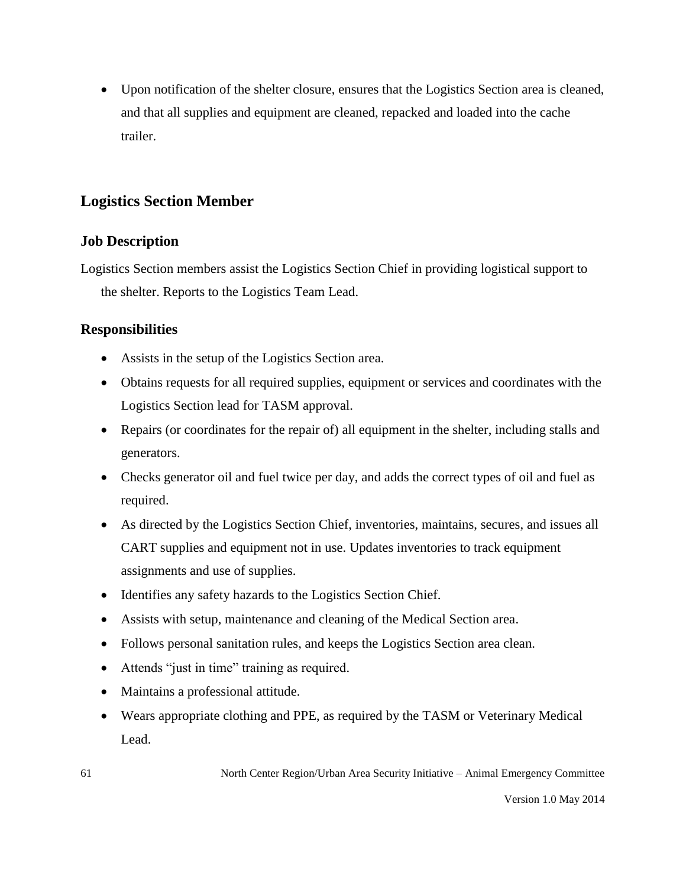- Upon notification of the shelter closure, ensures that the Logistics Section area is cleaned, and that all supplies and equipment are cleaned, repacked and loaded into the cache trailer.

## Logistics Section Member

### Job Description

Logistics Section members assist the Logistics Section Chief in providing logistical support to the shelter. Reports to the Logistics Team Lead.

### Responsibilities

- Assists in the setup of the Logistics Section area.
- Obtains requests for all required supplies, equipment or services and coordinates with the Logistics Section lead for TASM approval.
- Repairs (or coordinates for the repair of) all equipment in the shelter, including stalls and generators.
- Checks generator oil and fuel twice per day, and adds the correct types of oil and fuel as required.
- As directed by the Logistics Section Chief, inventories, maintains, secures, and issues all CART supplies and equipment not in use. Updates inventories to track equipment assignments and use of supplies.
- Identifies any safety hazards to the Logistics Section Chief.
- Assists with setup, maintenance and cleaning of the Medical Section area.
- Follows personal sanitation rules, and keeps the Logistics Section area clean.
- Attends "just in time" training as required.
- Maintains a professional attitude.
- Wears appropriate clothing and PPE, as required by the TASM or Veterinary Medical Lead.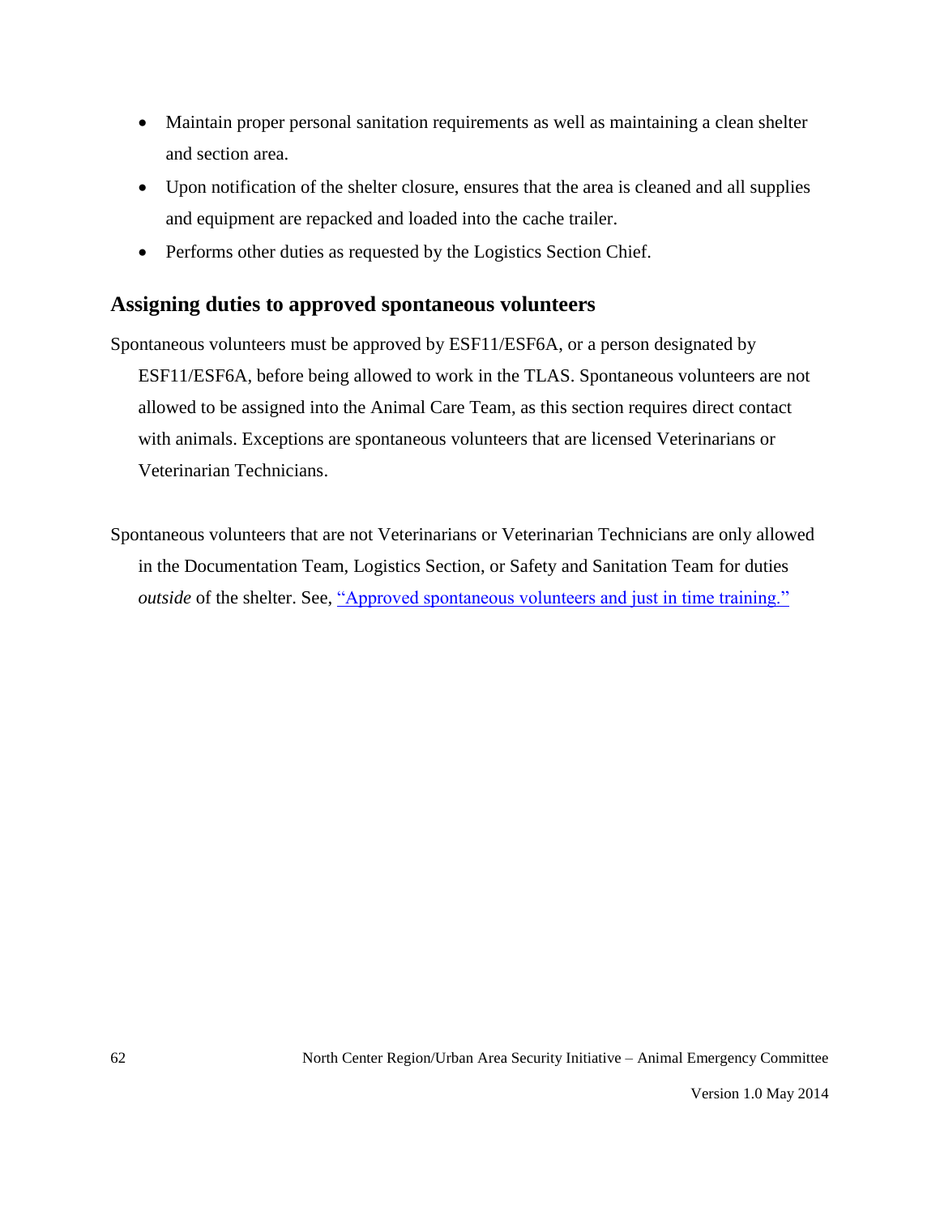- Maintain proper personal sanitation requirements as well as maintaining a clean shelter and section area.
- Upon notification of the shelter closure, ensures that the area is cleaned and all supplies and equipment are repacked and loaded into the cache trailer.
- Performs other duties as requested by the Logistics Section Chief.

## Assigning duties to approved spontaneous volunteers

Spontaneous volunteers must be approved by ESF11/ESF6A, or a person designated by ESF11/ESF6A, before being allowed to work in the TLAS. Spontaneous volunteers are not allowed to be assigned into the Animal Care Team, as this section requires direct contact with animals. Exceptions are spontaneous volunteers that are licensed Veterinarians or Veterinarian Technicians.

Spontaneous volunteers that are not Veterinarians or Veterinarian Technicians are only allowed in the Documentation Team, Logistics Section, or Safety and Sanitation Team for duties *outside* of the shelter. See, "Approved spontaneous volunteers and just in time training."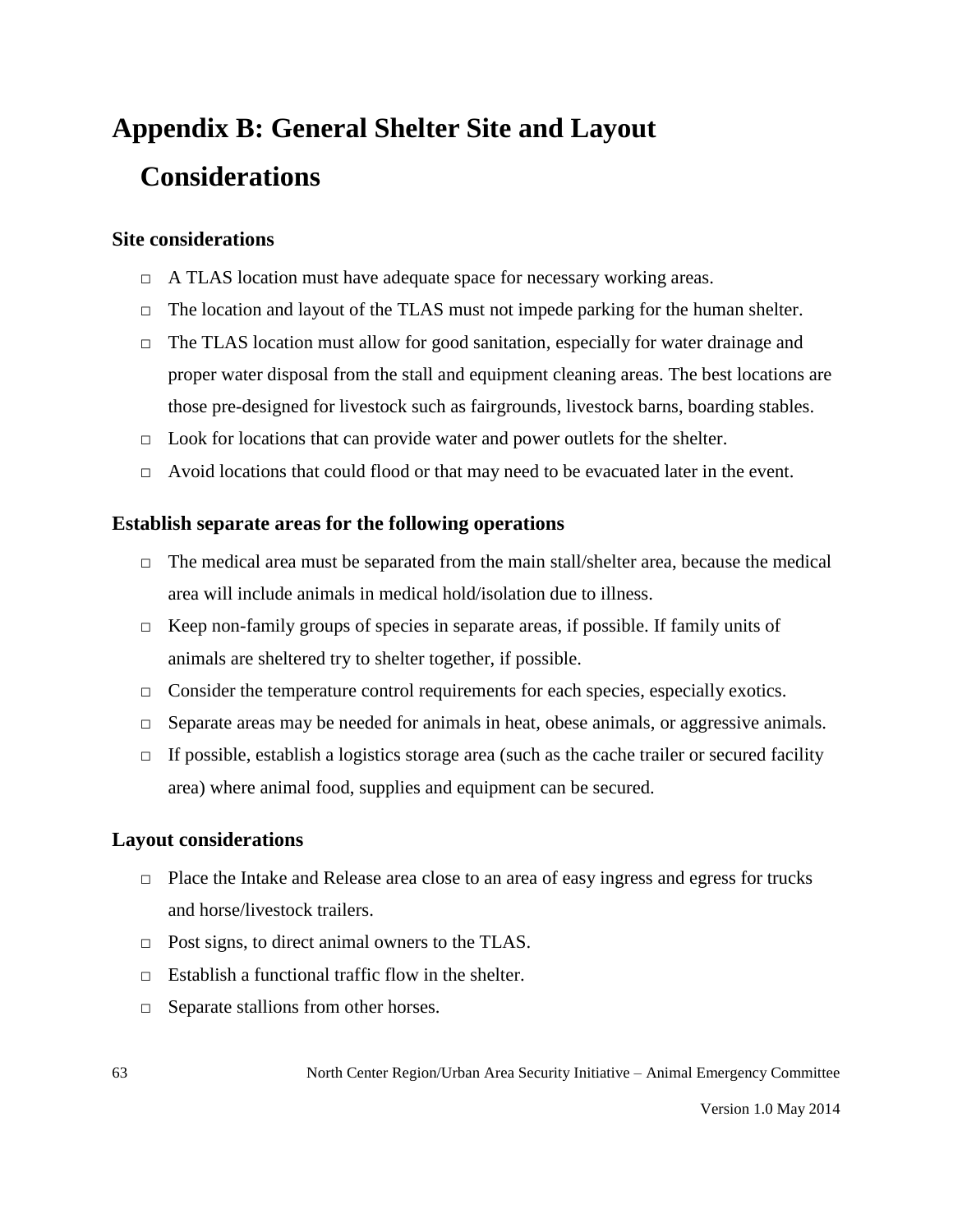# Appendix B: General Shelter Site and Layout Considerations

### Site considerations

- A TLAS location must have adequate space for necessary working areas.
- The location and layout of the TLAS must not impede parking for the human shelter.
- The TLAS location must allow for good sanitation, especially for water drainage and proper water disposal from the stall and equipment cleaning areas. The best locations are those pre-designed for livestock such as fairgrounds, livestock barns, boarding stables.
- Look for locations that can provide water and power outlets for the shelter.
- Avoid locations that could flood or that may need to be evacuated later in the event.

### Establish separate areas for the following operations

- The medical area must be separated from the main stall/shelter area, because the medical area will include animals in medical hold/isolation due to illness.
- Keep non-family groups of species in separate areas, if possible. If family units of animals are sheltered try to shelter together, if possible.
- Consider the temperature control requirements for each species, especially exotics.
- Separate areas may be needed for animals in heat, obese animals, or aggressive animals.
- If possible, establish a logistics storage area (such as the cache trailer or secured facility area) where animal food, supplies and equipment can be secured.

### Layout considerations

- Place the Intake and Release area close to an area of easy ingress and egress for trucks and horse/livestock trailers.
- Post signs, to direct animal owners to the TLAS.
- Establish a functional traffic flow in the shelter.
- Separate stallions from other horses.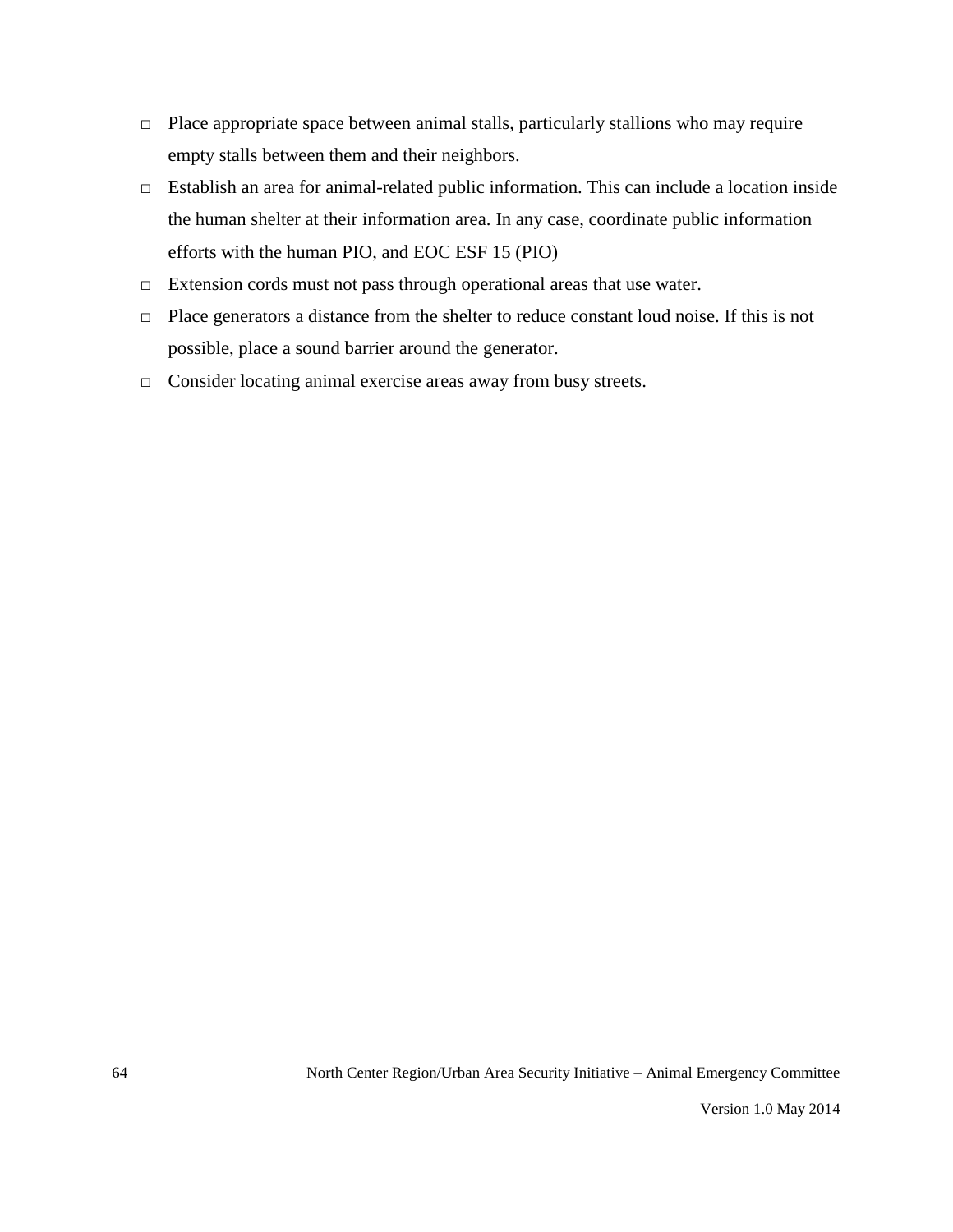- □ Place appropriate space between animal stalls, particularly stallions who may require empty stalls between them and their neighbors.
- □ Establish an area for animal-related public information. This can include a location inside the human shelter at their information area. In any case, coordinate public information efforts with the human PIO, and EOC ESF 15 (PIO)
- □ Extension cords must not pass through operational areas that use water.
- □ Place generators a distance from the shelter to reduce constant loud noise. If this is not possible, place a sound barrier around the generator.
- □ Consider locating animal exercise areas away from busy streets.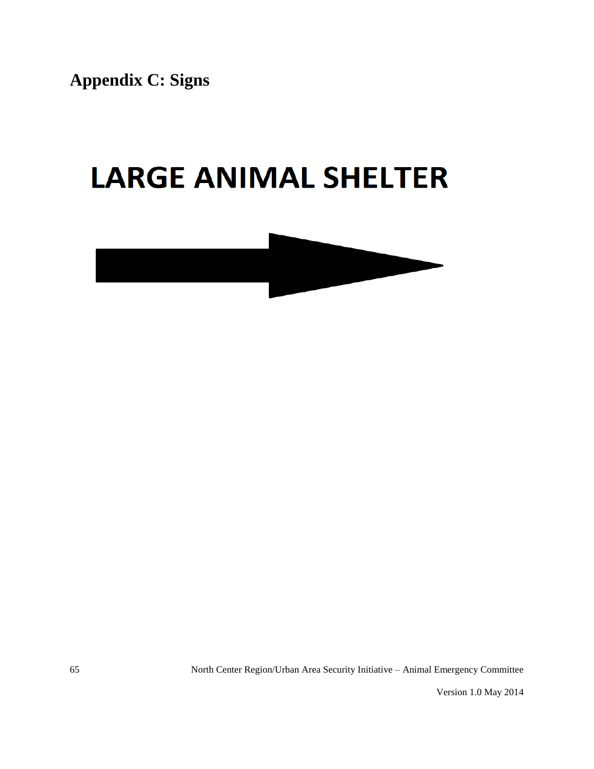# Appendix C: Signs

**LARGE ANIMAL SHELTER**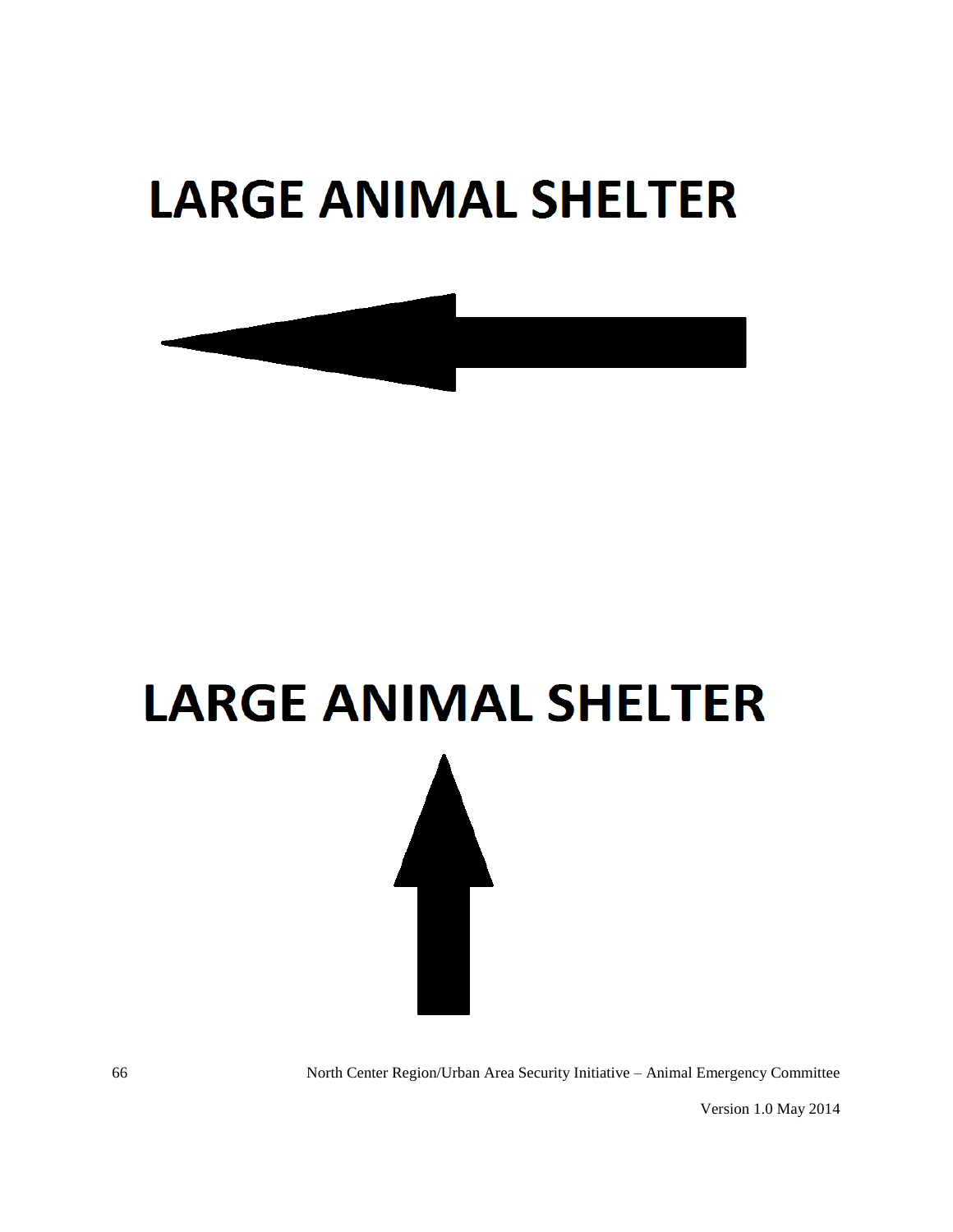# LARGE ANIMAL SHELTER

# LARGE ANIMAL SHELTER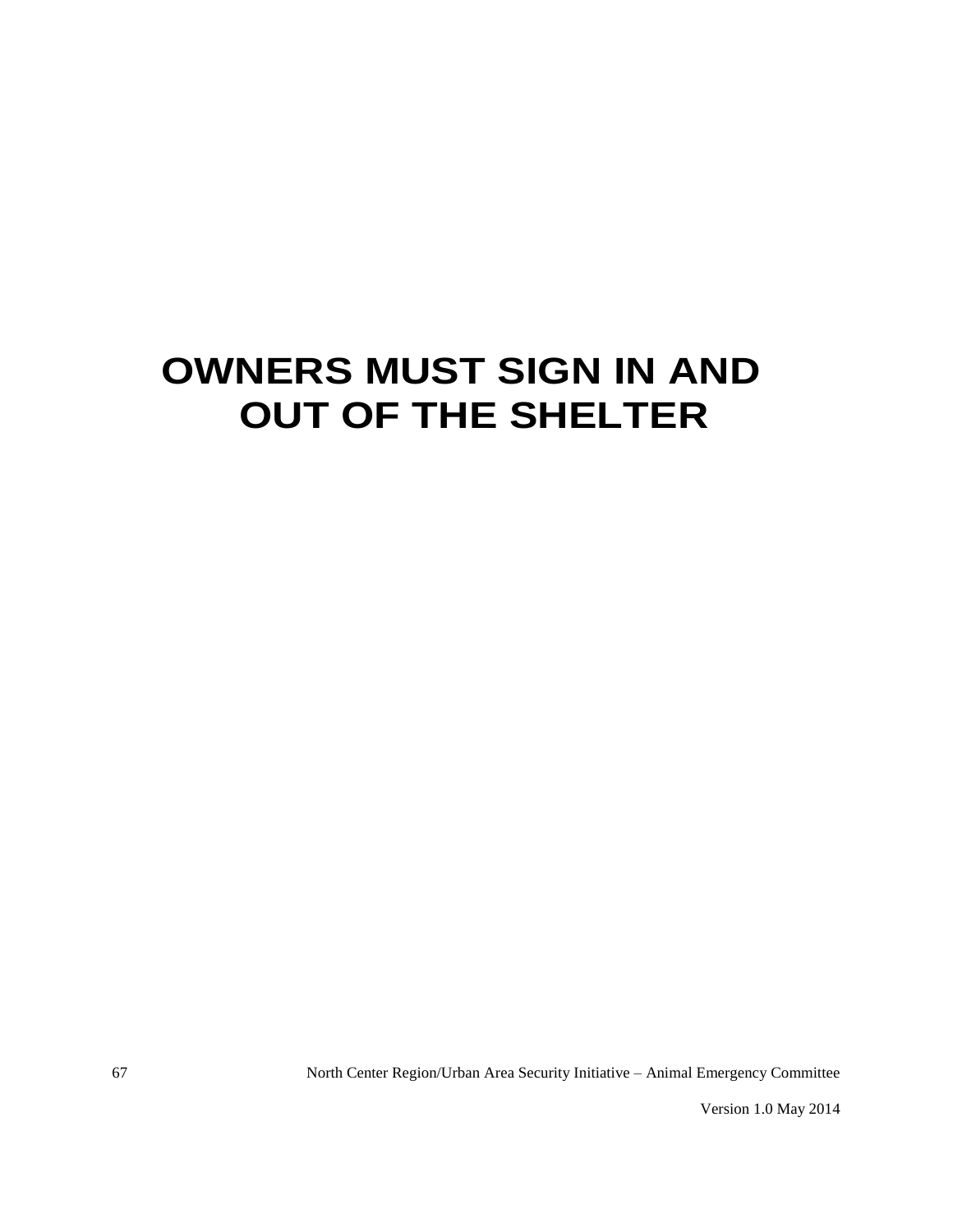# OWNERS MUST SIGN IN AND OUT OF THE SHELTER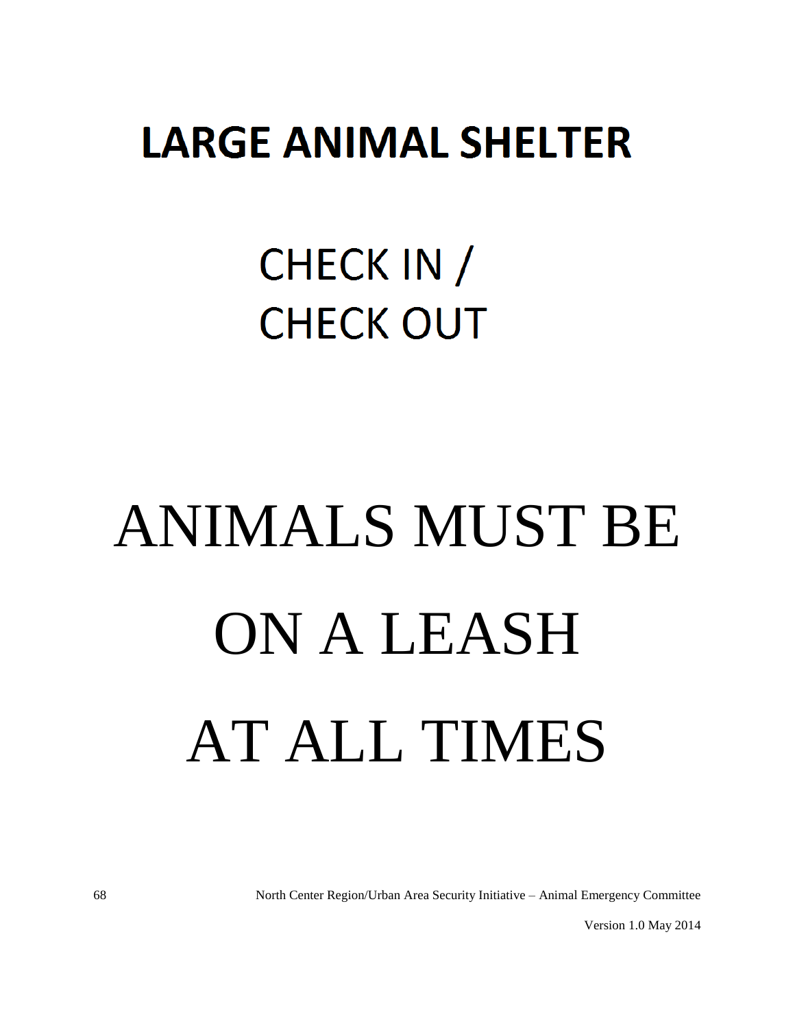# LARGE ANIMAL SHELTER

## CHECK IN /
## CHECK OUT

# ANIMALS MUST BE ON A LEASH AT ALL TIMES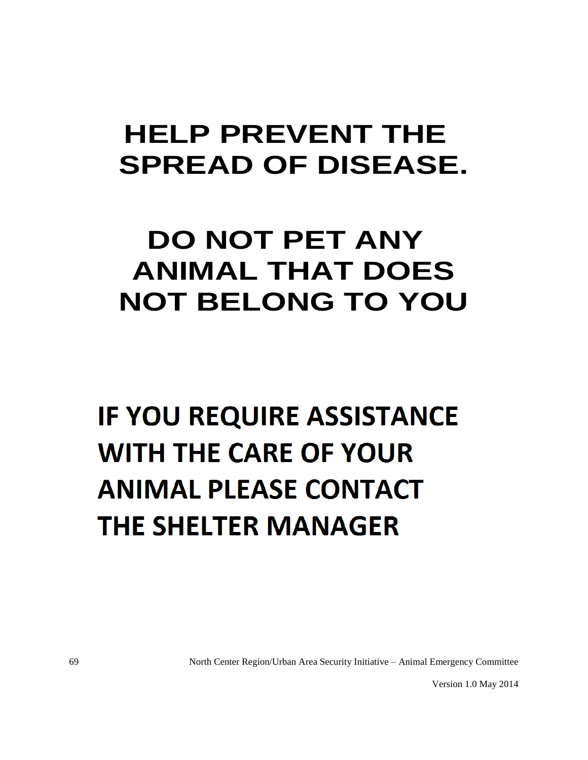# HELP PREVENT THE SPREAD OF DISEASE.

# DO NOT PET ANY ANIMAL THAT DOES NOT BELONG TO YOU

# IF YOU REQUIRE ASSISTANCE WITH THE CARE OF YOUR ANIMAL PLEASE CONTACT THE SHELTER MANAGER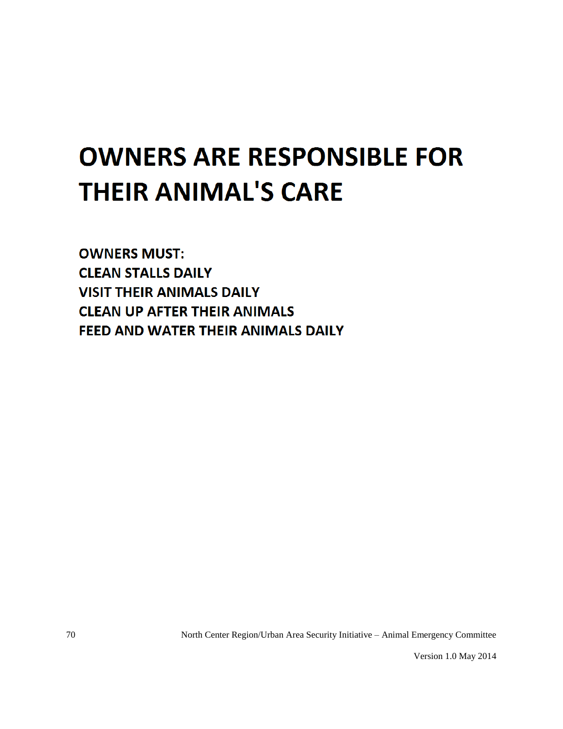# OWNERS ARE RESPONSIBLE FOR THEIR ANIMAL'S CARE

**OWNERS MUST:**
**CLEAN STALLS DAILY**
**VISIT THEIR ANIMALS DAILY**
**CLEAN UP AFTER THEIR ANIMALS**
**FEED AND WATER THEIR ANIMALS DAILY**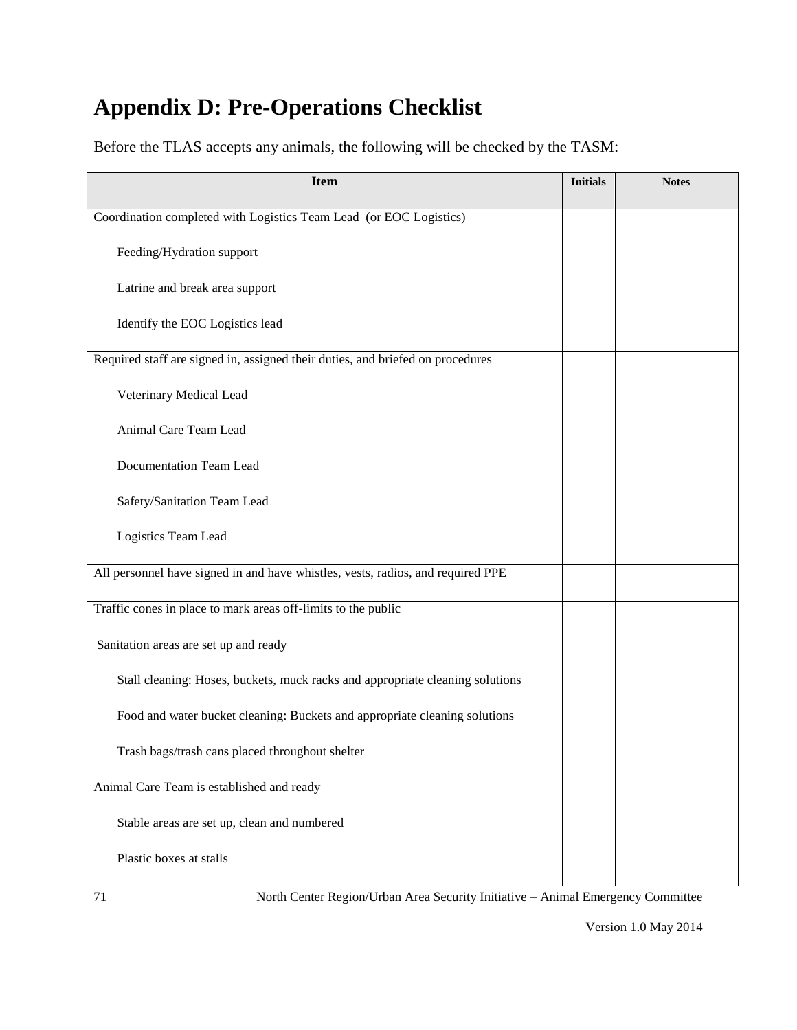# Appendix D: Pre-Operations Checklist

Before the TLAS accepts any animals, the following will be checked by the TASM:

| Item | Initials | Notes |
|---|---|---|
| Coordination completed with Logistics Team Lead (or EOC Logistics) | | |
| Feeding/Hydration support | | |
| Latrine and break area support | | |
| Identify the EOC Logistics lead | | |
| Required staff are signed in, assigned their duties, and briefed on procedures | | |
| Veterinary Medical Lead | | |
| Animal Care Team Lead | | |
| Documentation Team Lead | | |
| Safety/Sanitation Team Lead | | |
| Logistics Team Lead | | |
| All personnel have signed in and have whistles, vests, radios, and required PPE | | |
| Traffic cones in place to mark areas off-limits to the public | | |
| Sanitation areas are set up and ready | | |
| Stall cleaning: Hoses, buckets, muck racks and appropriate cleaning solutions | | |
| Food and water bucket cleaning: Buckets and appropriate cleaning solutions | | |
| Trash bags/trash cans placed throughout shelter | | |
| Animal Care Team is established and ready | | |
| Stable areas are set up, clean and numbered | | |
| Plastic boxes at stalls | | |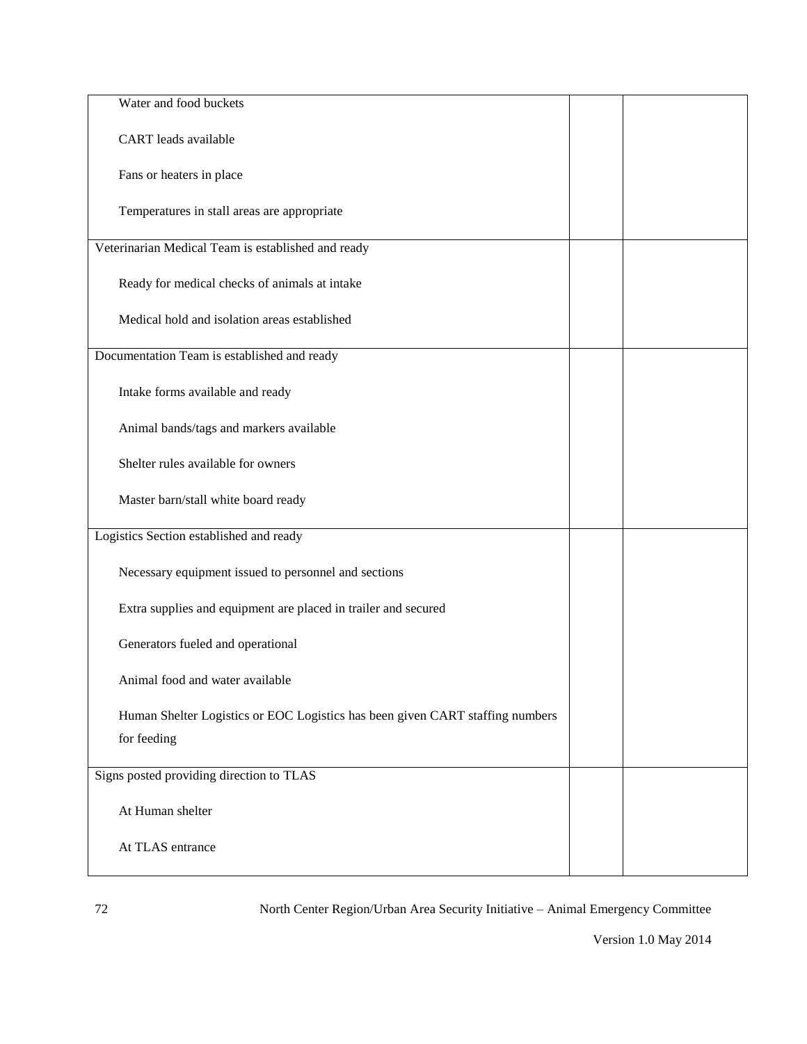| | | |
|---|---|---|
| Water and food buckets | | |
| CART leads available | | |
| Fans or heaters in place | | |
| Temperatures in stall areas are appropriate | | |
| Veterinarian Medical Team is established and ready | | |
| Ready for medical checks of animals at intake | | |
| Medical hold and isolation areas established | | |
| Documentation Team is established and ready | | |
| Intake forms available and ready | | |
| Animal bands/tags and markers available | | |
| Shelter rules available for owners | | |
| Master barn/stall white board ready | | |
| Logistics Section established and ready | | |
| Necessary equipment issued to personnel and sections | | |
| Extra supplies and equipment are placed in trailer and secured | | |
| Generators fueled and operational | | |
| Animal food and water available | | |
| Human Shelter Logistics or EOC Logistics has been given CART staffing numbers for feeding | | |
| Signs posted providing direction to TLAS | | |
| At Human shelter | | |
| At TLAS entrance | | |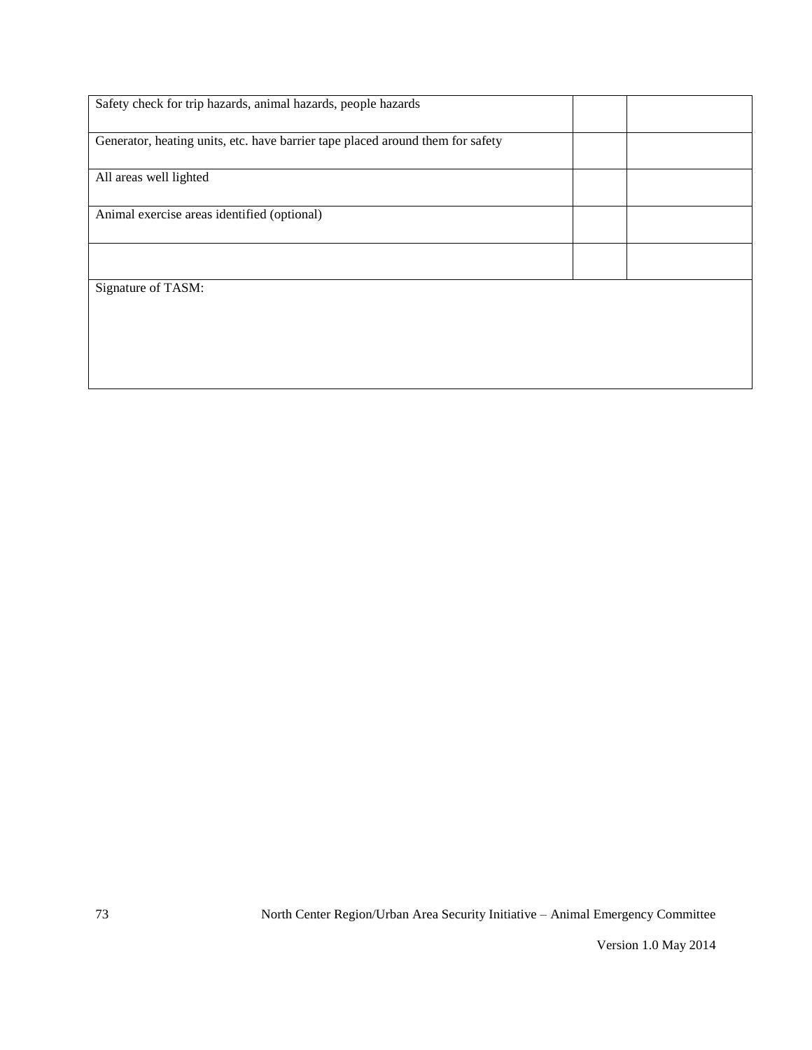| | | |
|---|---|---|
| Safety check for trip hazards, animal hazards, people hazards | | |
| Generator, heating units, etc. have barrier tape placed around them for safety | | |
| All areas well lighted | | |
| Animal exercise areas identified (optional) | | |
| | | |
| Signature of TASM: | | |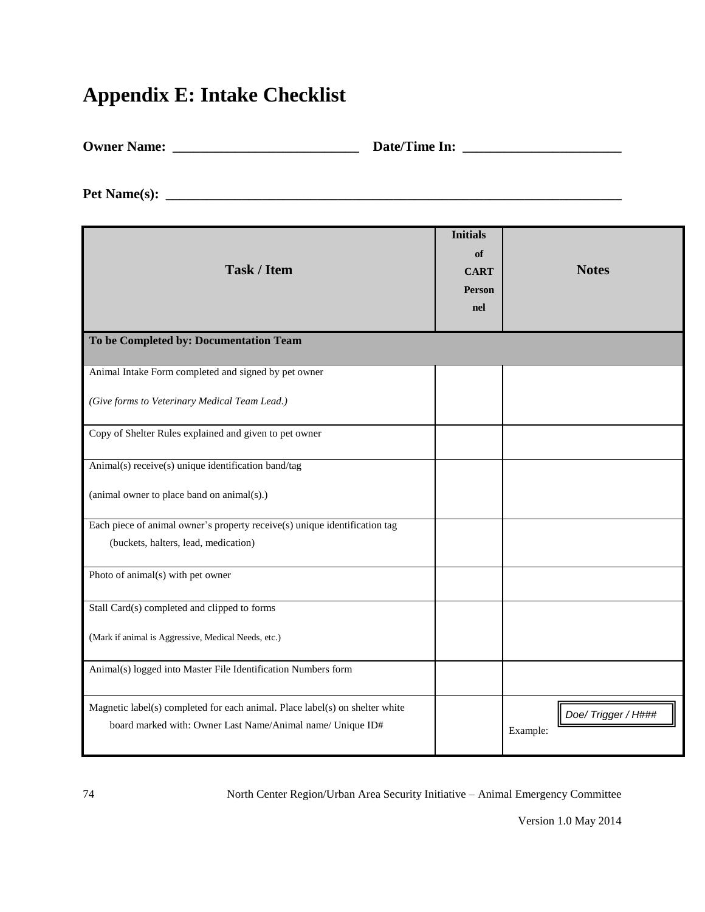# Appendix E: Intake Checklist

**Owner Name: ___________________________ Date/Time In: ______________________**

**Pet Name(s): ___________________________________________________________________**

| Task / Item | Initials of CART Personnel | Notes |
|---|---|---|
| **To be Completed by: Documentation Team** | | |
| Animal Intake Form completed and signed by pet owner<br>*(Give forms to Veterinary Medical Team Lead.)* | | |
| Copy of Shelter Rules explained and given to pet owner | | |
| Animal(s) receive(s) unique identification band/tag<br>(animal owner to place band on animal(s).) | | |
| Each piece of animal owner's property receive(s) unique identification tag (buckets, halters, lead, medication) | | |
| Photo of animal(s) with pet owner | | |
| Stall Card(s) completed and clipped to forms<br>(Mark if animal is Aggressive, Medical Needs, etc.) | | |
| Animal(s) logged into Master File Identification Numbers form | | |
| Magnetic label(s) completed for each animal. Place label(s) on shelter white board marked with: Owner Last Name/Animal name/ Unique ID# | | Example: *Doe/ Trigger / H###* |

Version 1.0 May 2014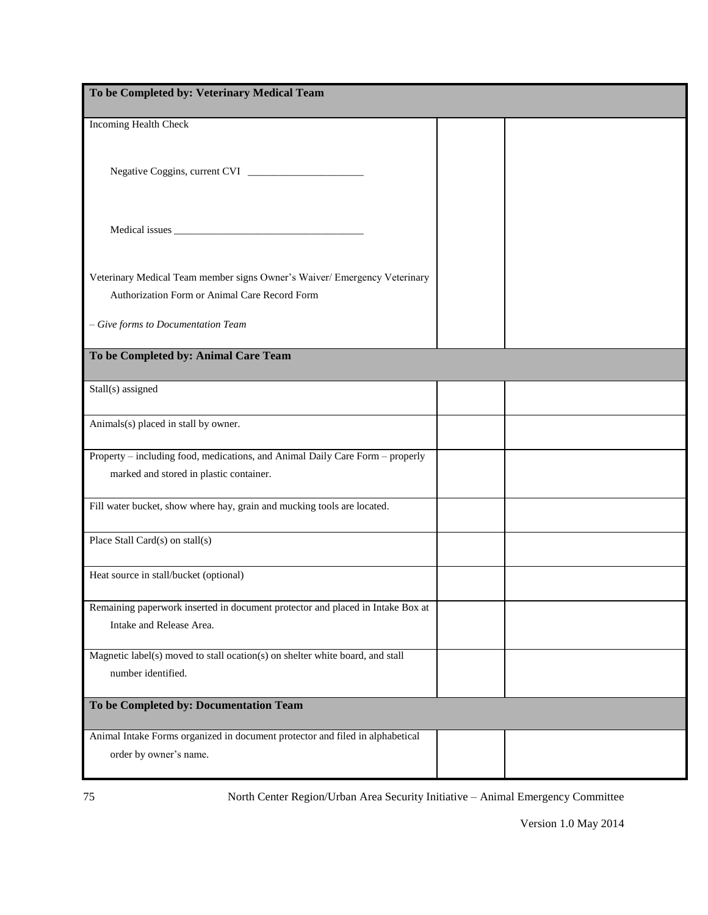| To be Completed by: Veterinary Medical Team | | |
|---|---|---|
| Incoming Health Check<br><br>Negative Coggins, current CVI ______________________<br><br>Medical issues ____________________________________<br><br>Veterinary Medical Team member signs Owner's Waiver/ Emergency Veterinary Authorization Form or Animal Care Record Form<br><br>*– Give forms to Documentation Team* | | |
| **To be Completed by: Animal Care Team** | | |
| Stall(s) assigned | | |
| Animals(s) placed in stall by owner. | | |
| Property – including food, medications, and Animal Daily Care Form – properly marked and stored in plastic container. | | |
| Fill water bucket, show where hay, grain and mucking tools are located. | | |
| Place Stall Card(s) on stall(s) | | |
| Heat source in stall/bucket (optional) | | |
| Remaining paperwork inserted in document protector and placed in Intake Box at Intake and Release Area. | | |
| Magnetic label(s) moved to stall ocation(s) on shelter white board, and stall number identified. | | |
| **To be Completed by: Documentation Team** | | |
| Animal Intake Forms organized in document protector and filed in alphabetical order by owner's name. | | |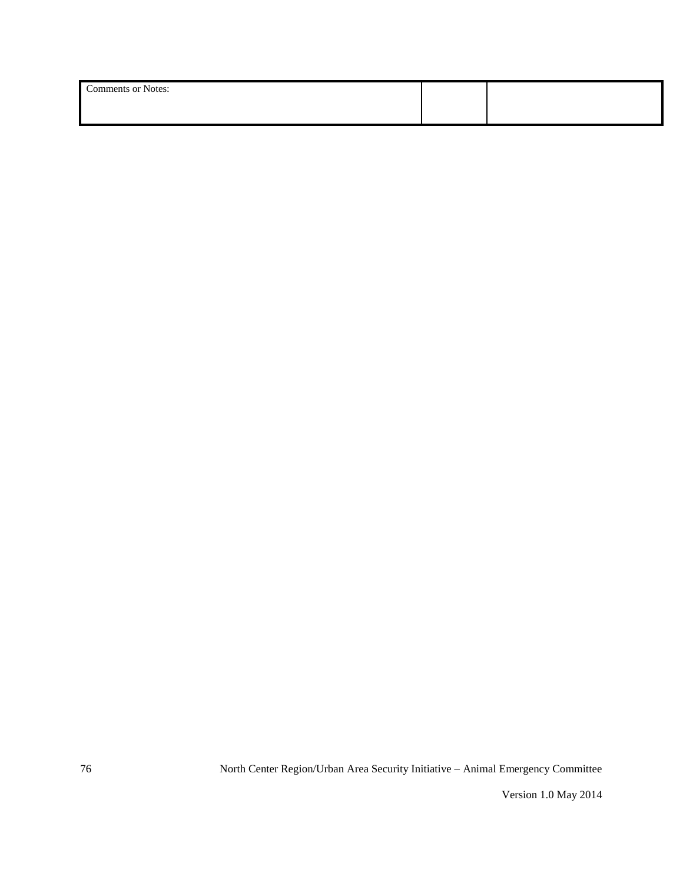| Comments or Notes: | | |
|---|---|---|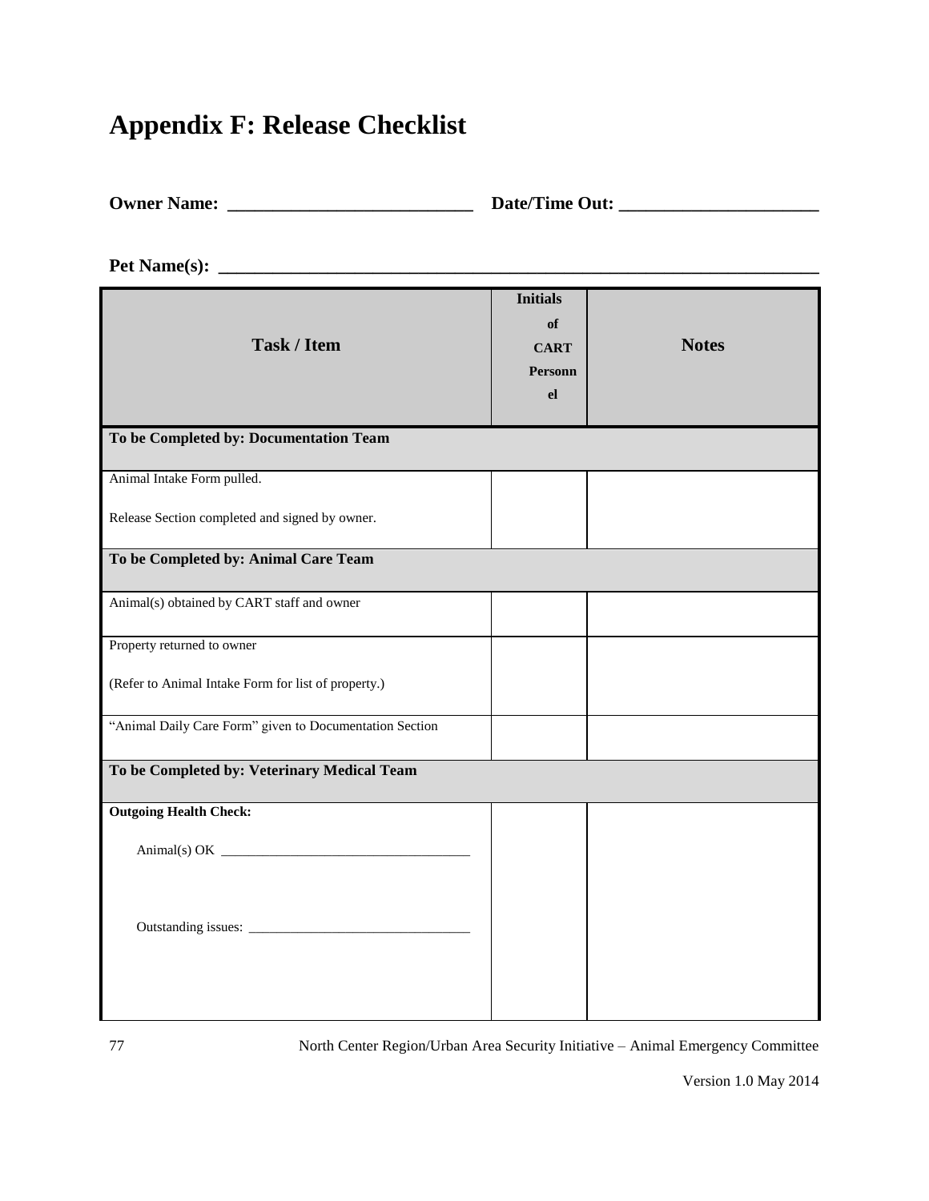# Appendix F: Release Checklist

**Owner Name: ___________________________ Date/Time Out: _____________________**

**Pet Name(s): ________________________________________________________________**

| Task / Item | Initials of CART Personnel | Notes |
|---|---|---|
| **To be Completed by: Documentation Team** | | |
| Animal Intake Form pulled.<br><br>Release Section completed and signed by owner. | | |
| **To be Completed by: Animal Care Team** | | |
| Animal(s) obtained by CART staff and owner | | |
| Property returned to owner<br><br>(Refer to Animal Intake Form for list of property.) | | |
| "Animal Daily Care Form" given to Documentation Section | | |
| **To be Completed by: Veterinary Medical Team** | | |
| **Outgoing Health Check:**<br><br>Animal(s) OK ____________________________________<br><br>Outstanding issues: _______________________________ | | |

North Center Region/Urban Area Security Initiative – Animal Emergency Committee

Version 1.0 May 2014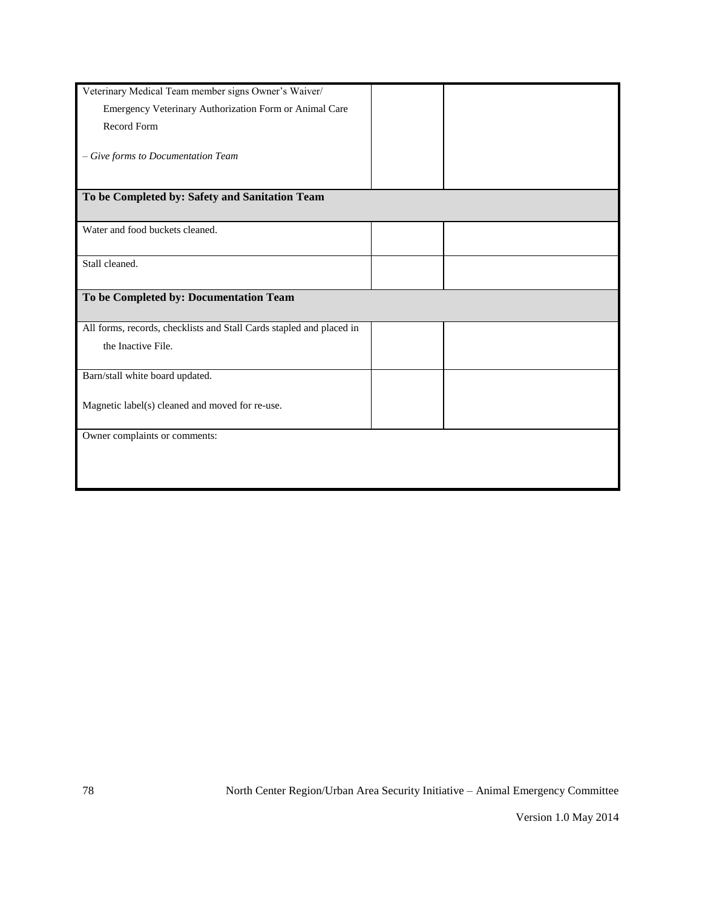| | | |
|---|---|---|
| Veterinary Medical Team member signs Owner's Waiver/ Emergency Veterinary Authorization Form or Animal Care Record Form<br><br>*– Give forms to Documentation Team* | | |
| **To be Completed by: Safety and Sanitation Team** | | |
| Water and food buckets cleaned. | | |
| Stall cleaned. | | |
| **To be Completed by: Documentation Team** | | |
| All forms, records, checklists and Stall Cards stapled and placed in the Inactive File. | | |
| Barn/stall white board updated.<br><br>Magnetic label(s) cleaned and moved for re-use. | | |
| Owner complaints or comments: | | |

Version 1.0 May 2014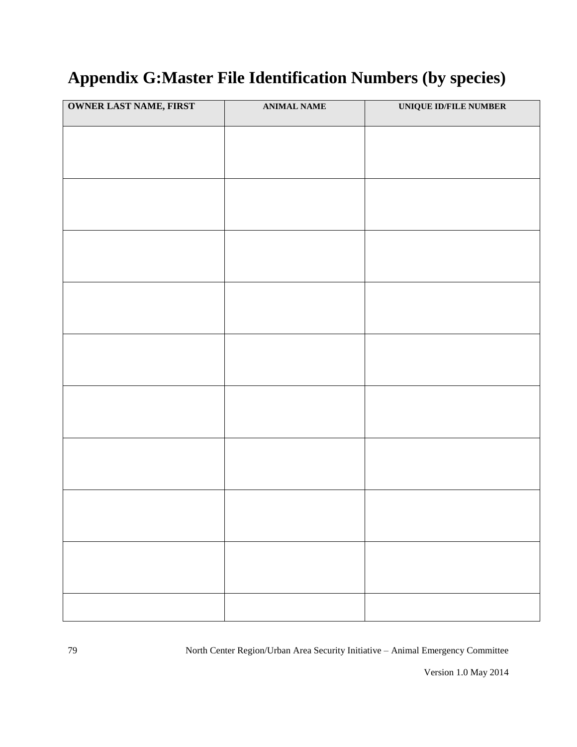# Appendix G:Master File Identification Numbers (by species)

| OWNER LAST NAME, FIRST | ANIMAL NAME | UNIQUE ID/FILE NUMBER |
|---|---|---|
| | | |
| | | |
| | | |
| | | |
| | | |
| | | |
| | | |
| | | |
| | | |
| | | |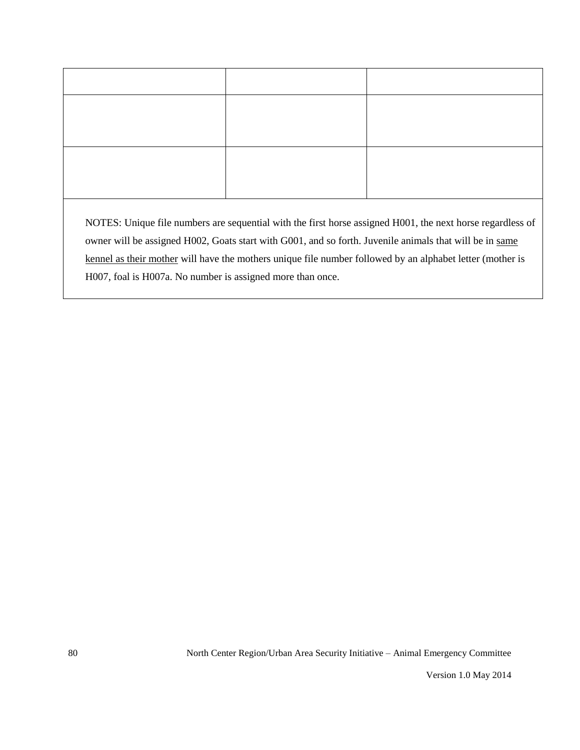| | | |
|---|---|---|
| | | |
| | | |

NOTES: Unique file numbers are sequential with the first horse assigned H001, the next horse regardless of owner will be assigned H002, Goats start with G001, and so forth. Juvenile animals that will be in <u>same kennel as their mother</u> will have the mothers unique file number followed by an alphabet letter (mother is H007, foal is H007a. No number is assigned more than once.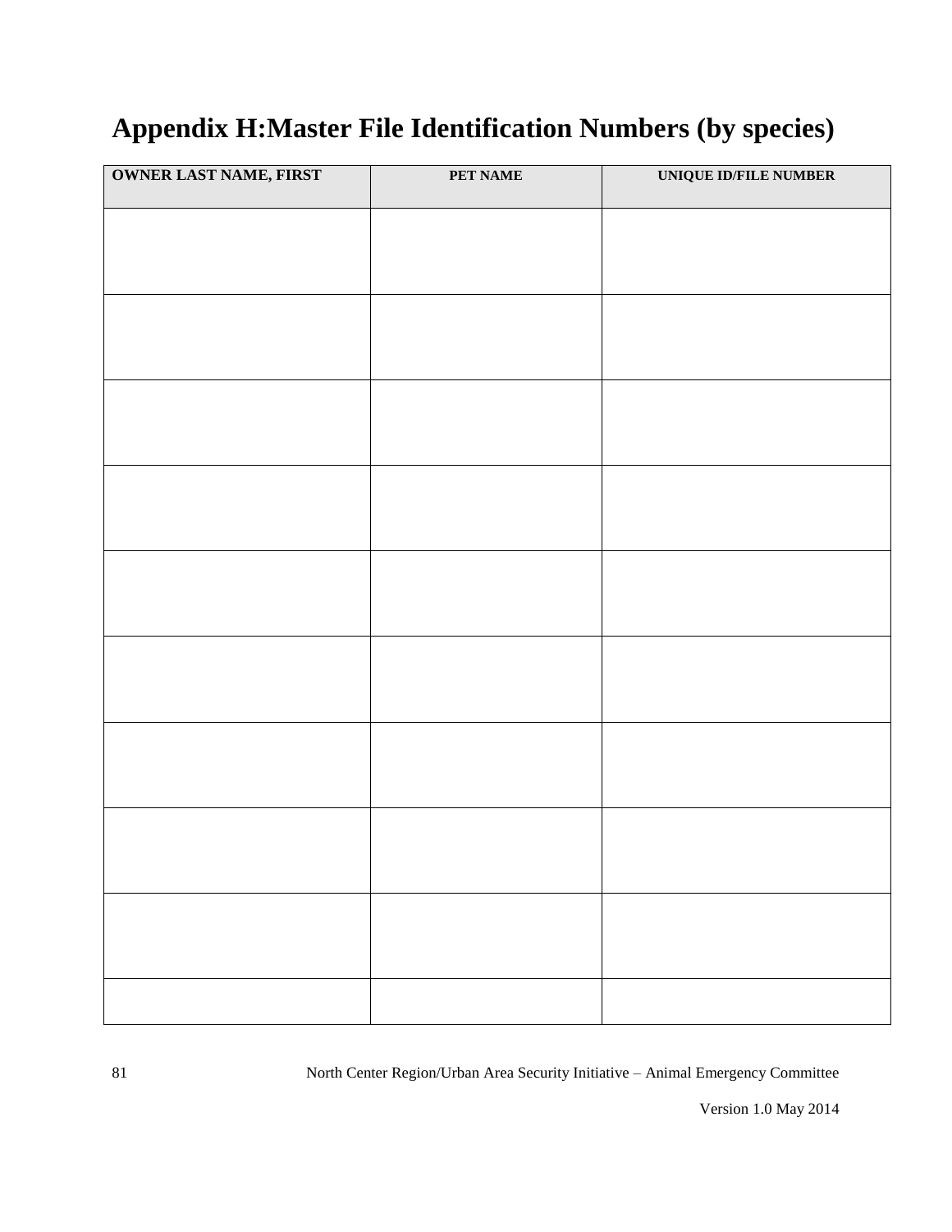# Appendix H:Master File Identification Numbers (by species)

| OWNER LAST NAME, FIRST | PET NAME | UNIQUE ID/FILE NUMBER |
|---|---|---|
| | | |
| | | |
| | | |
| | | |
| | | |
| | | |
| | | |
| | | |
| | | |
| | | |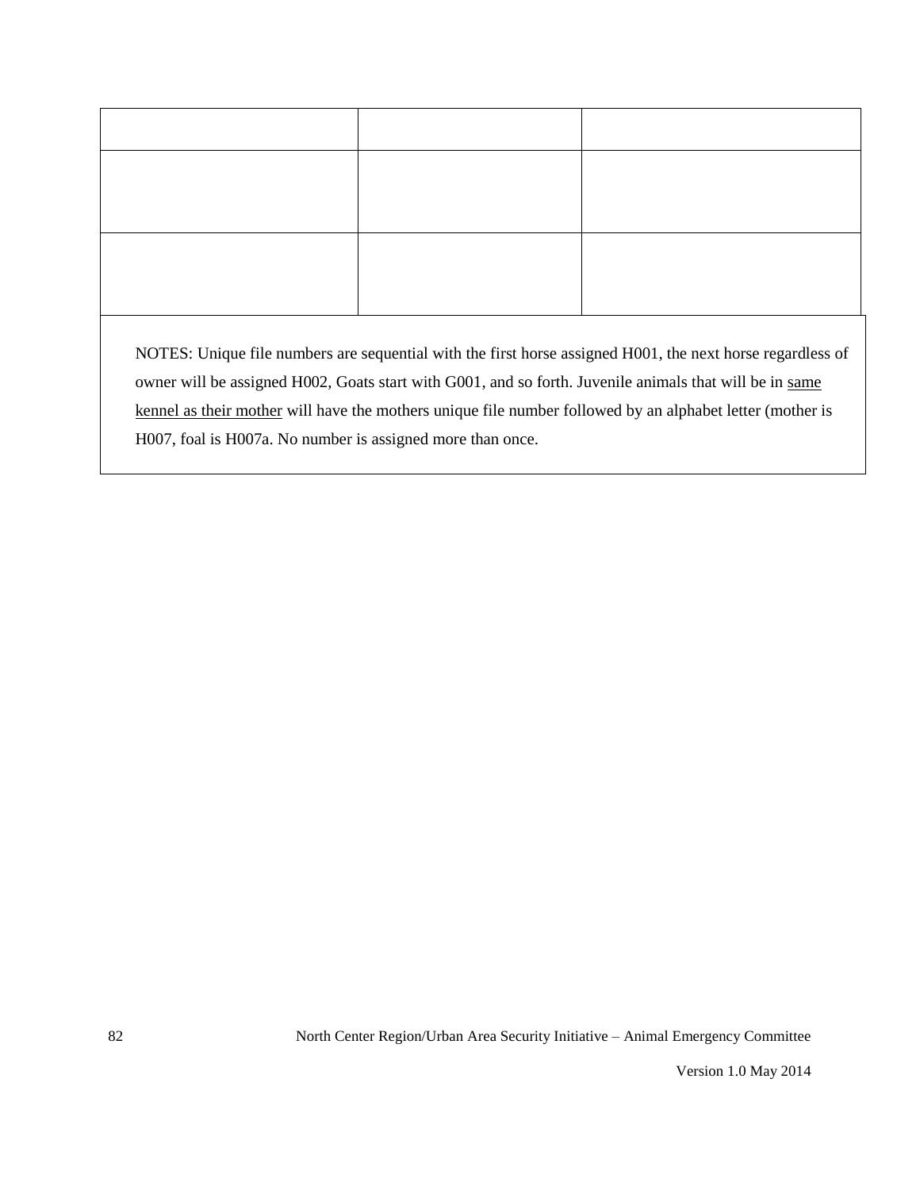| | | |
|---|---|---|
| | | |
| | | |

NOTES: Unique file numbers are sequential with the first horse assigned H001, the next horse regardless of owner will be assigned H002, Goats start with G001, and so forth. Juvenile animals that will be in <u>same kennel as their mother</u> will have the mothers unique file number followed by an alphabet letter (mother is H007, foal is H007a. No number is assigned more than once.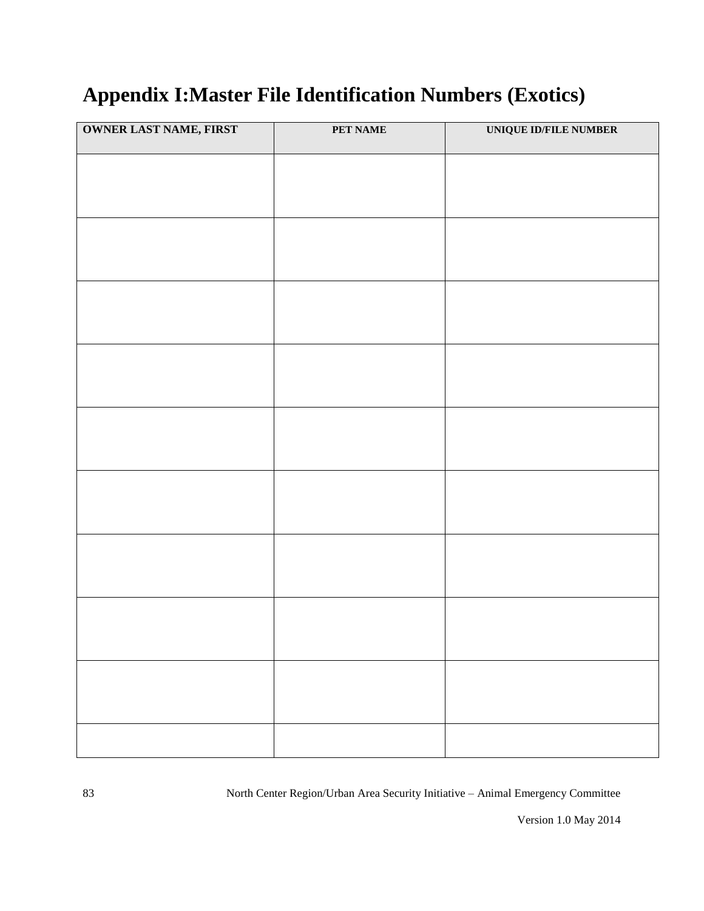# Appendix I:Master File Identification Numbers (Exotics)

| OWNER LAST NAME, FIRST | PET NAME | UNIQUE ID/FILE NUMBER |
|---|---|---|
| | | |
| | | |
| | | |
| | | |
| | | |
| | | |
| | | |
| | | |
| | | |
| | | |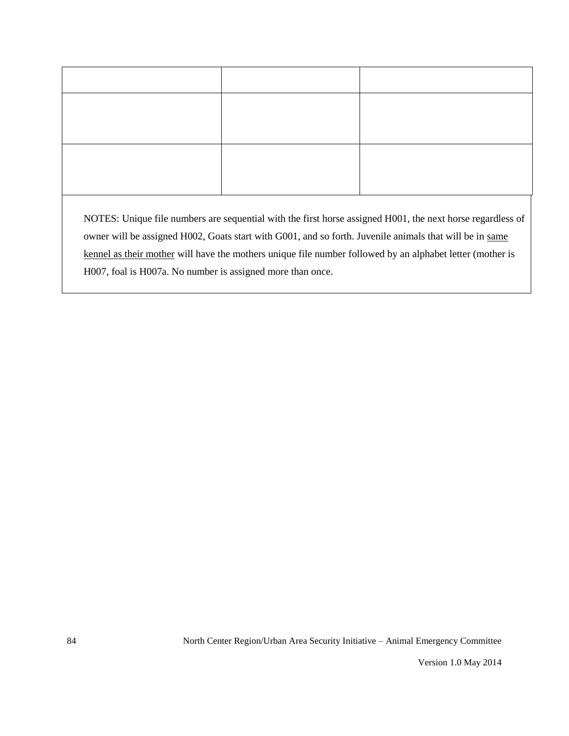| | | |
|---|---|---|
| | | |
| | | |

NOTES: Unique file numbers are sequential with the first horse assigned H001, the next horse regardless of owner will be assigned H002, Goats start with G001, and so forth. Juvenile animals that will be in <u>same kennel as their mother</u> will have the mothers unique file number followed by an alphabet letter (mother is H007, foal is H007a. No number is assigned more than once.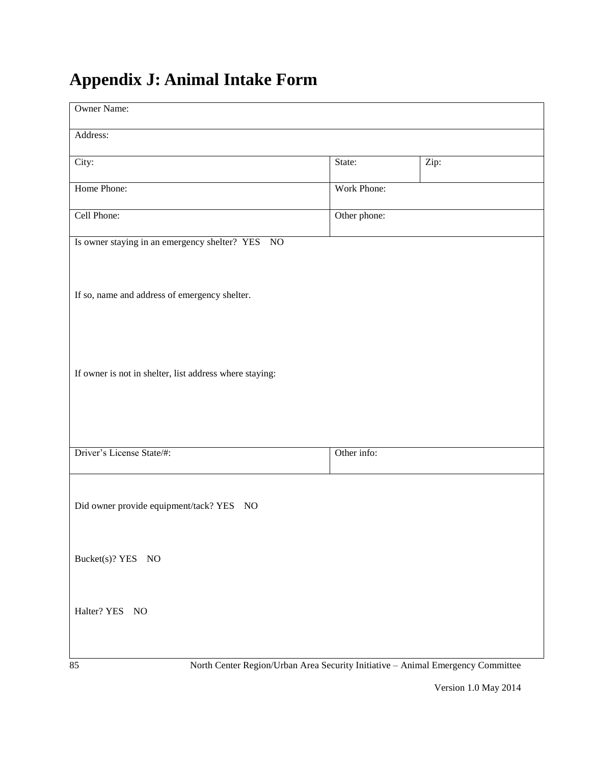# Appendix J: Animal Intake Form

| Owner Name: | | |
|---|---|---|
| Address: | | |
| City: | State: | Zip: |
| Home Phone: | Work Phone: | |
| Cell Phone: | Other phone: | |
| Is owner staying in an emergency shelter? YES NO<br><br>If so, name and address of emergency shelter.<br><br>If owner is not in shelter, list address where staying: | | |
| Driver's License State/#: | Other info: | |
| Did owner provide equipment/tack? YES NO<br><br>Bucket(s)? YES NO<br><br>Halter? YES NO | | |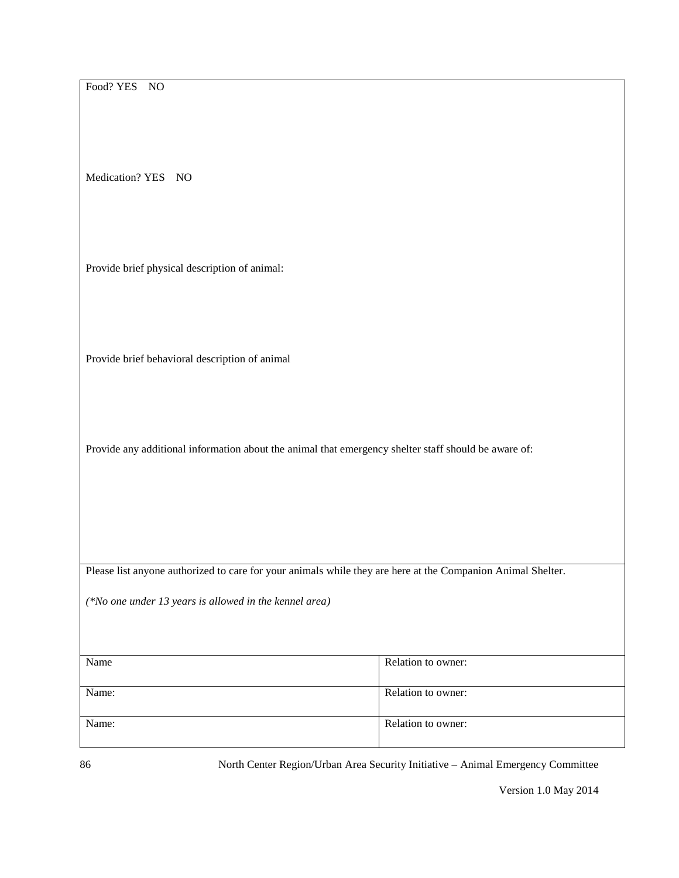Food? YES NO

Medication? YES NO

Provide brief physical description of animal:

Provide brief behavioral description of animal

Provide any additional information about the animal that emergency shelter staff should be aware of:

Please list anyone authorized to care for your animals while they are here at the Companion Animal Shelter.

*(\*No one under 13 years is allowed in the kennel area)*

| Name | Relation to owner: |
|---|---|
| Name: | Relation to owner: |
| Name: | Relation to owner: |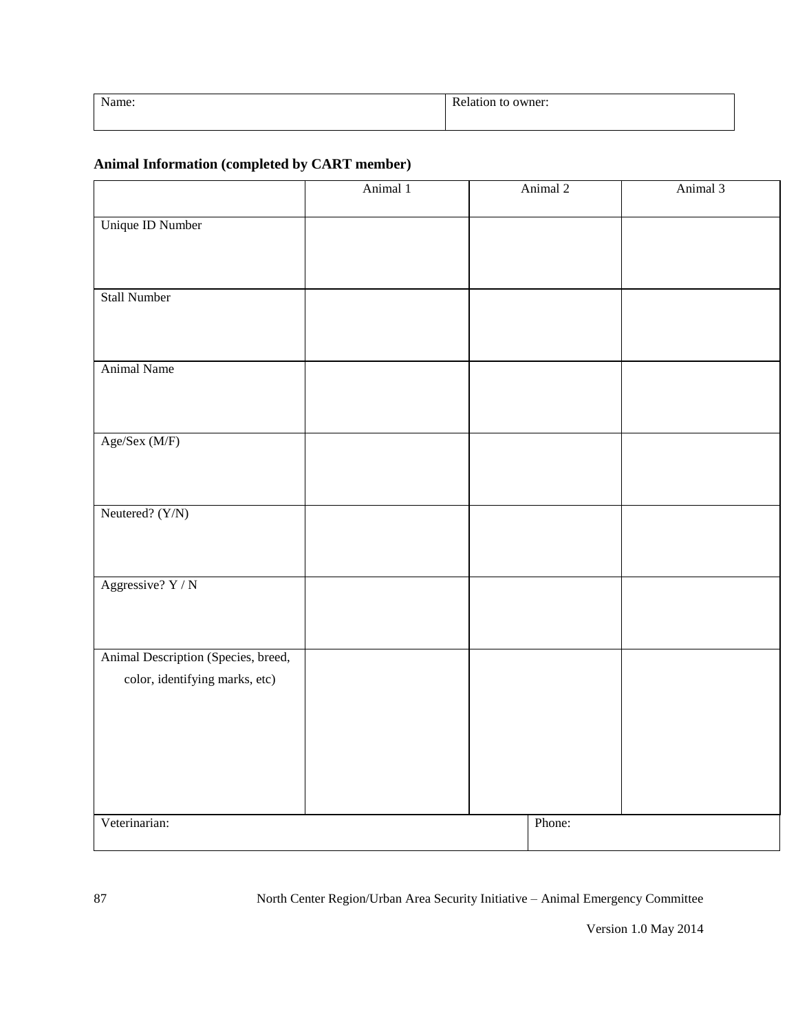| Name: | Relation to owner: |
| --- | --- |
| | |

**Animal Information (completed by CART member)**

| | Animal 1 | Animal 2 | Animal 3 |
| --- | --- | --- | --- |
| Unique ID Number | | | |
| Stall Number | | | |
| Animal Name | | | |
| Age/Sex (M/F) | | | |
| Neutered? (Y/N) | | | |
| Aggressive? Y / N | | | |
| Animal Description (Species, breed, color, identifying marks, etc) | | | |

| Veterinarian: | Phone: |
| --- | --- |
| | |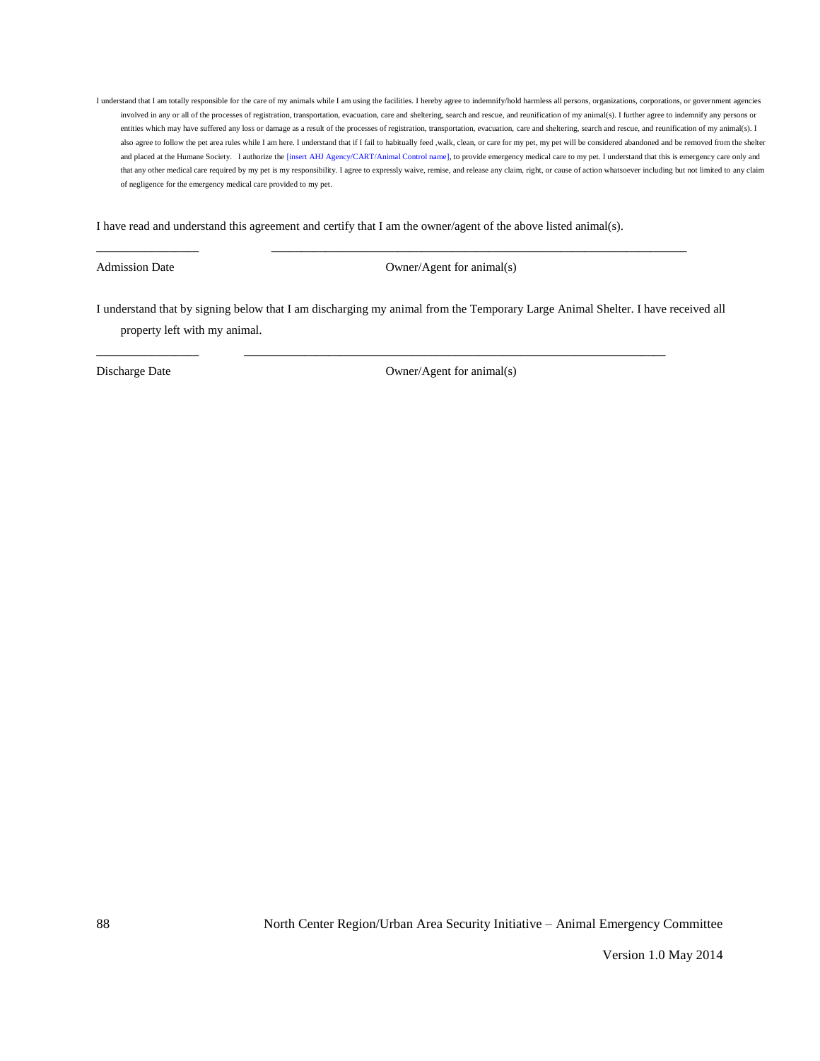I understand that I am totally responsible for the care of my animals while I am using the facilities. I hereby agree to indemnify/hold harmless all persons, organizations, corporations, or government agencies involved in any or all of the processes of registration, transportation, evacuation, care and sheltering, search and rescue, and reunification of my animal(s). I further agree to indemnify any persons or entities which may have suffered any loss or damage as a result of the processes of registration, transportation, evacuation, care and sheltering, search and rescue, and reunification of my animal(s). I also agree to follow the pet area rules while I am here. I understand that if I fail to habitually feed ,walk, clean, or care for my pet, my pet will be considered abandoned and be removed from the shelter and placed at the Humane Society. I authorize the [insert AHJ Agency/CART/Animal Control name], to provide emergency medical care to my pet. I understand that this is emergency care only and that any other medical care required by my pet is my responsibility. I agree to expressly waive, remise, and release any claim, right, or cause of action whatsoever including but not limited to any claim of negligence for the emergency medical care provided to my pet.

I have read and understand this agreement and certify that I am the owner/agent of the above listed animal(s).

\_\_\_\_\_\_\_\_\_\_\_\_\_\_\_\_\_ \_\_\_\_\_\_\_\_\_\_\_\_\_\_\_\_\_\_\_\_\_\_\_\_\_\_\_\_\_\_\_\_\_\_\_\_\_\_\_\_\_\_\_\_\_\_\_\_\_\_\_\_\_\_\_\_\_\_\_\_\_\_\_\_\_\_\_\_

Admission Date Owner/Agent for animal(s)

I understand that by signing below that I am discharging my animal from the Temporary Large Animal Shelter. I have received all property left with my animal.

\_\_\_\_\_\_\_\_\_\_\_\_\_\_\_\_\_ \_\_\_\_\_\_\_\_\_\_\_\_\_\_\_\_\_\_\_\_\_\_\_\_\_\_\_\_\_\_\_\_\_\_\_\_\_\_\_\_\_\_\_\_\_\_\_\_\_\_\_\_\_\_\_\_\_\_\_\_\_\_\_\_\_\_\_\_

Discharge Date Owner/Agent for animal(s)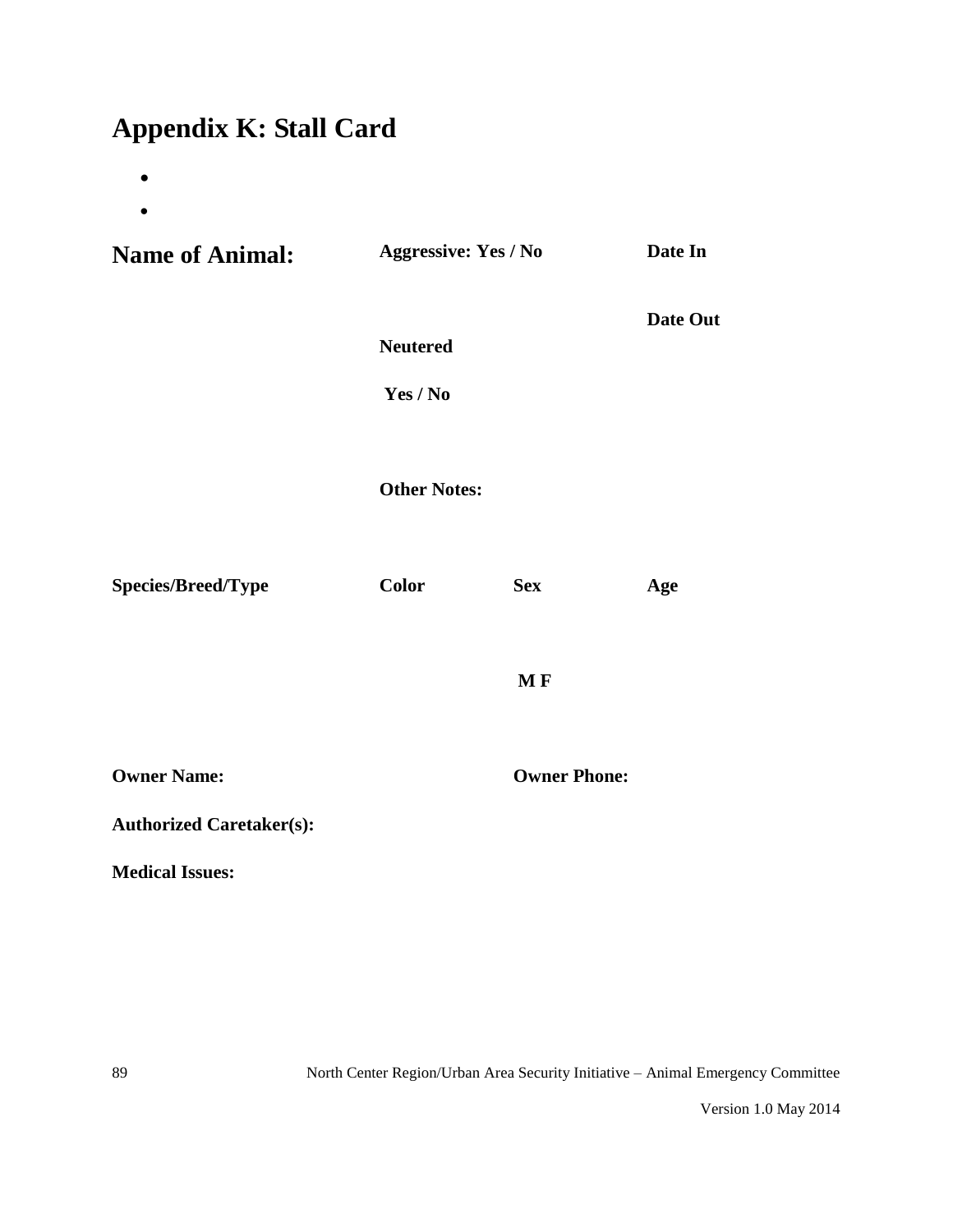# Appendix K: Stall Card

- 
- 

| **Name of Animal:** | **Aggressive: Yes / No** | | **Date In** |
|---|---|---|---|
| | | | **Date Out** |
| | **Neutered** | | |
| | **Yes / No** | | |
| | **Other Notes:** | | |
| **Species/Breed/Type** | **Color** | **Sex** | **Age** |
| | | **M F** | |

**Owner Name:** **Owner Phone:**

**Authorized Caretaker(s):**

**Medical Issues:**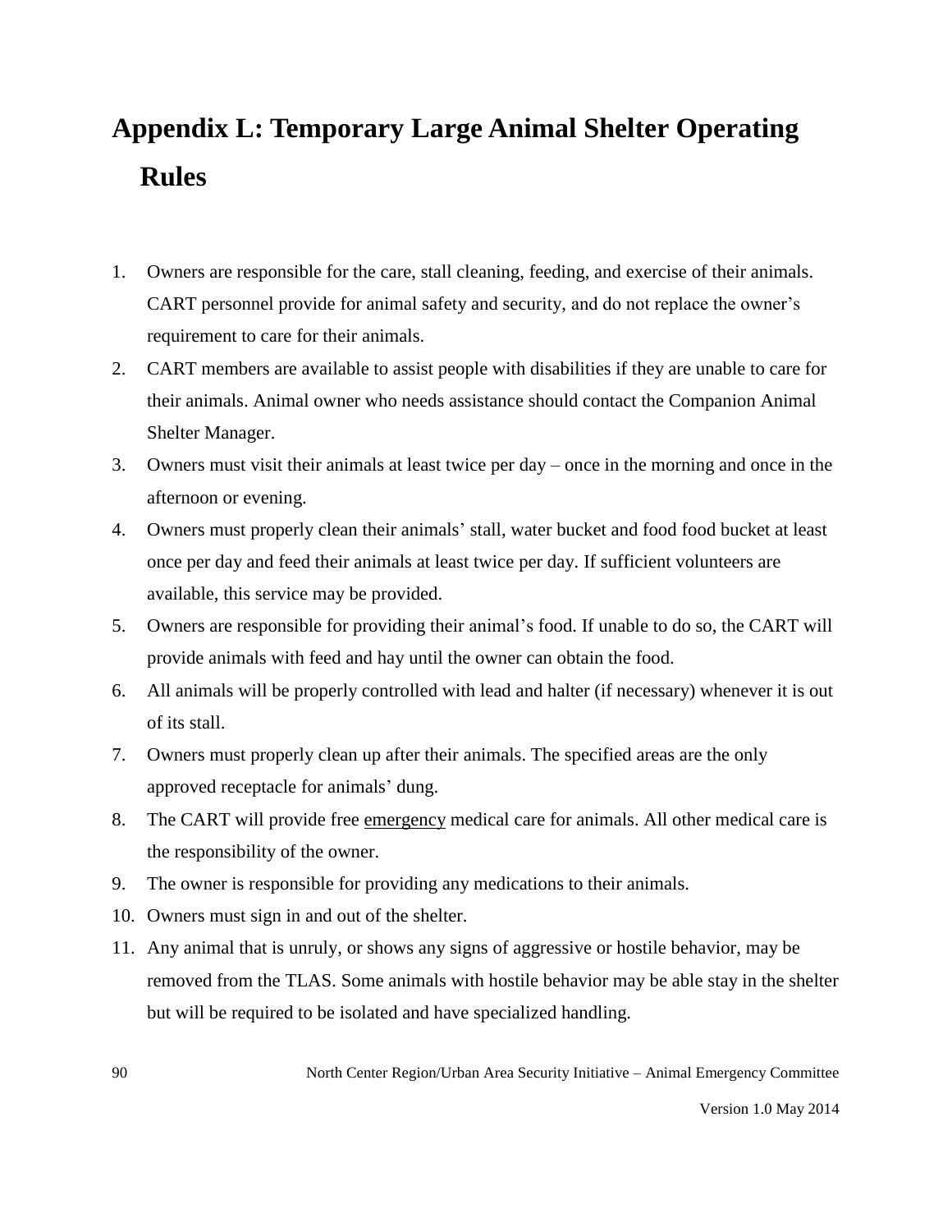# Appendix L: Temporary Large Animal Shelter Operating Rules

1. Owners are responsible for the care, stall cleaning, feeding, and exercise of their animals. CART personnel provide for animal safety and security, and do not replace the owner's requirement to care for their animals.
2. CART members are available to assist people with disabilities if they are unable to care for their animals. Animal owner who needs assistance should contact the Companion Animal Shelter Manager.
3. Owners must visit their animals at least twice per day – once in the morning and once in the afternoon or evening.
4. Owners must properly clean their animals' stall, water bucket and food food bucket at least once per day and feed their animals at least twice per day. If sufficient volunteers are available, this service may be provided.
5. Owners are responsible for providing their animal's food. If unable to do so, the CART will provide animals with feed and hay until the owner can obtain the food.
6. All animals will be properly controlled with lead and halter (if necessary) whenever it is out of its stall.
7. Owners must properly clean up after their animals. The specified areas are the only approved receptacle for animals' dung.
8. The CART will provide free <u>emergency</u> medical care for animals. All other medical care is the responsibility of the owner.
9. The owner is responsible for providing any medications to their animals.
10. Owners must sign in and out of the shelter.
11. Any animal that is unruly, or shows any signs of aggressive or hostile behavior, may be removed from the TLAS. Some animals with hostile behavior may be able stay in the shelter but will be required to be isolated and have specialized handling.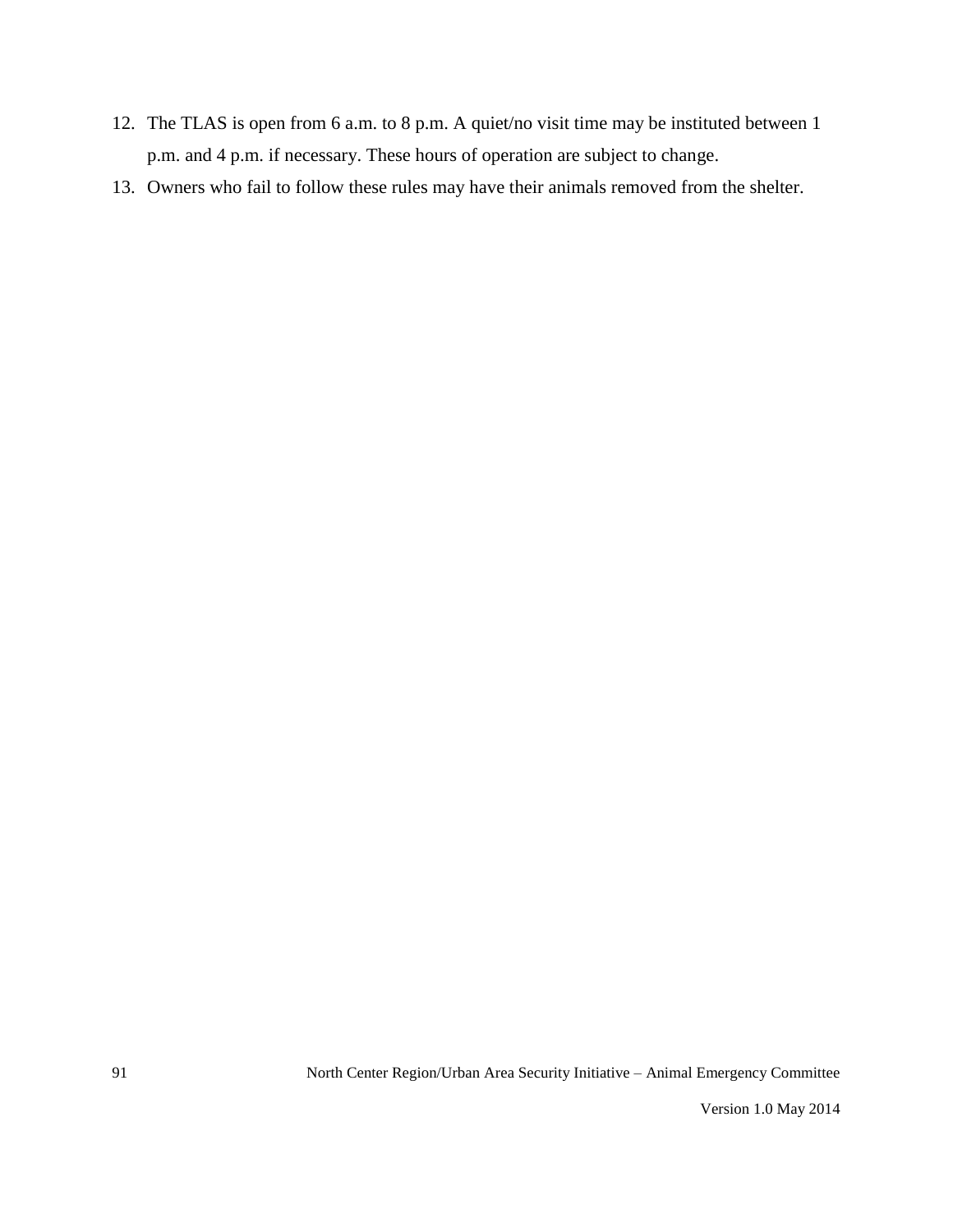12. The TLAS is open from 6 a.m. to 8 p.m. A quiet/no visit time may be instituted between 1 p.m. and 4 p.m. if necessary. These hours of operation are subject to change.
13. Owners who fail to follow these rules may have their animals removed from the shelter.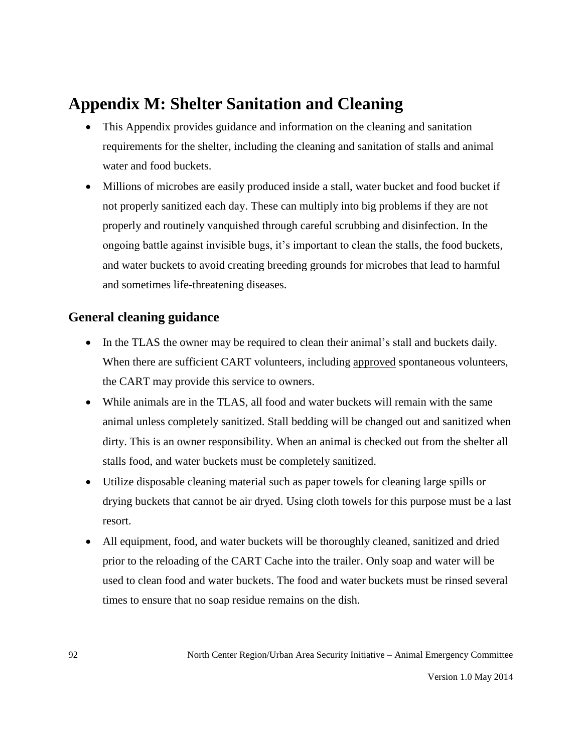# Appendix M: Shelter Sanitation and Cleaning

- This Appendix provides guidance and information on the cleaning and sanitation requirements for the shelter, including the cleaning and sanitation of stalls and animal water and food buckets.
- Millions of microbes are easily produced inside a stall, water bucket and food bucket if not properly sanitized each day. These can multiply into big problems if they are not properly and routinely vanquished through careful scrubbing and disinfection. In the ongoing battle against invisible bugs, it's important to clean the stalls, the food buckets, and water buckets to avoid creating breeding grounds for microbes that lead to harmful and sometimes life-threatening diseases.

## General cleaning guidance

- In the TLAS the owner may be required to clean their animal's stall and buckets daily. When there are sufficient CART volunteers, including <u>approved</u> spontaneous volunteers, the CART may provide this service to owners.
- While animals are in the TLAS, all food and water buckets will remain with the same animal unless completely sanitized. Stall bedding will be changed out and sanitized when dirty. This is an owner responsibility. When an animal is checked out from the shelter all stalls food, and water buckets must be completely sanitized.
- Utilize disposable cleaning material such as paper towels for cleaning large spills or drying buckets that cannot be air dryed. Using cloth towels for this purpose must be a last resort.
- All equipment, food, and water buckets will be thoroughly cleaned, sanitized and dried prior to the reloading of the CART Cache into the trailer. Only soap and water will be used to clean food and water buckets. The food and water buckets must be rinsed several times to ensure that no soap residue remains on the dish.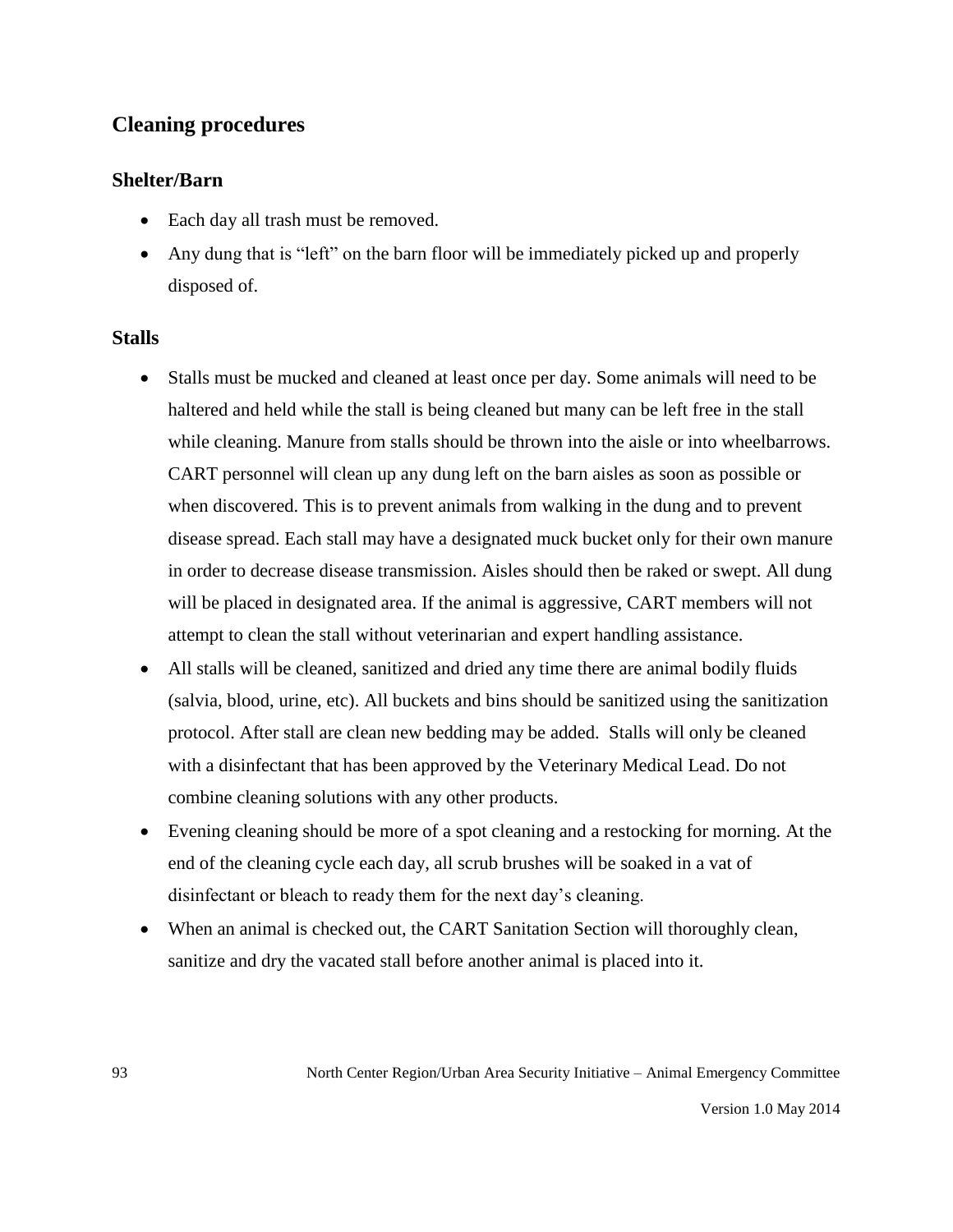## Cleaning procedures

### Shelter/Barn

- Each day all trash must be removed.
- Any dung that is "left" on the barn floor will be immediately picked up and properly disposed of.

### Stalls

- Stalls must be mucked and cleaned at least once per day. Some animals will need to be haltered and held while the stall is being cleaned but many can be left free in the stall while cleaning. Manure from stalls should be thrown into the aisle or into wheelbarrows. CART personnel will clean up any dung left on the barn aisles as soon as possible or when discovered. This is to prevent animals from walking in the dung and to prevent disease spread. Each stall may have a designated muck bucket only for their own manure in order to decrease disease transmission. Aisles should then be raked or swept. All dung will be placed in designated area. If the animal is aggressive, CART members will not attempt to clean the stall without veterinarian and expert handling assistance.
- All stalls will be cleaned, sanitized and dried any time there are animal bodily fluids (salvia, blood, urine, etc). All buckets and bins should be sanitized using the sanitization protocol. After stall are clean new bedding may be added. Stalls will only be cleaned with a disinfectant that has been approved by the Veterinary Medical Lead. Do not combine cleaning solutions with any other products.
- Evening cleaning should be more of a spot cleaning and a restocking for morning. At the end of the cleaning cycle each day, all scrub brushes will be soaked in a vat of disinfectant or bleach to ready them for the next day's cleaning.
- When an animal is checked out, the CART Sanitation Section will thoroughly clean, sanitize and dry the vacated stall before another animal is placed into it.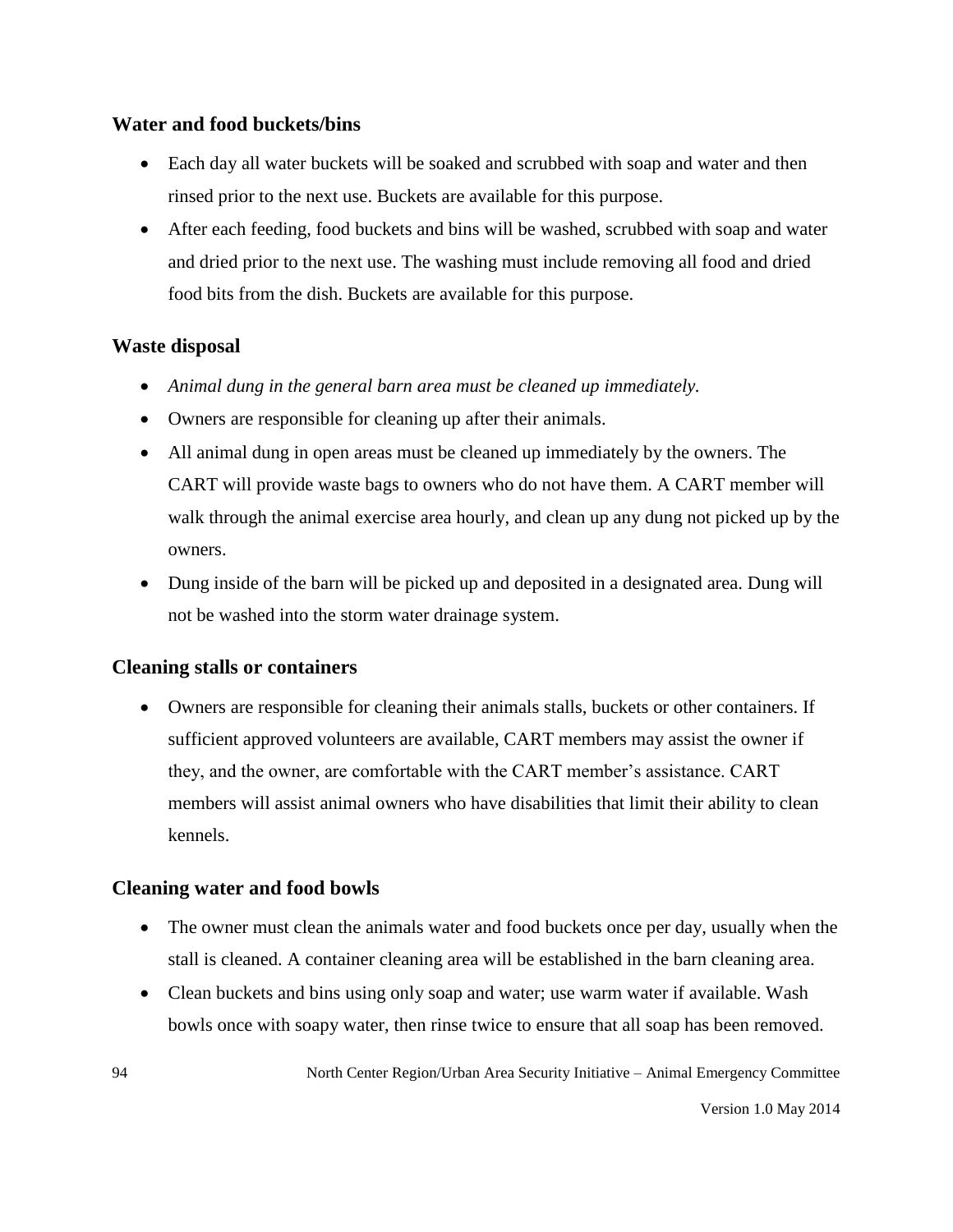### Water and food buckets/bins

- Each day all water buckets will be soaked and scrubbed with soap and water and then rinsed prior to the next use. Buckets are available for this purpose.
- After each feeding, food buckets and bins will be washed, scrubbed with soap and water and dried prior to the next use. The washing must include removing all food and dried food bits from the dish. Buckets are available for this purpose.

### Waste disposal

- *Animal dung in the general barn area must be cleaned up immediately.*
- Owners are responsible for cleaning up after their animals.
- All animal dung in open areas must be cleaned up immediately by the owners. The CART will provide waste bags to owners who do not have them. A CART member will walk through the animal exercise area hourly, and clean up any dung not picked up by the owners.
- Dung inside of the barn will be picked up and deposited in a designated area. Dung will not be washed into the storm water drainage system.

### Cleaning stalls or containers

- Owners are responsible for cleaning their animals stalls, buckets or other containers. If sufficient approved volunteers are available, CART members may assist the owner if they, and the owner, are comfortable with the CART member's assistance. CART members will assist animal owners who have disabilities that limit their ability to clean kennels.

### Cleaning water and food bowls

- The owner must clean the animals water and food buckets once per day, usually when the stall is cleaned. A container cleaning area will be established in the barn cleaning area.
- Clean buckets and bins using only soap and water; use warm water if available. Wash bowls once with soapy water, then rinse twice to ensure that all soap has been removed.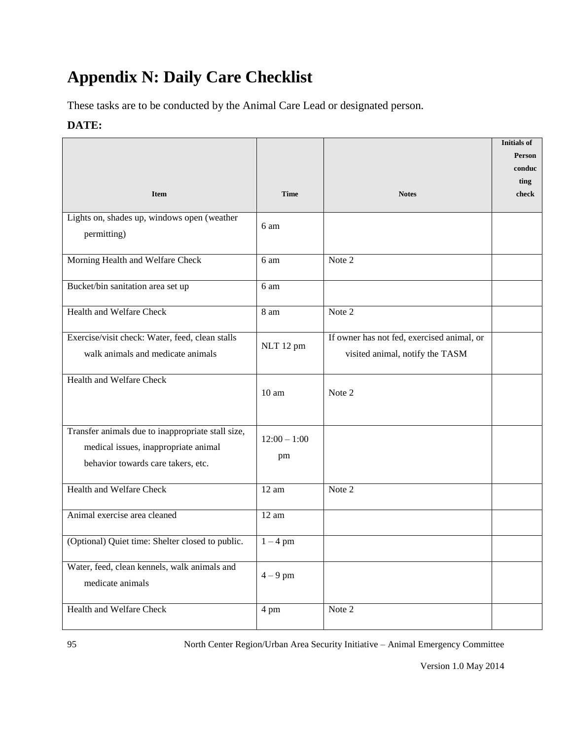# Appendix N: Daily Care Checklist

These tasks are to be conducted by the Animal Care Lead or designated person.

**DATE:**

| Item | Time | Notes | Initials of Person conducting check |
|---|---|---|---|
| Lights on, shades up, windows open (weather permitting) | 6 am | | |
| Morning Health and Welfare Check | 6 am | Note 2 | |
| Bucket/bin sanitation area set up | 6 am | | |
| Health and Welfare Check | 8 am | Note 2 | |
| Exercise/visit check: Water, feed, clean stalls walk animals and medicate animals | NLT 12 pm | If owner has not fed, exercised animal, or visited animal, notify the TASM | |
| Health and Welfare Check | 10 am | Note 2 | |
| Transfer animals due to inappropriate stall size, medical issues, inappropriate animal behavior towards care takers, etc. | 12:00 – 1:00 pm | | |
| Health and Welfare Check | 12 am | Note 2 | |
| Animal exercise area cleaned | 12 am | | |
| (Optional) Quiet time: Shelter closed to public. | 1 – 4 pm | | |
| Water, feed, clean kennels, walk animals and medicate animals | 4 – 9 pm | | |
| Health and Welfare Check | 4 pm | Note 2 | |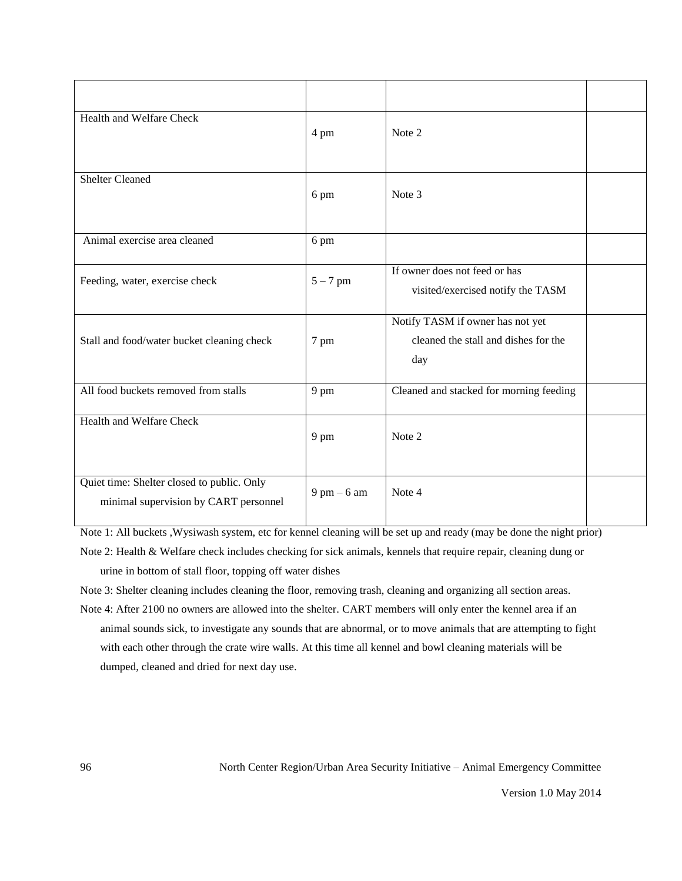| | | | |
|---|---|---|---|
| Health and Welfare Check | 4 pm | Note 2 | |
| Shelter Cleaned | 6 pm | Note 3 | |
| Animal exercise area cleaned | 6 pm | | |
| Feeding, water, exercise check | 5 – 7 pm | If owner does not feed or has visited/exercised notify the TASM | |
| Stall and food/water bucket cleaning check | 7 pm | Notify TASM if owner has not yet cleaned the stall and dishes for the day | |
| All food buckets removed from stalls | 9 pm | Cleaned and stacked for morning feeding | |
| Health and Welfare Check | 9 pm | Note 2 | |
| Quiet time: Shelter closed to public. Only minimal supervision by CART personnel | 9 pm – 6 am | Note 4 | |

Note 1: All buckets ,Wysiwash system, etc for kennel cleaning will be set up and ready (may be done the night prior)

Note 2: Health & Welfare check includes checking for sick animals, kennels that require repair, cleaning dung or urine in bottom of stall floor, topping off water dishes

Note 3: Shelter cleaning includes cleaning the floor, removing trash, cleaning and organizing all section areas.

Note 4: After 2100 no owners are allowed into the shelter. CART members will only enter the kennel area if an animal sounds sick, to investigate any sounds that are abnormal, or to move animals that are attempting to fight with each other through the crate wire walls. At this time all kennel and bowl cleaning materials will be dumped, cleaned and dried for next day use.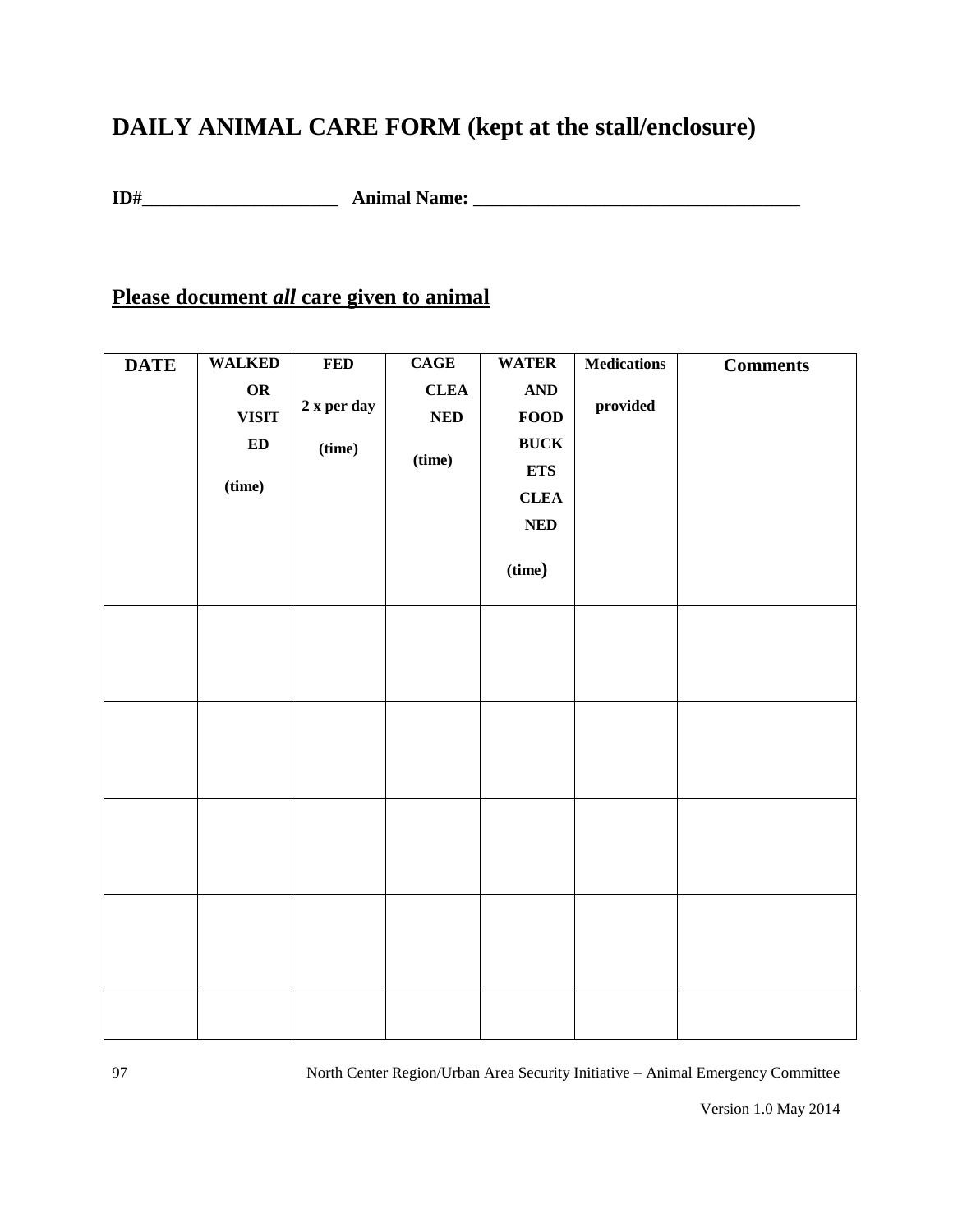# DAILY ANIMAL CARE FORM (kept at the stall/enclosure)

**ID#\_\_\_\_\_\_\_\_\_\_\_\_\_\_\_\_\_\_\_\_\_\_ Animal Name: \_\_\_\_\_\_\_\_\_\_\_\_\_\_\_\_\_\_\_\_\_\_\_\_\_\_\_\_\_\_\_\_\_\_\_\_**

## <u>Please document *all* care given to animal</u>

| DATE | WALKED OR VISITED (time) | FED 2 x per day (time) | CAGE CLEANED (time) | WATER AND FOOD BUCKETS CLEANED (time) | Medications provided | Comments |
|---|---|---|---|---|---|---|
| | | | | | | |
| | | | | | | |
| | | | | | | |
| | | | | | | |
| | | | | | | |

North Center Region/Urban Area Security Initiative – Animal Emergency Committee

Version 1.0 May 2014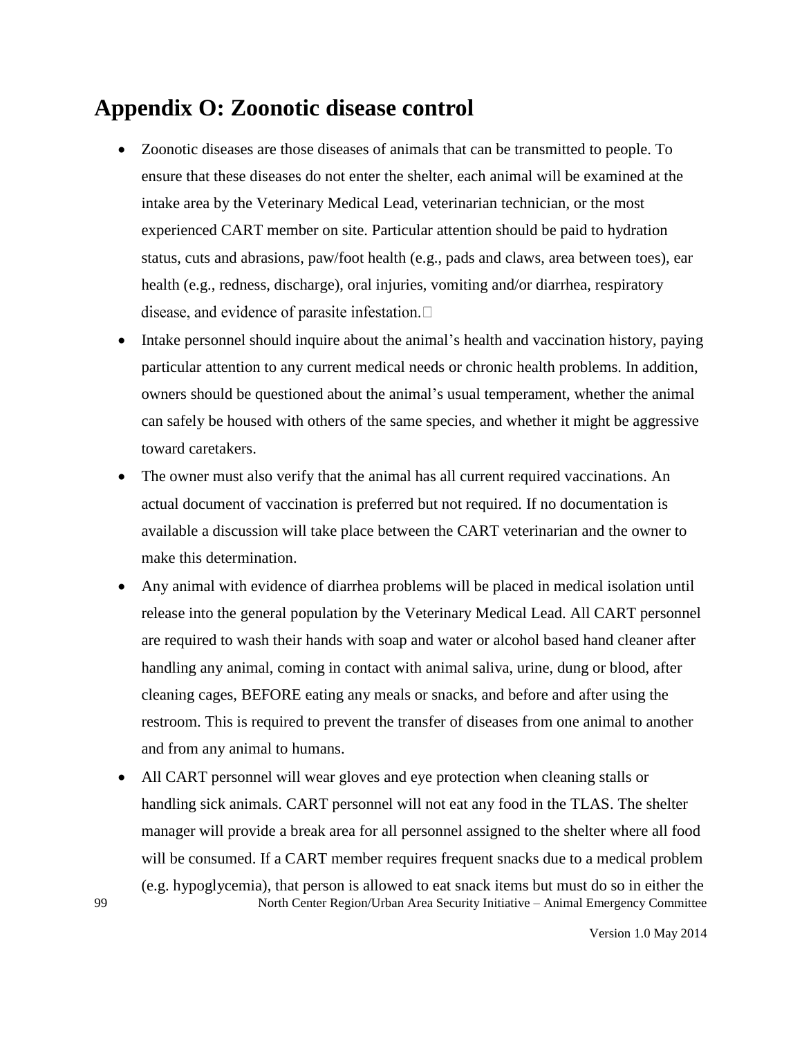# Appendix O: Zoonotic disease control

- Zoonotic diseases are those diseases of animals that can be transmitted to people. To ensure that these diseases do not enter the shelter, each animal will be examined at the intake area by the Veterinary Medical Lead, veterinarian technician, or the most experienced CART member on site. Particular attention should be paid to hydration status, cuts and abrasions, paw/foot health (e.g., pads and claws, area between toes), ear health (e.g., redness, discharge), oral injuries, vomiting and/or diarrhea, respiratory disease, and evidence of parasite infestation.
- Intake personnel should inquire about the animal's health and vaccination history, paying particular attention to any current medical needs or chronic health problems. In addition, owners should be questioned about the animal's usual temperament, whether the animal can safely be housed with others of the same species, and whether it might be aggressive toward caretakers.
- The owner must also verify that the animal has all current required vaccinations. An actual document of vaccination is preferred but not required. If no documentation is available a discussion will take place between the CART veterinarian and the owner to make this determination.
- Any animal with evidence of diarrhea problems will be placed in medical isolation until release into the general population by the Veterinary Medical Lead. All CART personnel are required to wash their hands with soap and water or alcohol based hand cleaner after handling any animal, coming in contact with animal saliva, urine, dung or blood, after cleaning cages, BEFORE eating any meals or snacks, and before and after using the restroom. This is required to prevent the transfer of diseases from one animal to another and from any animal to humans.
- All CART personnel will wear gloves and eye protection when cleaning stalls or handling sick animals. CART personnel will not eat any food in the TLAS. The shelter manager will provide a break area for all personnel assigned to the shelter where all food will be consumed. If a CART member requires frequent snacks due to a medical problem (e.g. hypoglycemia), that person is allowed to eat snack items but must do so in either the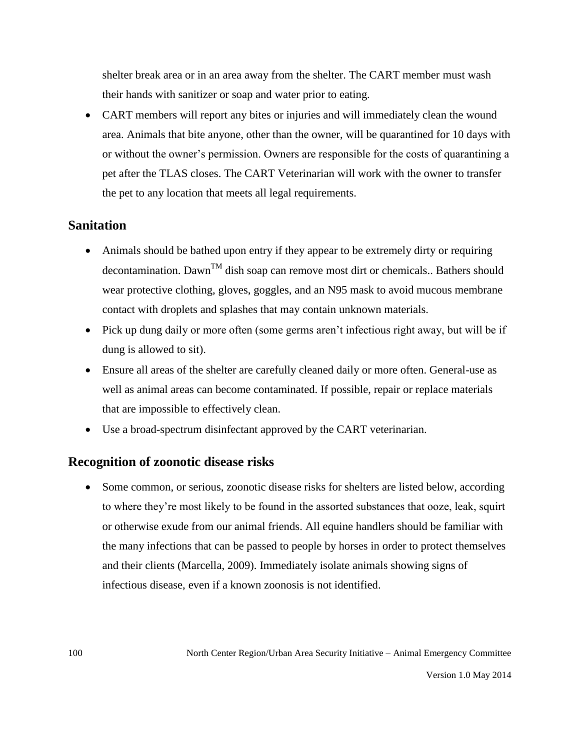shelter break area or in an area away from the shelter. The CART member must wash their hands with sanitizer or soap and water prior to eating.

- CART members will report any bites or injuries and will immediately clean the wound area. Animals that bite anyone, other than the owner, will be quarantined for 10 days with or without the owner's permission. Owners are responsible for the costs of quarantining a pet after the TLAS closes. The CART Veterinarian will work with the owner to transfer the pet to any location that meets all legal requirements.

## Sanitation

- Animals should be bathed upon entry if they appear to be extremely dirty or requiring decontamination. Dawn™ dish soap can remove most dirt or chemicals.. Bathers should wear protective clothing, gloves, goggles, and an N95 mask to avoid mucous membrane contact with droplets and splashes that may contain unknown materials.
- Pick up dung daily or more often (some germs aren't infectious right away, but will be if dung is allowed to sit).
- Ensure all areas of the shelter are carefully cleaned daily or more often. General-use as well as animal areas can become contaminated. If possible, repair or replace materials that are impossible to effectively clean.
- Use a broad-spectrum disinfectant approved by the CART veterinarian.

## Recognition of zoonotic disease risks

- Some common, or serious, zoonotic disease risks for shelters are listed below, according to where they're most likely to be found in the assorted substances that ooze, leak, squirt or otherwise exude from our animal friends. All equine handlers should be familiar with the many infections that can be passed to people by horses in order to protect themselves and their clients (Marcella, 2009). Immediately isolate animals showing signs of infectious disease, even if a known zoonosis is not identified.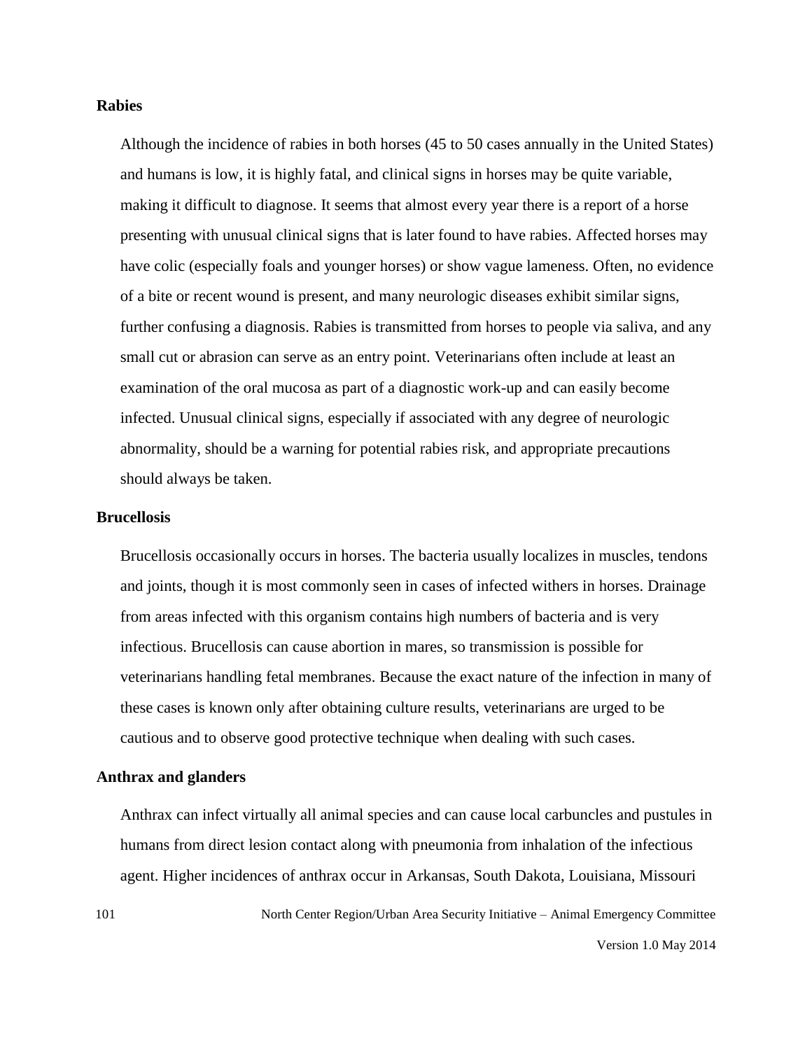### Rabies

Although the incidence of rabies in both horses (45 to 50 cases annually in the United States) and humans is low, it is highly fatal, and clinical signs in horses may be quite variable, making it difficult to diagnose. It seems that almost every year there is a report of a horse presenting with unusual clinical signs that is later found to have rabies. Affected horses may have colic (especially foals and younger horses) or show vague lameness. Often, no evidence of a bite or recent wound is present, and many neurologic diseases exhibit similar signs, further confusing a diagnosis. Rabies is transmitted from horses to people via saliva, and any small cut or abrasion can serve as an entry point. Veterinarians often include at least an examination of the oral mucosa as part of a diagnostic work-up and can easily become infected. Unusual clinical signs, especially if associated with any degree of neurologic abnormality, should be a warning for potential rabies risk, and appropriate precautions should always be taken.

### Brucellosis

Brucellosis occasionally occurs in horses. The bacteria usually localizes in muscles, tendons and joints, though it is most commonly seen in cases of infected withers in horses. Drainage from areas infected with this organism contains high numbers of bacteria and is very infectious. Brucellosis can cause abortion in mares, so transmission is possible for veterinarians handling fetal membranes. Because the exact nature of the infection in many of these cases is known only after obtaining culture results, veterinarians are urged to be cautious and to observe good protective technique when dealing with such cases.

### Anthrax and glanders

Anthrax can infect virtually all animal species and can cause local carbuncles and pustules in humans from direct lesion contact along with pneumonia from inhalation of the infectious agent. Higher incidences of anthrax occur in Arkansas, South Dakota, Louisiana, Missouri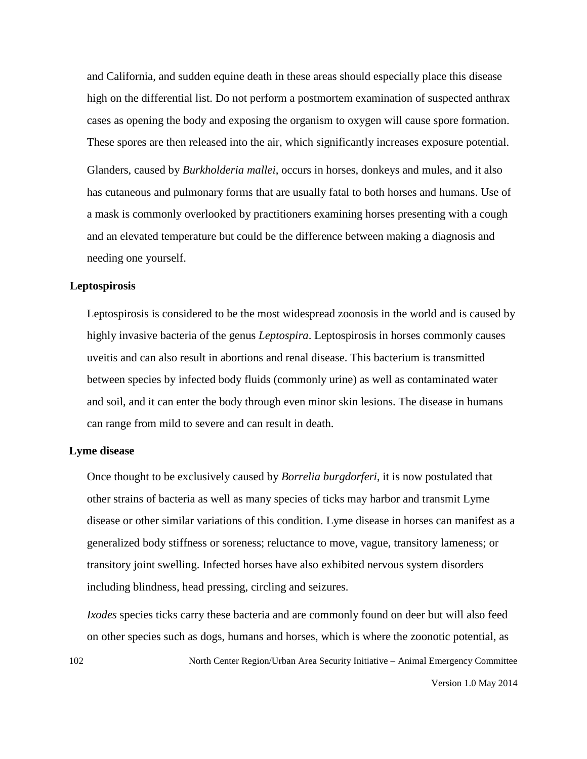and California, and sudden equine death in these areas should especially place this disease high on the differential list. Do not perform a postmortem examination of suspected anthrax cases as opening the body and exposing the organism to oxygen will cause spore formation. These spores are then released into the air, which significantly increases exposure potential.

Glanders, caused by *Burkholderia mallei*, occurs in horses, donkeys and mules, and it also has cutaneous and pulmonary forms that are usually fatal to both horses and humans. Use of a mask is commonly overlooked by practitioners examining horses presenting with a cough and an elevated temperature but could be the difference between making a diagnosis and needing one yourself.

**Leptospirosis**

Leptospirosis is considered to be the most widespread zoonosis in the world and is caused by highly invasive bacteria of the genus *Leptospira*. Leptospirosis in horses commonly causes uveitis and can also result in abortions and renal disease. This bacterium is transmitted between species by infected body fluids (commonly urine) as well as contaminated water and soil, and it can enter the body through even minor skin lesions. The disease in humans can range from mild to severe and can result in death.

**Lyme disease**

Once thought to be exclusively caused by *Borrelia burgdorferi*, it is now postulated that other strains of bacteria as well as many species of ticks may harbor and transmit Lyme disease or other similar variations of this condition. Lyme disease in horses can manifest as a generalized body stiffness or soreness; reluctance to move, vague, transitory lameness; or transitory joint swelling. Infected horses have also exhibited nervous system disorders including blindness, head pressing, circling and seizures.

*Ixodes* species ticks carry these bacteria and are commonly found on deer but will also feed on other species such as dogs, humans and horses, which is where the zoonotic potential, as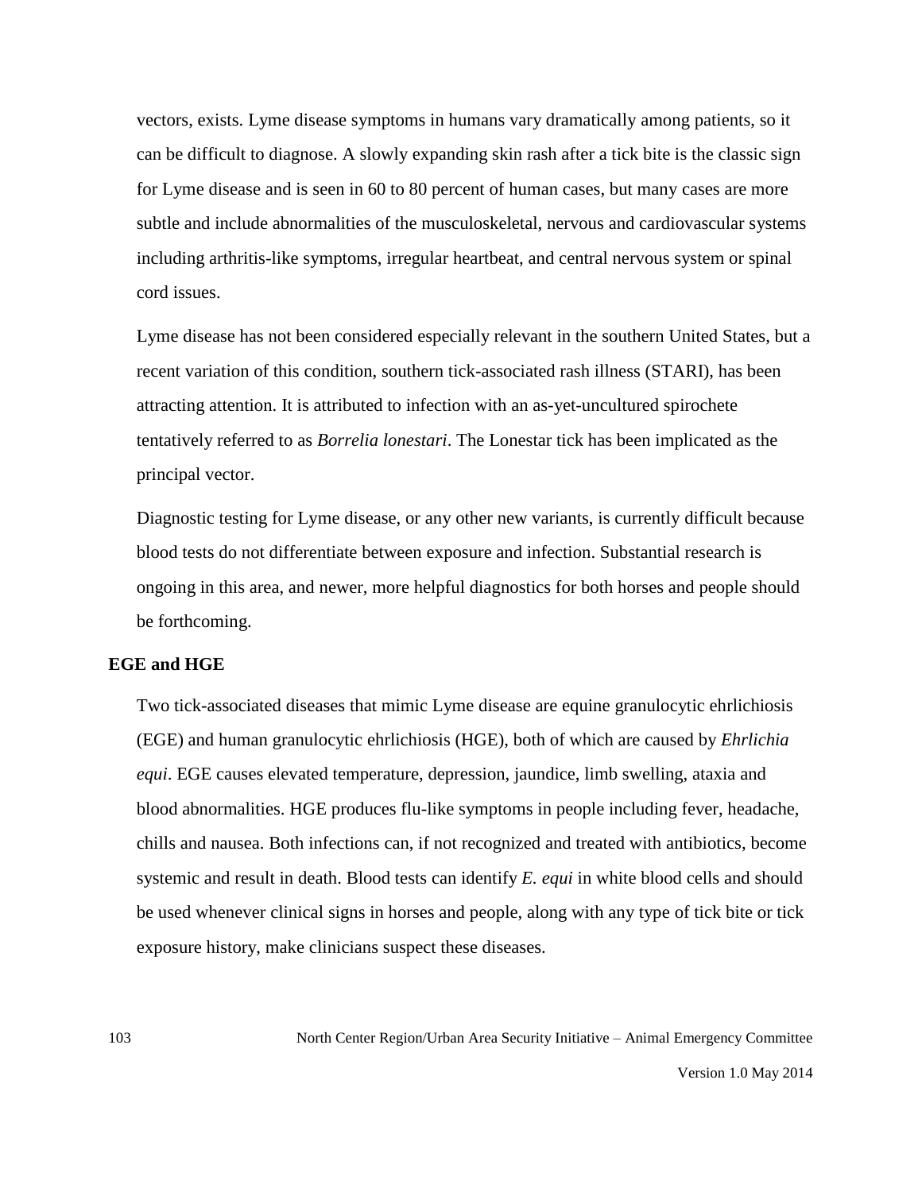vectors, exists. Lyme disease symptoms in humans vary dramatically among patients, so it can be difficult to diagnose. A slowly expanding skin rash after a tick bite is the classic sign for Lyme disease and is seen in 60 to 80 percent of human cases, but many cases are more subtle and include abnormalities of the musculoskeletal, nervous and cardiovascular systems including arthritis-like symptoms, irregular heartbeat, and central nervous system or spinal cord issues.

Lyme disease has not been considered especially relevant in the southern United States, but a recent variation of this condition, southern tick-associated rash illness (STARI), has been attracting attention. It is attributed to infection with an as-yet-uncultured spirochete tentatively referred to as *Borrelia lonestari*. The Lonestar tick has been implicated as the principal vector.

Diagnostic testing for Lyme disease, or any other new variants, is currently difficult because blood tests do not differentiate between exposure and infection. Substantial research is ongoing in this area, and newer, more helpful diagnostics for both horses and people should be forthcoming.

**EGE and HGE**

Two tick-associated diseases that mimic Lyme disease are equine granulocytic ehrlichiosis (EGE) and human granulocytic ehrlichiosis (HGE), both of which are caused by *Ehrlichia equi*. EGE causes elevated temperature, depression, jaundice, limb swelling, ataxia and blood abnormalities. HGE produces flu-like symptoms in people including fever, headache, chills and nausea. Both infections can, if not recognized and treated with antibiotics, become systemic and result in death. Blood tests can identify *E. equi* in white blood cells and should be used whenever clinical signs in horses and people, along with any type of tick bite or tick exposure history, make clinicians suspect these diseases.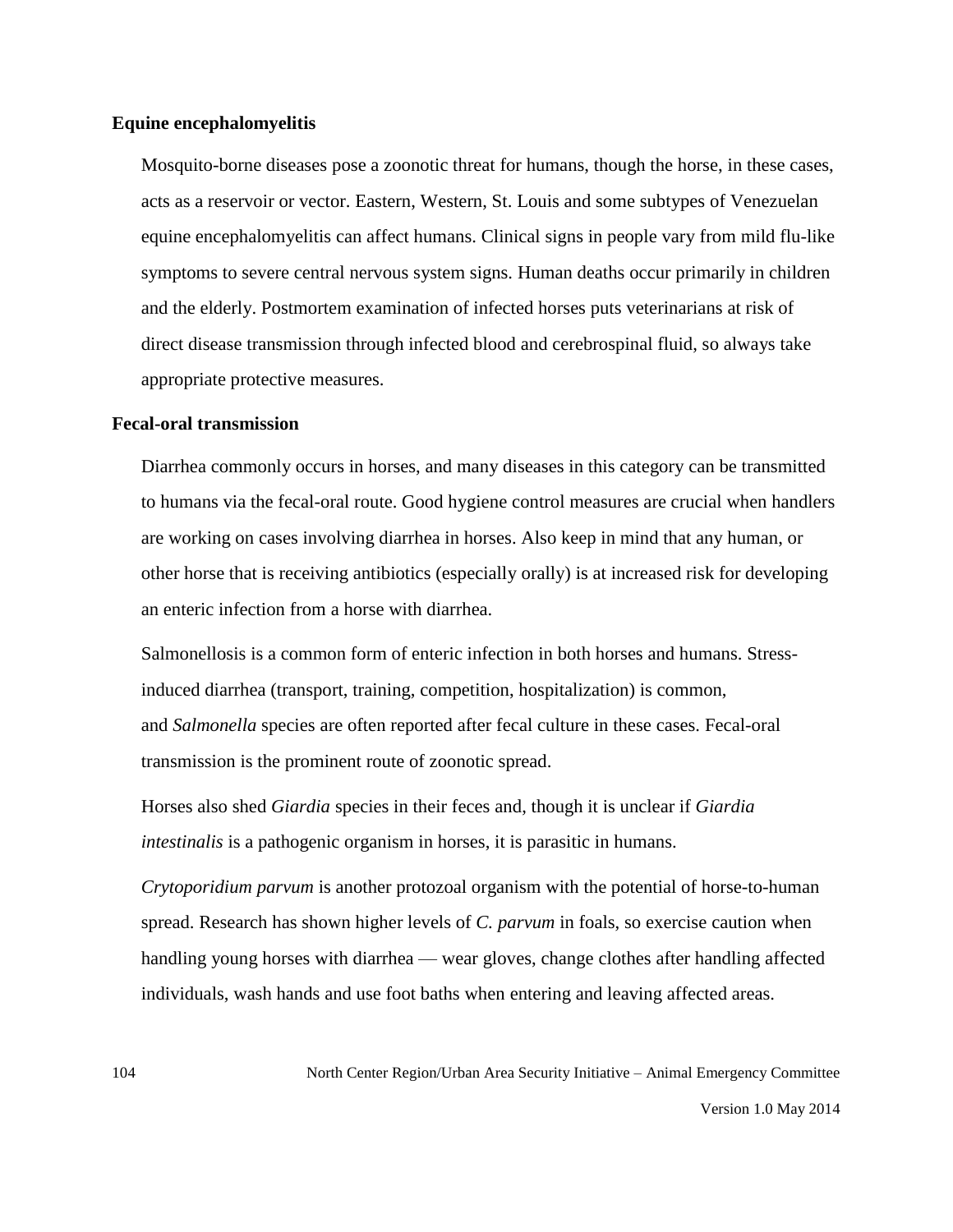**Equine encephalomyelitis**

Mosquito-borne diseases pose a zoonotic threat for humans, though the horse, in these cases, acts as a reservoir or vector. Eastern, Western, St. Louis and some subtypes of Venezuelan equine encephalomyelitis can affect humans. Clinical signs in people vary from mild flu-like symptoms to severe central nervous system signs. Human deaths occur primarily in children and the elderly. Postmortem examination of infected horses puts veterinarians at risk of direct disease transmission through infected blood and cerebrospinal fluid, so always take appropriate protective measures.

**Fecal-oral transmission**

Diarrhea commonly occurs in horses, and many diseases in this category can be transmitted to humans via the fecal-oral route. Good hygiene control measures are crucial when handlers are working on cases involving diarrhea in horses. Also keep in mind that any human, or other horse that is receiving antibiotics (especially orally) is at increased risk for developing an enteric infection from a horse with diarrhea.

Salmonellosis is a common form of enteric infection in both horses and humans. Stress-induced diarrhea (transport, training, competition, hospitalization) is common, and *Salmonella* species are often reported after fecal culture in these cases. Fecal-oral transmission is the prominent route of zoonotic spread.

Horses also shed *Giardia* species in their feces and, though it is unclear if *Giardia intestinalis* is a pathogenic organism in horses, it is parasitic in humans.

*Crytoporidium parvum* is another protozoal organism with the potential of horse-to-human spread. Research has shown higher levels of *C. parvum* in foals, so exercise caution when handling young horses with diarrhea — wear gloves, change clothes after handling affected individuals, wash hands and use foot baths when entering and leaving affected areas.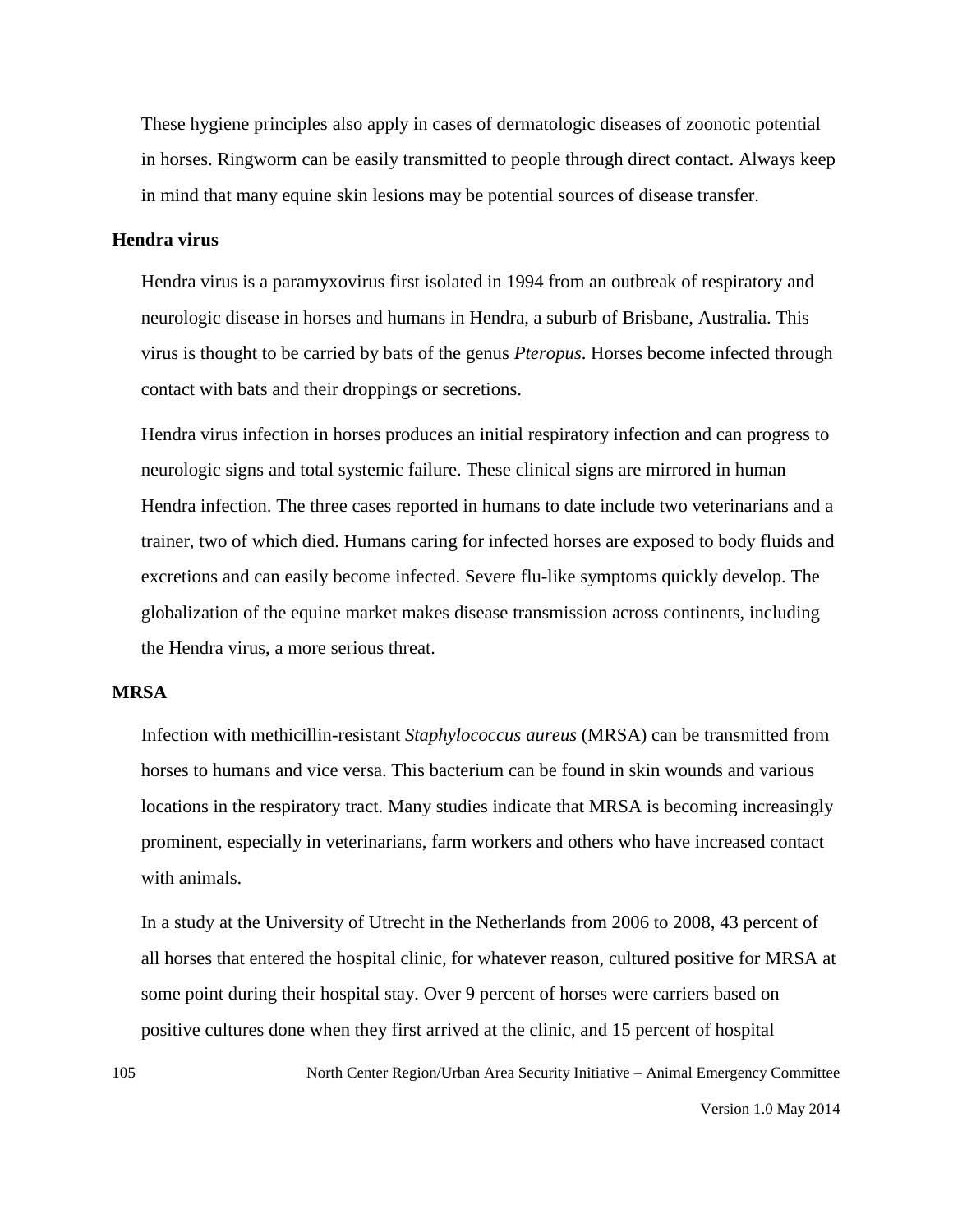These hygiene principles also apply in cases of dermatologic diseases of zoonotic potential in horses. Ringworm can be easily transmitted to people through direct contact. Always keep in mind that many equine skin lesions may be potential sources of disease transfer.

### Hendra virus

Hendra virus is a paramyxovirus first isolated in 1994 from an outbreak of respiratory and neurologic disease in horses and humans in Hendra, a suburb of Brisbane, Australia. This virus is thought to be carried by bats of the genus *Pteropus*. Horses become infected through contact with bats and their droppings or secretions.

Hendra virus infection in horses produces an initial respiratory infection and can progress to neurologic signs and total systemic failure. These clinical signs are mirrored in human Hendra infection. The three cases reported in humans to date include two veterinarians and a trainer, two of which died. Humans caring for infected horses are exposed to body fluids and excretions and can easily become infected. Severe flu-like symptoms quickly develop. The globalization of the equine market makes disease transmission across continents, including the Hendra virus, a more serious threat.

### MRSA

Infection with methicillin-resistant *Staphylococcus aureus* (MRSA) can be transmitted from horses to humans and vice versa. This bacterium can be found in skin wounds and various locations in the respiratory tract. Many studies indicate that MRSA is becoming increasingly prominent, especially in veterinarians, farm workers and others who have increased contact with animals.

In a study at the University of Utrecht in the Netherlands from 2006 to 2008, 43 percent of all horses that entered the hospital clinic, for whatever reason, cultured positive for MRSA at some point during their hospital stay. Over 9 percent of horses were carriers based on positive cultures done when they first arrived at the clinic, and 15 percent of hospital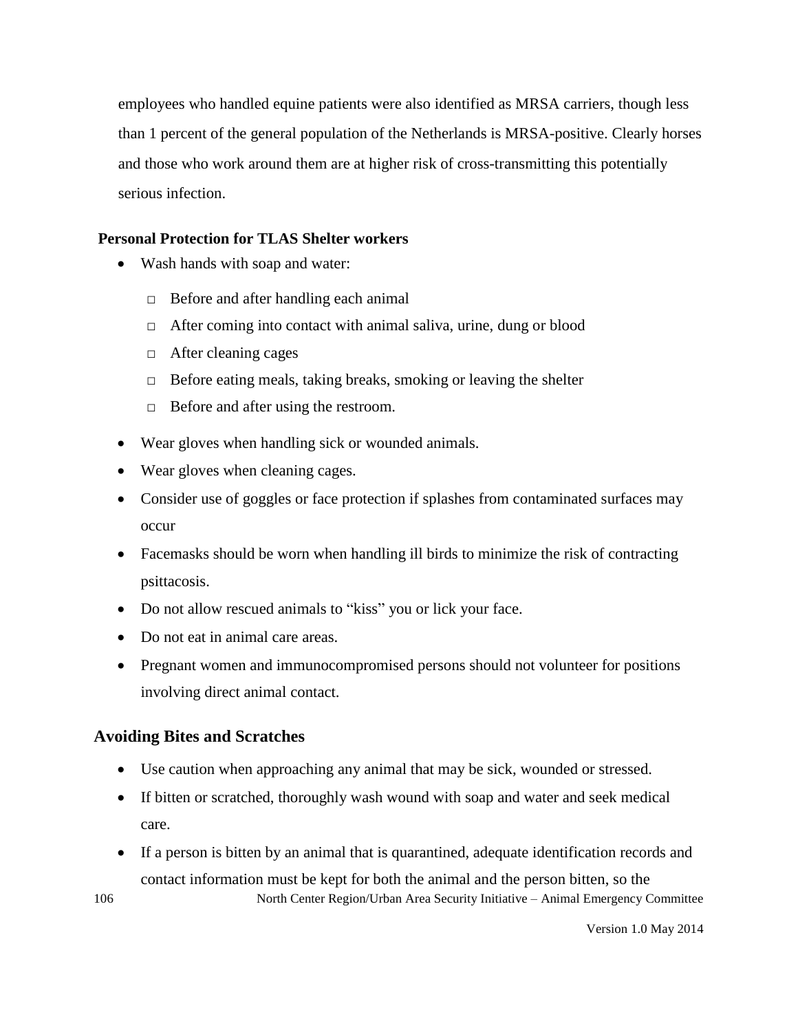employees who handled equine patients were also identified as MRSA carriers, though less than 1 percent of the general population of the Netherlands is MRSA-positive. Clearly horses and those who work around them are at higher risk of cross-transmitting this potentially serious infection.

**Personal Protection for TLAS Shelter workers**

- Wash hands with soap and water:
  - Before and after handling each animal
  - After coming into contact with animal saliva, urine, dung or blood
  - After cleaning cages
  - Before eating meals, taking breaks, smoking or leaving the shelter
  - Before and after using the restroom.
- Wear gloves when handling sick or wounded animals.
- Wear gloves when cleaning cages.
- Consider use of goggles or face protection if splashes from contaminated surfaces may occur
- Facemasks should be worn when handling ill birds to minimize the risk of contracting psittacosis.
- Do not allow rescued animals to "kiss" you or lick your face.
- Do not eat in animal care areas.
- Pregnant women and immunocompromised persons should not volunteer for positions involving direct animal contact.

## Avoiding Bites and Scratches

- Use caution when approaching any animal that may be sick, wounded or stressed.
- If bitten or scratched, thoroughly wash wound with soap and water and seek medical care.
- If a person is bitten by an animal that is quarantined, adequate identification records and contact information must be kept for both the animal and the person bitten, so the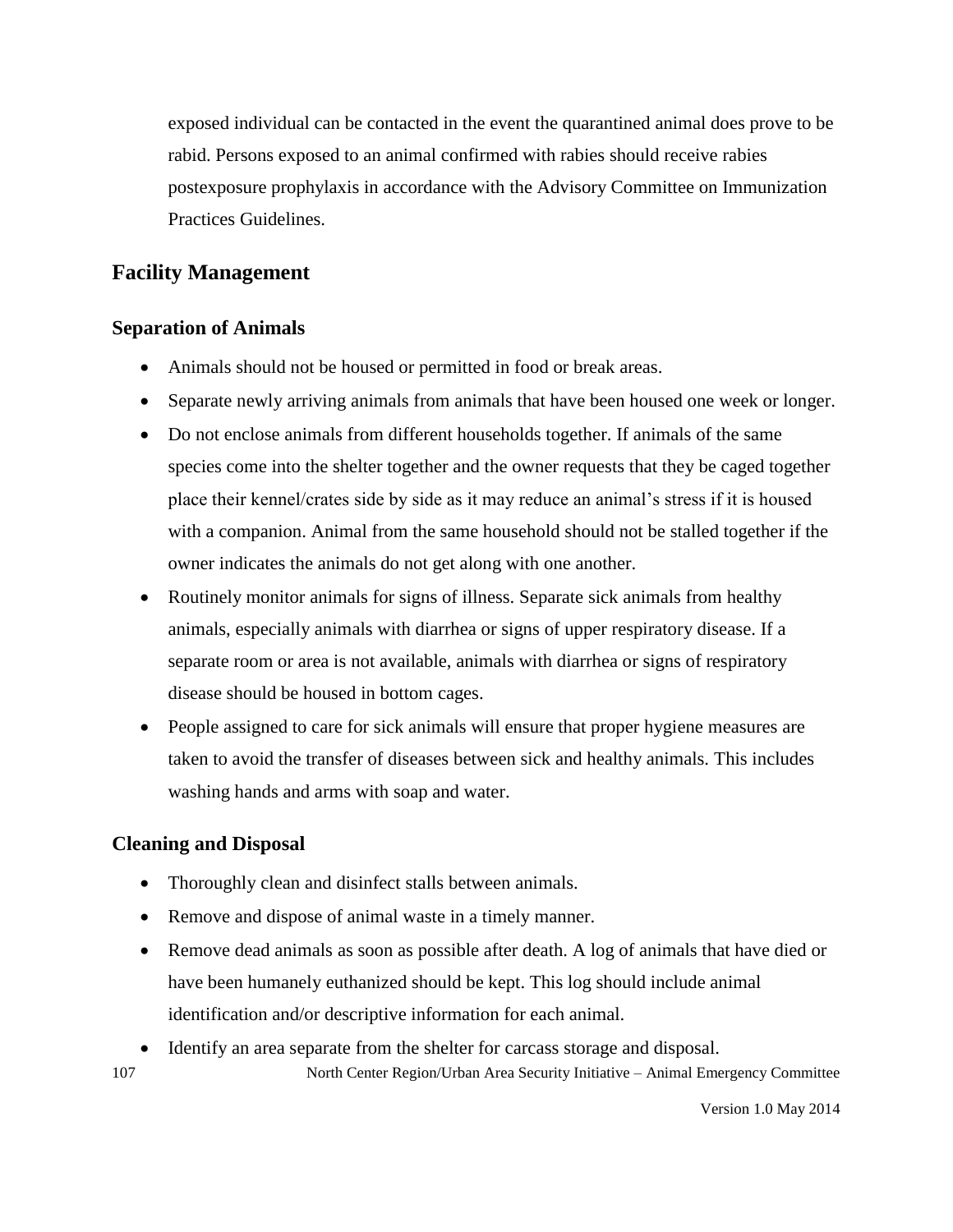exposed individual can be contacted in the event the quarantined animal does prove to be rabid. Persons exposed to an animal confirmed with rabies should receive rabies postexposure prophylaxis in accordance with the Advisory Committee on Immunization Practices Guidelines.

## Facility Management

### Separation of Animals

- Animals should not be housed or permitted in food or break areas.
- Separate newly arriving animals from animals that have been housed one week or longer.
- Do not enclose animals from different households together. If animals of the same species come into the shelter together and the owner requests that they be caged together place their kennel/crates side by side as it may reduce an animal's stress if it is housed with a companion. Animal from the same household should not be stalled together if the owner indicates the animals do not get along with one another.
- Routinely monitor animals for signs of illness. Separate sick animals from healthy animals, especially animals with diarrhea or signs of upper respiratory disease. If a separate room or area is not available, animals with diarrhea or signs of respiratory disease should be housed in bottom cages.
- People assigned to care for sick animals will ensure that proper hygiene measures are taken to avoid the transfer of diseases between sick and healthy animals. This includes washing hands and arms with soap and water.

### Cleaning and Disposal

- Thoroughly clean and disinfect stalls between animals.
- Remove and dispose of animal waste in a timely manner.
- Remove dead animals as soon as possible after death. A log of animals that have died or have been humanely euthanized should be kept. This log should include animal identification and/or descriptive information for each animal.
- Identify an area separate from the shelter for carcass storage and disposal.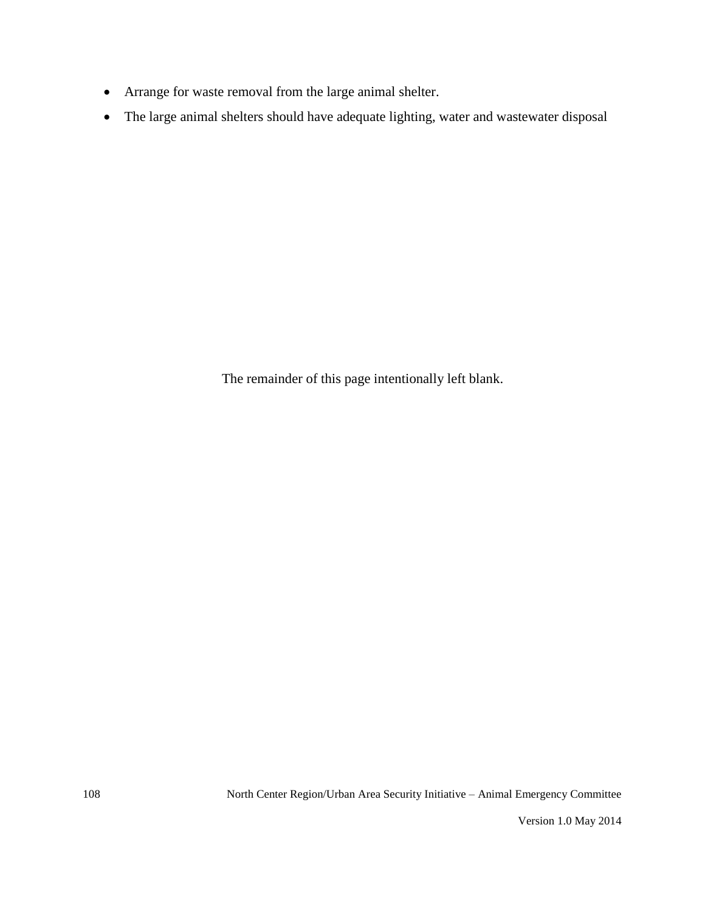- Arrange for waste removal from the large animal shelter.
- The large animal shelters should have adequate lighting, water and wastewater disposal

The remainder of this page intentionally left blank.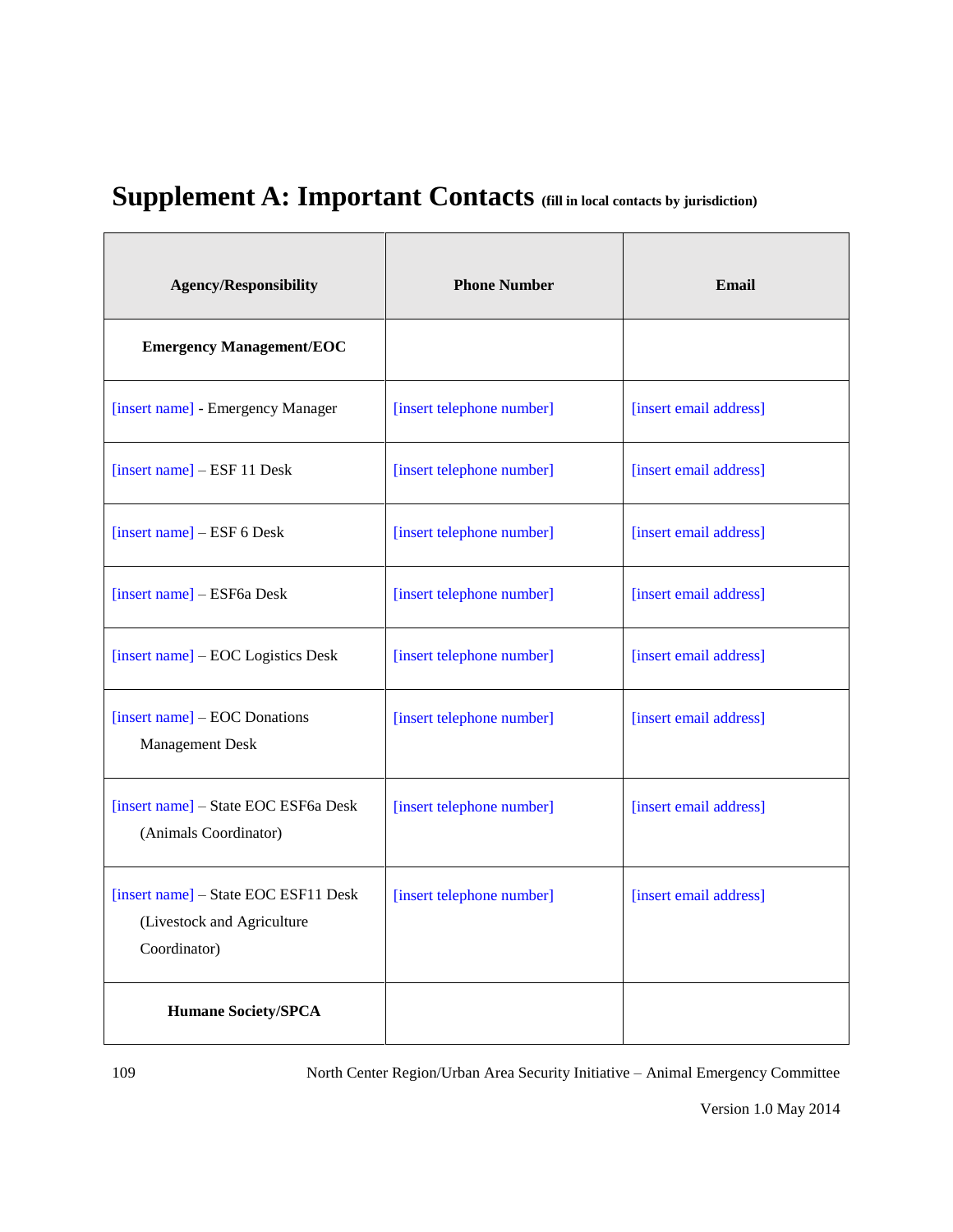# Supplement A: Important Contacts (fill in local contacts by jurisdiction)

| Agency/Responsibility | Phone Number | Email |
|---|---|---|
| **Emergency Management/EOC** | | |
| [insert name] - Emergency Manager | [insert telephone number] | [insert email address] |
| [insert name] – ESF 11 Desk | [insert telephone number] | [insert email address] |
| [insert name] – ESF 6 Desk | [insert telephone number] | [insert email address] |
| [insert name] – ESF6a Desk | [insert telephone number] | [insert email address] |
| [insert name] – EOC Logistics Desk | [insert telephone number] | [insert email address] |
| [insert name] – EOC Donations Management Desk | [insert telephone number] | [insert email address] |
| [insert name] – State EOC ESF6a Desk (Animals Coordinator) | [insert telephone number] | [insert email address] |
| [insert name] – State EOC ESF11 Desk (Livestock and Agriculture Coordinator) | [insert telephone number] | [insert email address] |
| **Humane Society/SPCA** | | |

North Center Region/Urban Area Security Initiative – Animal Emergency Committee

Version 1.0 May 2014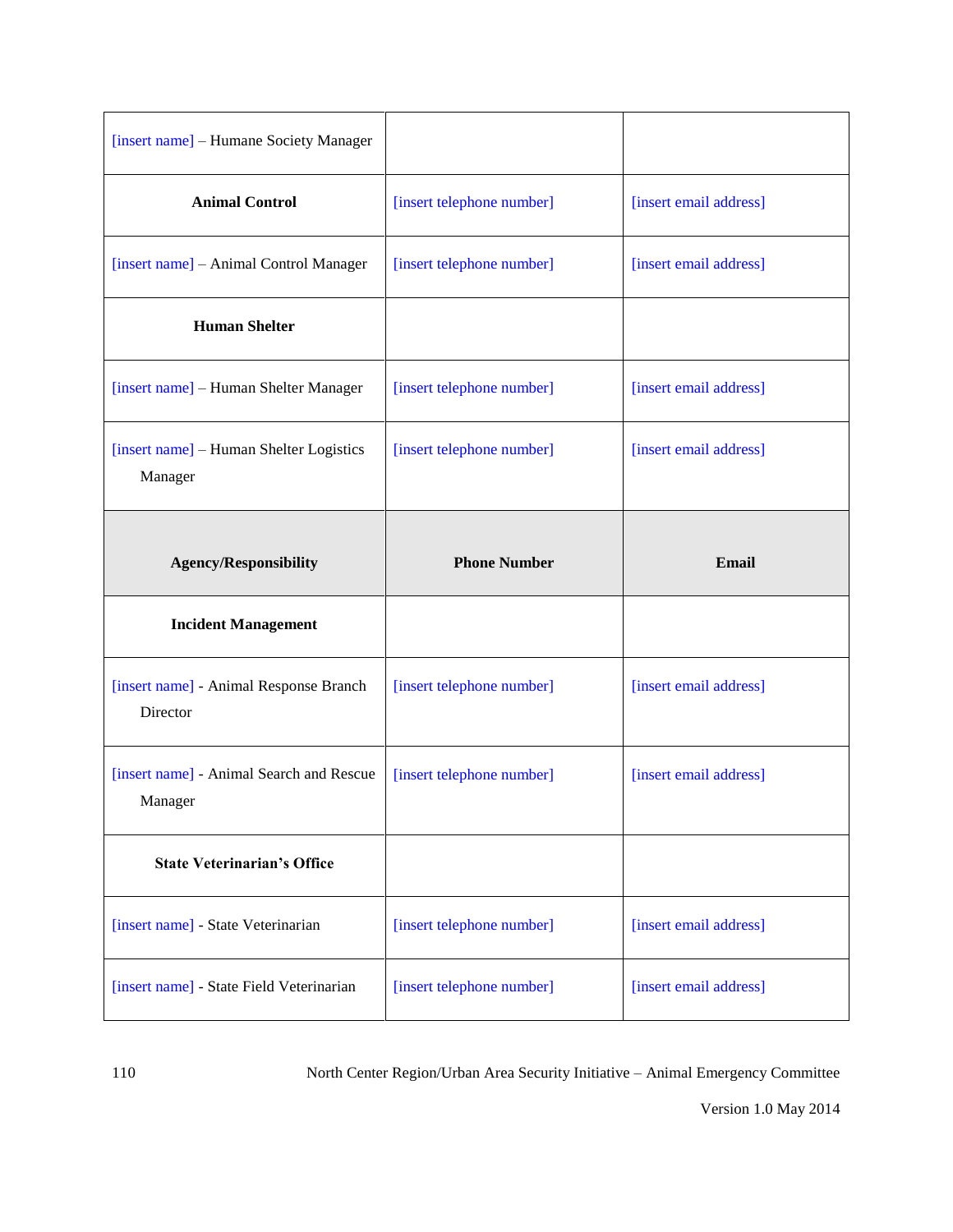| [insert name] – Humane Society Manager | | |
|---|---|---|
| **Animal Control** | [insert telephone number] | [insert email address] |
| [insert name] – Animal Control Manager | [insert telephone number] | [insert email address] |
| **Human Shelter** | | |
| [insert name] – Human Shelter Manager | [insert telephone number] | [insert email address] |
| [insert name] – Human Shelter Logistics Manager | [insert telephone number] | [insert email address] |

| Agency/Responsibility | Phone Number | Email |
|---|---|---|
| **Incident Management** | | |
| [insert name] - Animal Response Branch Director | [insert telephone number] | [insert email address] |
| [insert name] - Animal Search and Rescue Manager | [insert telephone number] | [insert email address] |
| **State Veterinarian's Office** | | |
| [insert name] - State Veterinarian | [insert telephone number] | [insert email address] |
| [insert name] - State Field Veterinarian | [insert telephone number] | [insert email address] |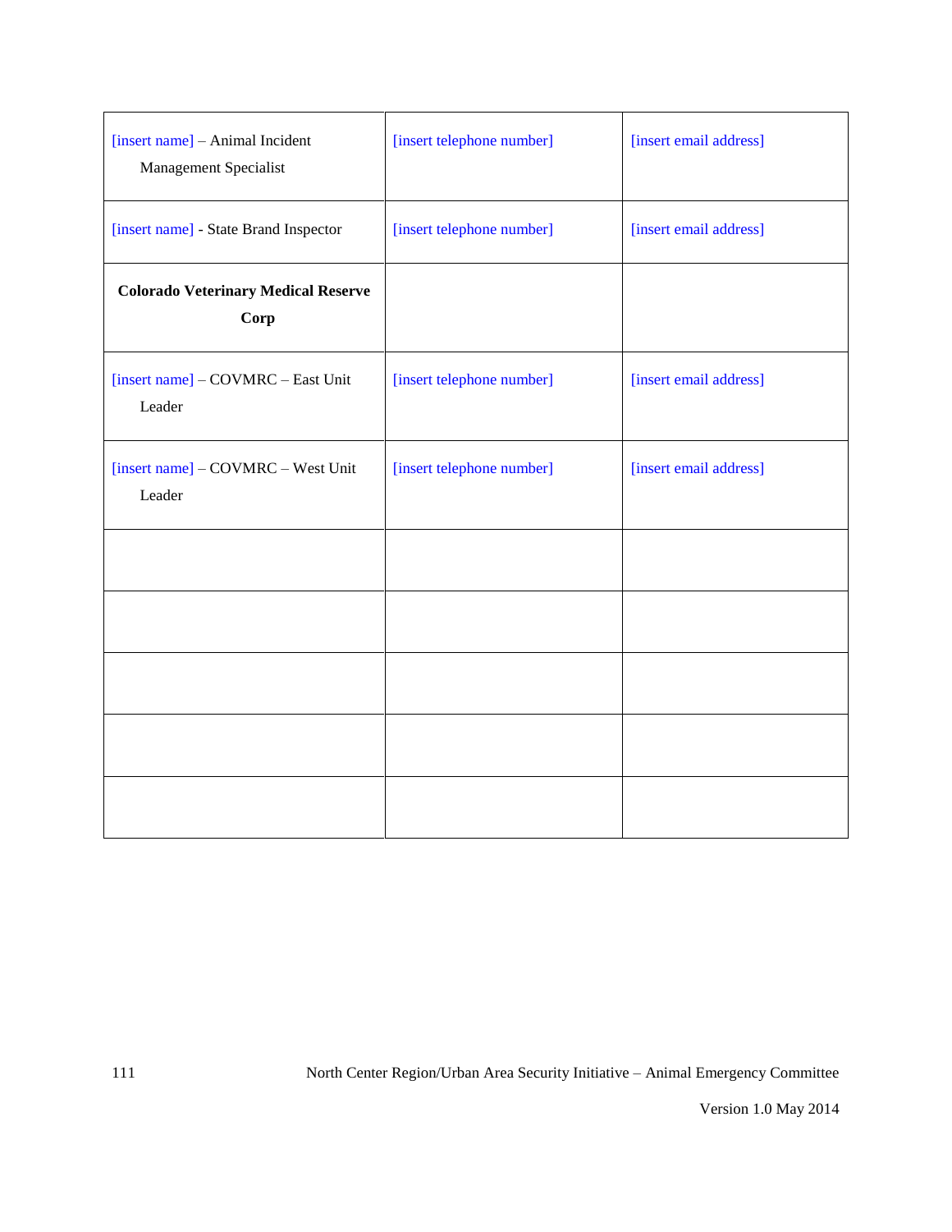| | | |
|---|---|---|
| [insert name] – Animal Incident Management Specialist | [insert telephone number] | [insert email address] |
| [insert name] - State Brand Inspector | [insert telephone number] | [insert email address] |
| **Colorado Veterinary Medical Reserve Corp** | | |
| [insert name] – COVMRC – East Unit Leader | [insert telephone number] | [insert email address] |
| [insert name] – COVMRC – West Unit Leader | [insert telephone number] | [insert email address] |
| | | |
| | | |
| | | |
| | | |
| | | |